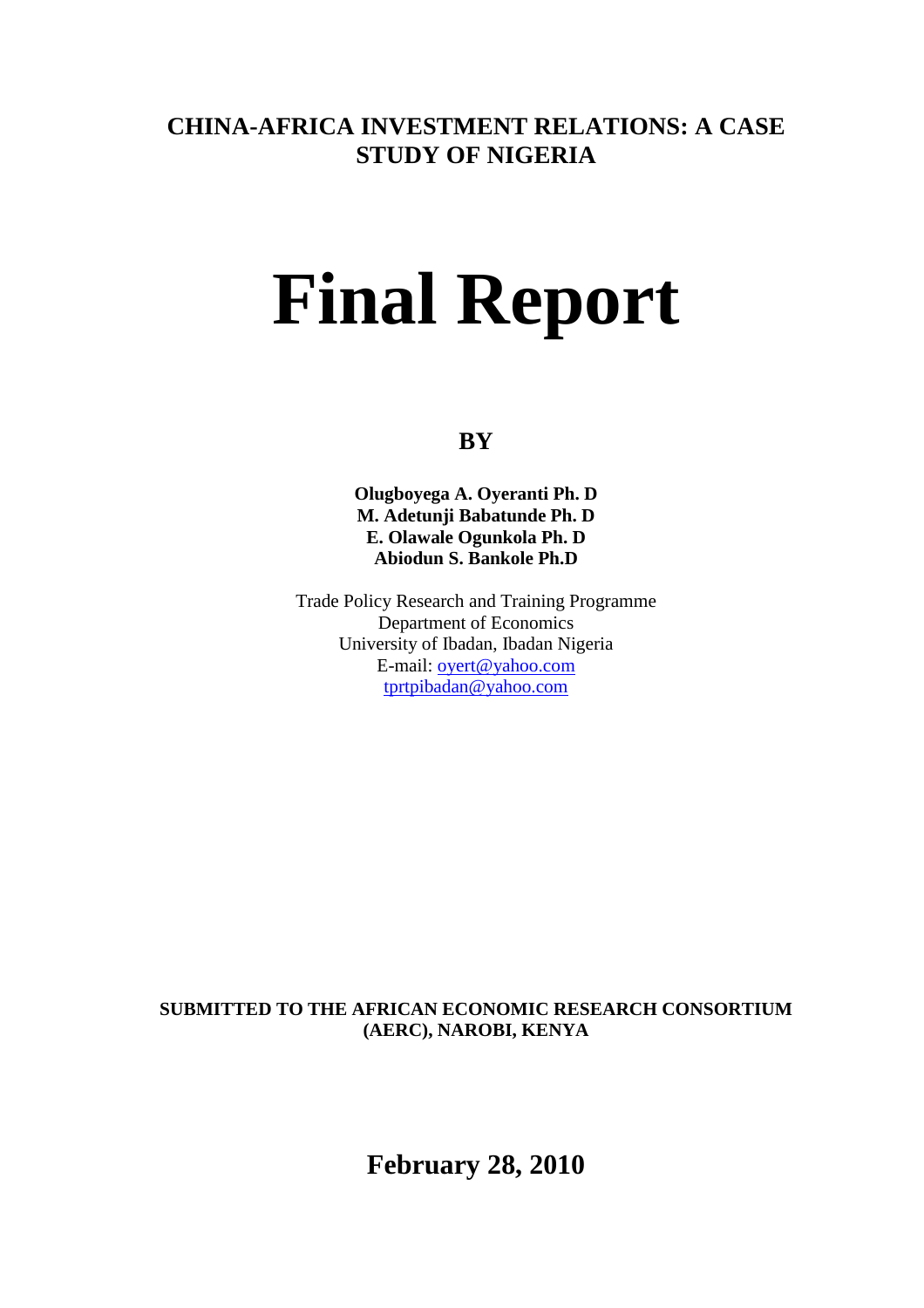# CHINA-AFRICA INVESTMENT RELATIONS: A CASE STUDY OF NIGERIA

# Final Report

**BY**

**Olugboyega A. Oyeranti Ph. D**
**M. Adetunji Babatunde Ph. D**
**E. Olawale Ogunkola Ph. D**
**Abiodun S. Bankole Ph.D**

Trade Policy Research and Training Programme
Department of Economics
University of Ibadan, Ibadan Nigeria
E-mail: oyert@yahoo.com
tprtpibadan@yahoo.com

**SUBMITTED TO THE AFRICAN ECONOMIC RESEARCH CONSORTIUM (AERC), NAROBI, KENYA**

**February 28, 2010**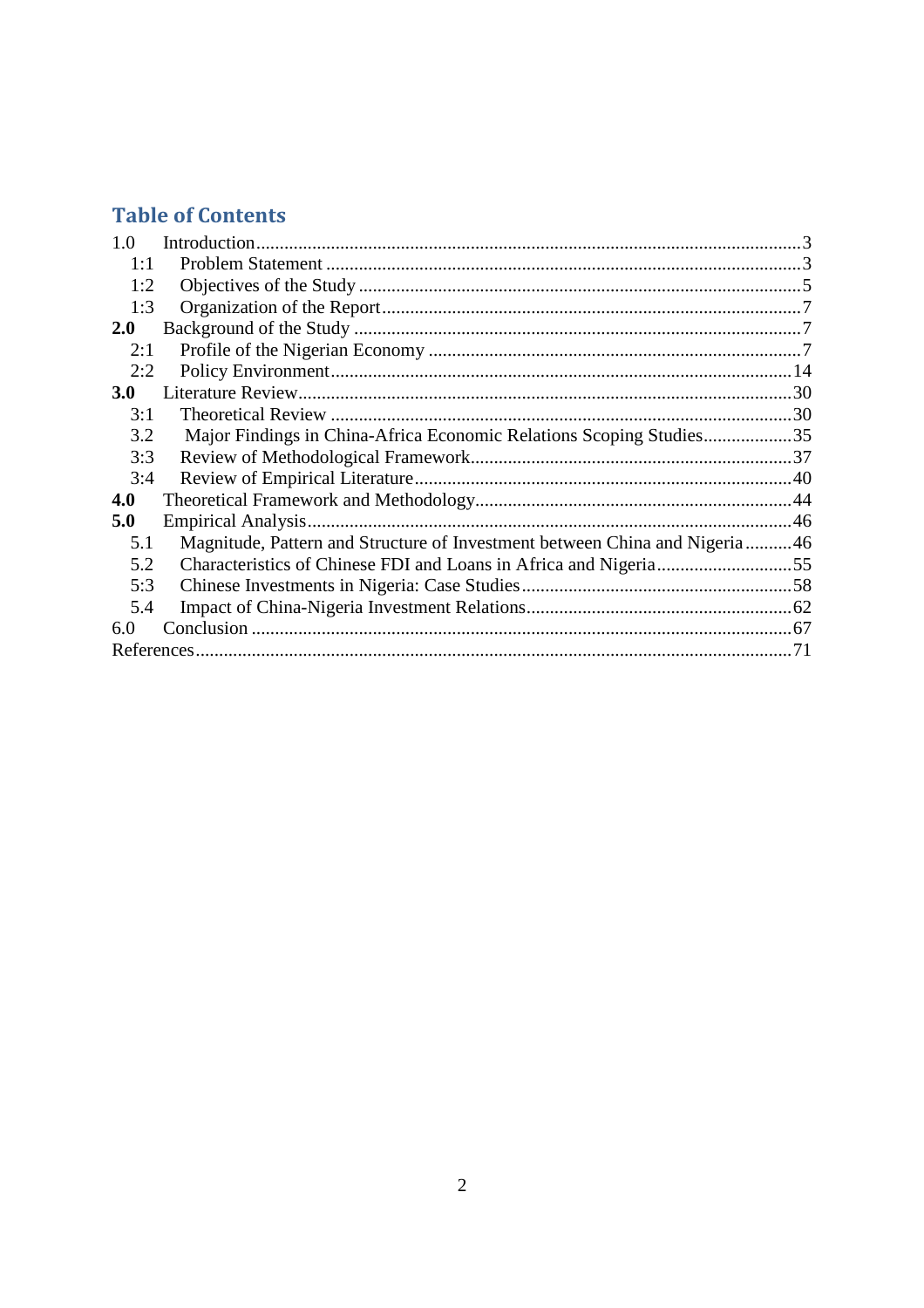## Table of Contents

1.0 Introduction....................................................................................................................3
  1:1 Problem Statement ......................................................................................................3
  1:2 Objectives of the Study ..............................................................................................5
  1:3 Organization of the Report.........................................................................................7
**2.0** Background of the Study ...............................................................................................7
  2:1 Profile of the Nigerian Economy ................................................................................7
  2:2 Policy Environment...................................................................................................14
**3.0** Literature Review.........................................................................................................30
  3:1 Theoretical Review ...................................................................................................30
  3.2 Major Findings in China-Africa Economic Relations Scoping Studies...................35
  3:3 Review of Methodological Framework....................................................................37
  3:4 Review of Empirical Literature................................................................................40
**4.0** Theoretical Framework and Methodology...................................................................44
**5.0** Empirical Analysis.......................................................................................................46
  5.1 Magnitude, Pattern and Structure of Investment between China and Nigeria..........46
  5.2 Characteristics of Chinese FDI and Loans in Africa and Nigeria.............................55
  5:3 Chinese Investments in Nigeria: Case Studies..........................................................58
  5.4 Impact of China-Nigeria Investment Relations.........................................................62
6.0 Conclusion ...................................................................................................................67
References..............................................................................................................................71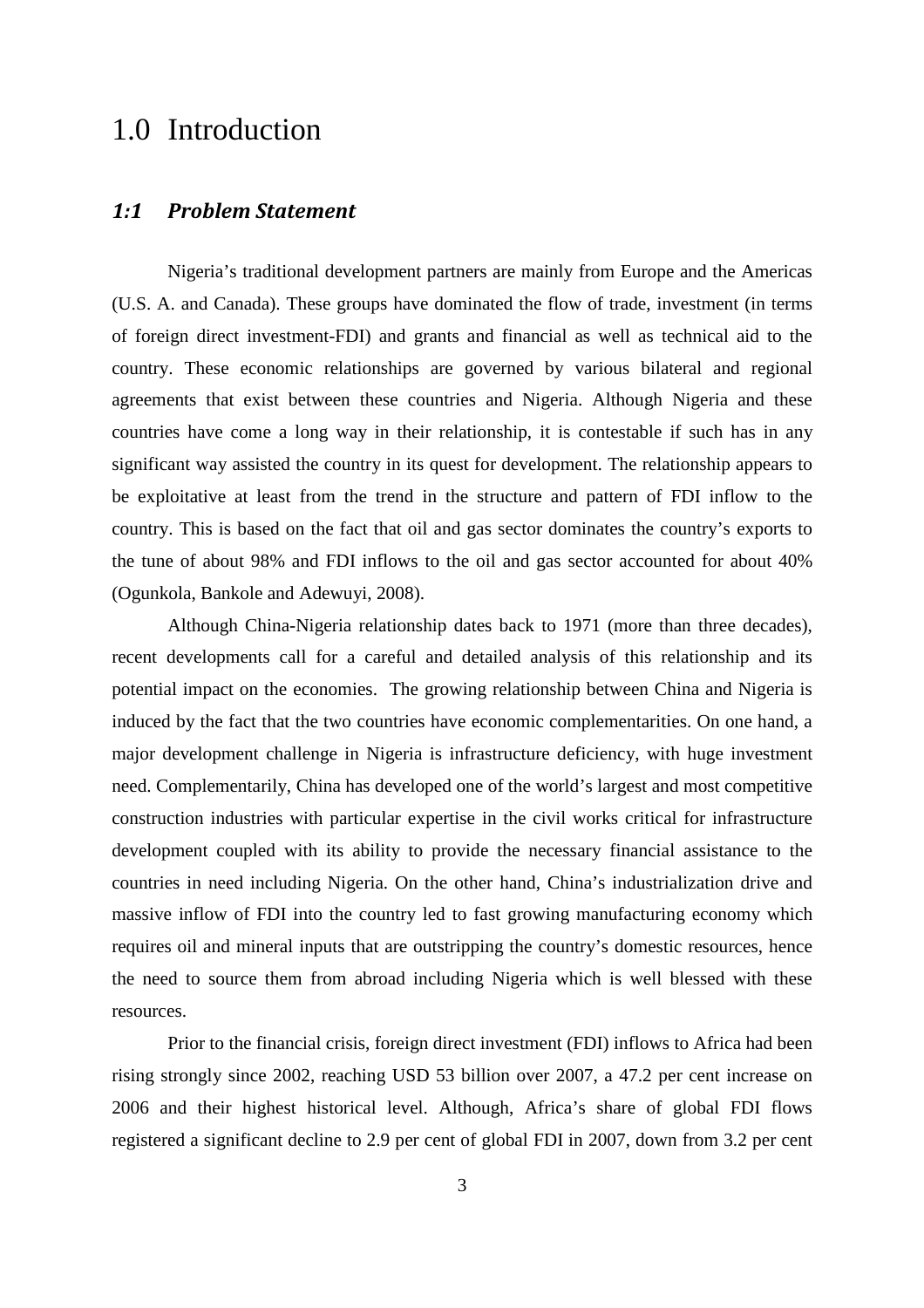# 1.0 Introduction

## *1:1 Problem Statement*

Nigeria's traditional development partners are mainly from Europe and the Americas (U.S. A. and Canada). These groups have dominated the flow of trade, investment (in terms of foreign direct investment-FDI) and grants and financial as well as technical aid to the country. These economic relationships are governed by various bilateral and regional agreements that exist between these countries and Nigeria. Although Nigeria and these countries have come a long way in their relationship, it is contestable if such has in any significant way assisted the country in its quest for development. The relationship appears to be exploitative at least from the trend in the structure and pattern of FDI inflow to the country. This is based on the fact that oil and gas sector dominates the country's exports to the tune of about 98% and FDI inflows to the oil and gas sector accounted for about 40% (Ogunkola, Bankole and Adewuyi, 2008).

Although China-Nigeria relationship dates back to 1971 (more than three decades), recent developments call for a careful and detailed analysis of this relationship and its potential impact on the economies. The growing relationship between China and Nigeria is induced by the fact that the two countries have economic complementarities. On one hand, a major development challenge in Nigeria is infrastructure deficiency, with huge investment need. Complementarily, China has developed one of the world's largest and most competitive construction industries with particular expertise in the civil works critical for infrastructure development coupled with its ability to provide the necessary financial assistance to the countries in need including Nigeria. On the other hand, China's industrialization drive and massive inflow of FDI into the country led to fast growing manufacturing economy which requires oil and mineral inputs that are outstripping the country's domestic resources, hence the need to source them from abroad including Nigeria which is well blessed with these resources.

Prior to the financial crisis, foreign direct investment (FDI) inflows to Africa had been rising strongly since 2002, reaching USD 53 billion over 2007, a 47.2 per cent increase on 2006 and their highest historical level. Although, Africa's share of global FDI flows registered a significant decline to 2.9 per cent of global FDI in 2007, down from 3.2 per cent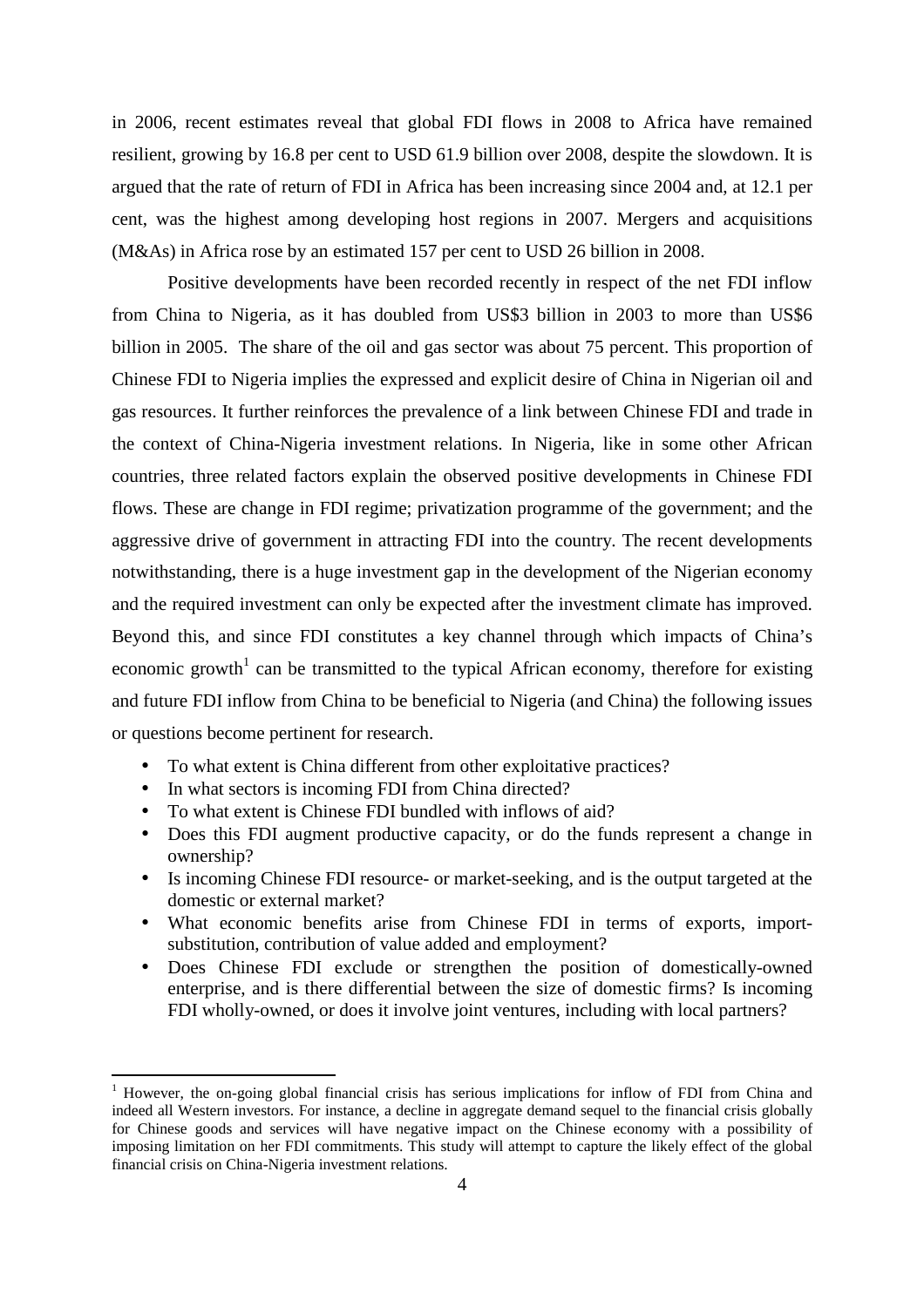in 2006, recent estimates reveal that global FDI flows in 2008 to Africa have remained resilient, growing by 16.8 per cent to USD 61.9 billion over 2008, despite the slowdown. It is argued that the rate of return of FDI in Africa has been increasing since 2004 and, at 12.1 per cent, was the highest among developing host regions in 2007. Mergers and acquisitions (M&As) in Africa rose by an estimated 157 per cent to USD 26 billion in 2008.

Positive developments have been recorded recently in respect of the net FDI inflow from China to Nigeria, as it has doubled from US$3 billion in 2003 to more than US$6 billion in 2005. The share of the oil and gas sector was about 75 percent. This proportion of Chinese FDI to Nigeria implies the expressed and explicit desire of China in Nigerian oil and gas resources. It further reinforces the prevalence of a link between Chinese FDI and trade in the context of China-Nigeria investment relations. In Nigeria, like in some other African countries, three related factors explain the observed positive developments in Chinese FDI flows. These are change in FDI regime; privatization programme of the government; and the aggressive drive of government in attracting FDI into the country. The recent developments notwithstanding, there is a huge investment gap in the development of the Nigerian economy and the required investment can only be expected after the investment climate has improved. Beyond this, and since FDI constitutes a key channel through which impacts of China's economic growth[1] can be transmitted to the typical African economy, therefore for existing and future FDI inflow from China to be beneficial to Nigeria (and China) the following issues or questions become pertinent for research.

- To what extent is China different from other exploitative practices?
- In what sectors is incoming FDI from China directed?
- To what extent is Chinese FDI bundled with inflows of aid?
- Does this FDI augment productive capacity, or do the funds represent a change in ownership?
- Is incoming Chinese FDI resource- or market-seeking, and is the output targeted at the domestic or external market?
- What economic benefits arise from Chinese FDI in terms of exports, import-substitution, contribution of value added and employment?
- Does Chinese FDI exclude or strengthen the position of domestically-owned enterprise, and is there differential between the size of domestic firms? Is incoming FDI wholly-owned, or does it involve joint ventures, including with local partners?

[1] However, the on-going global financial crisis has serious implications for inflow of FDI from China and indeed all Western investors. For instance, a decline in aggregate demand sequel to the financial crisis globally for Chinese goods and services will have negative impact on the Chinese economy with a possibility of imposing limitation on her FDI commitments. This study will attempt to capture the likely effect of the global financial crisis on China-Nigeria investment relations.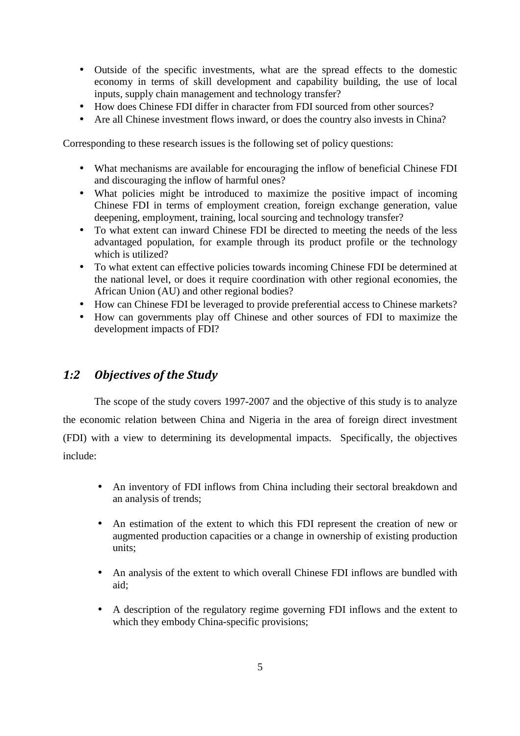- Outside of the specific investments, what are the spread effects to the domestic economy in terms of skill development and capability building, the use of local inputs, supply chain management and technology transfer?
- How does Chinese FDI differ in character from FDI sourced from other sources?
- Are all Chinese investment flows inward, or does the country also invests in China?

Corresponding to these research issues is the following set of policy questions:

- What mechanisms are available for encouraging the inflow of beneficial Chinese FDI and discouraging the inflow of harmful ones?
- What policies might be introduced to maximize the positive impact of incoming Chinese FDI in terms of employment creation, foreign exchange generation, value deepening, employment, training, local sourcing and technology transfer?
- To what extent can inward Chinese FDI be directed to meeting the needs of the less advantaged population, for example through its product profile or the technology which is utilized?
- To what extent can effective policies towards incoming Chinese FDI be determined at the national level, or does it require coordination with other regional economies, the African Union (AU) and other regional bodies?
- How can Chinese FDI be leveraged to provide preferential access to Chinese markets?
- How can governments play off Chinese and other sources of FDI to maximize the development impacts of FDI?

## *1:2 Objectives of the Study*

The scope of the study covers 1997-2007 and the objective of this study is to analyze the economic relation between China and Nigeria in the area of foreign direct investment (FDI) with a view to determining its developmental impacts. Specifically, the objectives include:

- An inventory of FDI inflows from China including their sectoral breakdown and an analysis of trends;
- An estimation of the extent to which this FDI represent the creation of new or augmented production capacities or a change in ownership of existing production units;
- An analysis of the extent to which overall Chinese FDI inflows are bundled with aid;
- A description of the regulatory regime governing FDI inflows and the extent to which they embody China-specific provisions;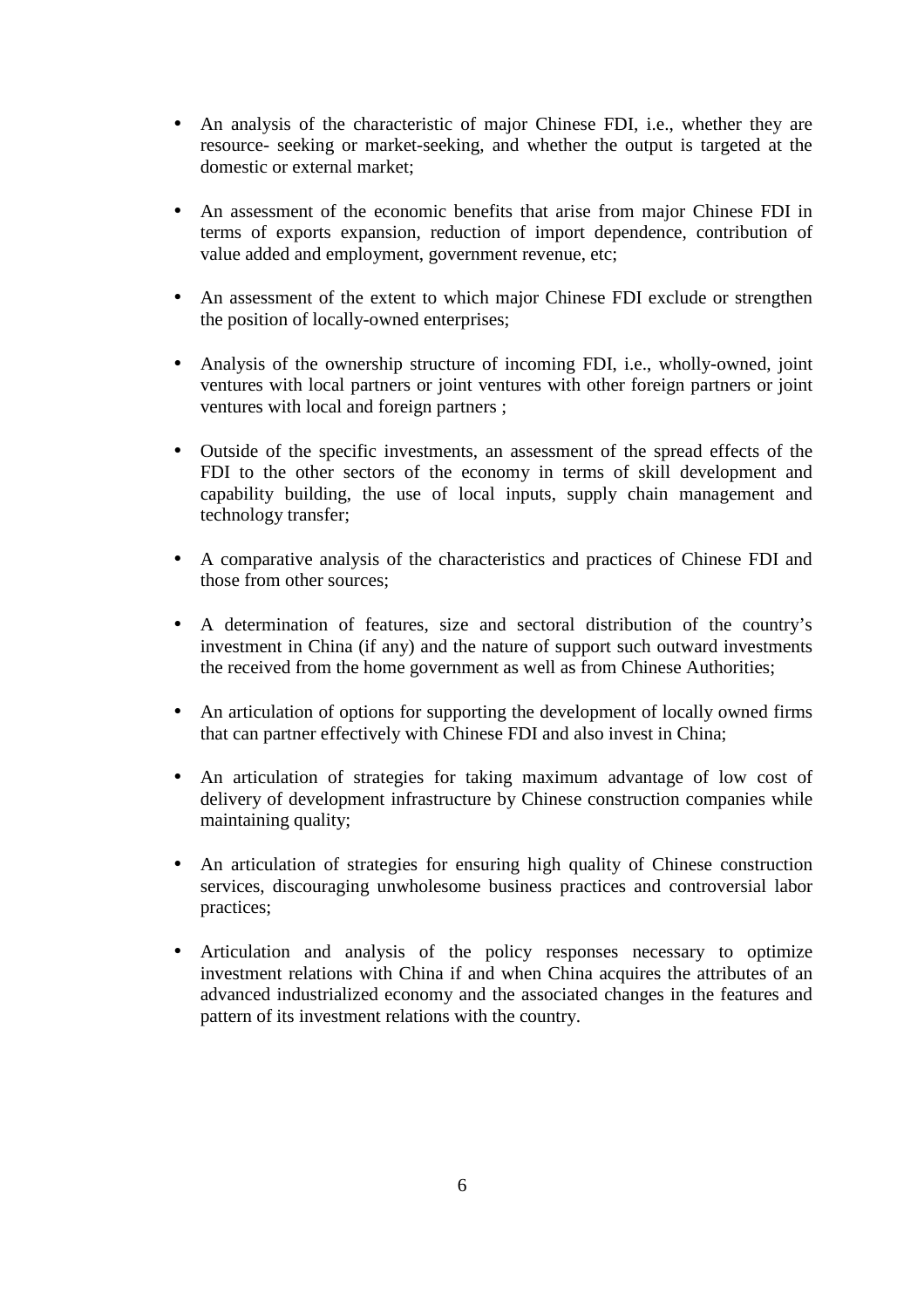- An analysis of the characteristic of major Chinese FDI, i.e., whether they are resource- seeking or market-seeking, and whether the output is targeted at the domestic or external market;

- An assessment of the economic benefits that arise from major Chinese FDI in terms of exports expansion, reduction of import dependence, contribution of value added and employment, government revenue, etc;

- An assessment of the extent to which major Chinese FDI exclude or strengthen the position of locally-owned enterprises;

- Analysis of the ownership structure of incoming FDI, i.e., wholly-owned, joint ventures with local partners or joint ventures with other foreign partners or joint ventures with local and foreign partners ;

- Outside of the specific investments, an assessment of the spread effects of the FDI to the other sectors of the economy in terms of skill development and capability building, the use of local inputs, supply chain management and technology transfer;

- A comparative analysis of the characteristics and practices of Chinese FDI and those from other sources;

- A determination of features, size and sectoral distribution of the country's investment in China (if any) and the nature of support such outward investments the received from the home government as well as from Chinese Authorities;

- An articulation of options for supporting the development of locally owned firms that can partner effectively with Chinese FDI and also invest in China;

- An articulation of strategies for taking maximum advantage of low cost of delivery of development infrastructure by Chinese construction companies while maintaining quality;

- An articulation of strategies for ensuring high quality of Chinese construction services, discouraging unwholesome business practices and controversial labor practices;

- Articulation and analysis of the policy responses necessary to optimize investment relations with China if and when China acquires the attributes of an advanced industrialized economy and the associated changes in the features and pattern of its investment relations with the country.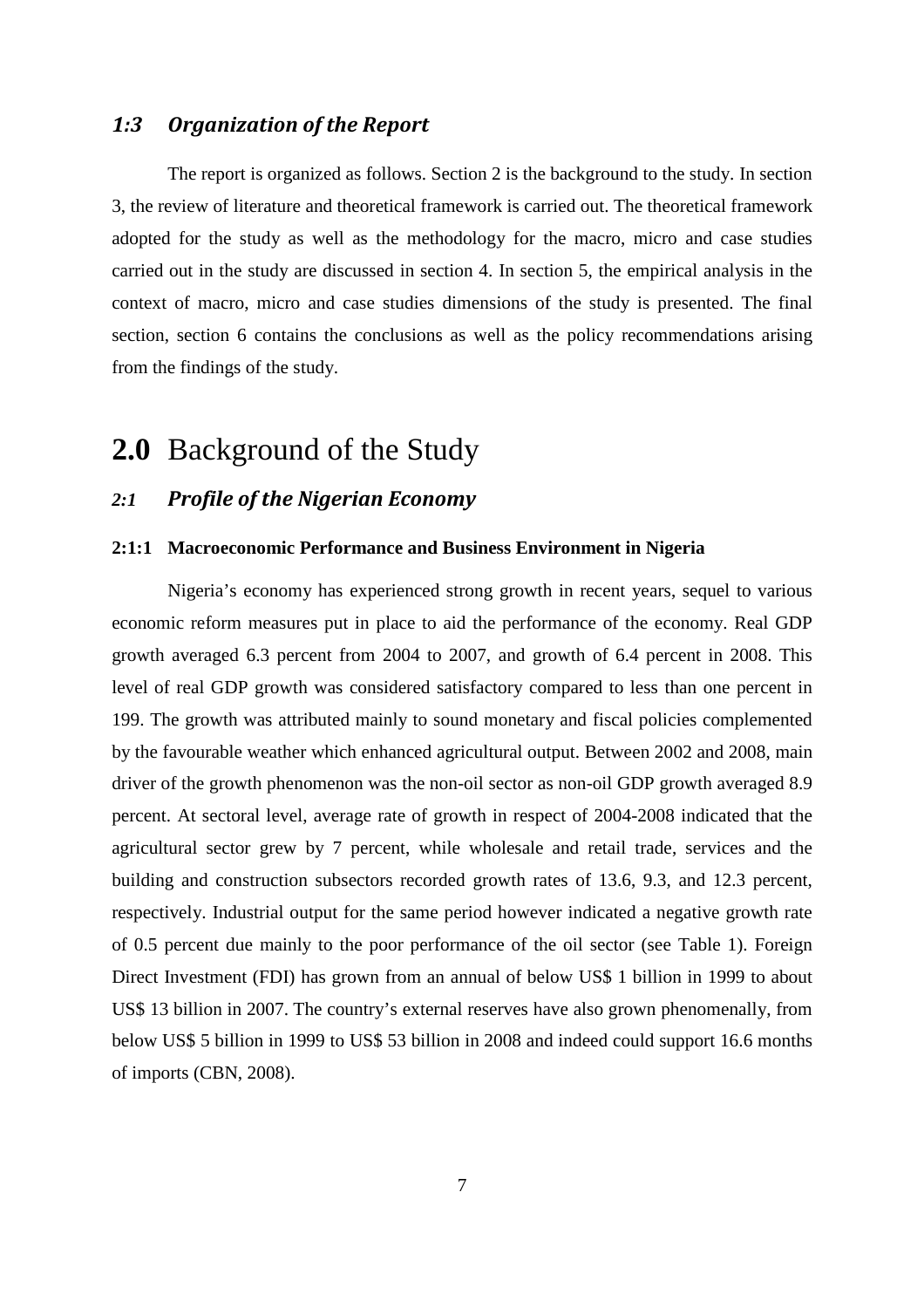### *1:3 Organization of the Report*

The report is organized as follows. Section 2 is the background to the study. In section 3, the review of literature and theoretical framework is carried out. The theoretical framework adopted for the study as well as the methodology for the macro, micro and case studies carried out in the study are discussed in section 4. In section 5, the empirical analysis in the context of macro, micro and case studies dimensions of the study is presented. The final section, section 6 contains the conclusions as well as the policy recommendations arising from the findings of the study.

# **2.0** Background of the Study

## *2:1 Profile of the Nigerian Economy*

#### **2:1:1 Macroeconomic Performance and Business Environment in Nigeria**

Nigeria's economy has experienced strong growth in recent years, sequel to various economic reform measures put in place to aid the performance of the economy. Real GDP growth averaged 6.3 percent from 2004 to 2007, and growth of 6.4 percent in 2008. This level of real GDP growth was considered satisfactory compared to less than one percent in 199. The growth was attributed mainly to sound monetary and fiscal policies complemented by the favourable weather which enhanced agricultural output. Between 2002 and 2008, main driver of the growth phenomenon was the non-oil sector as non-oil GDP growth averaged 8.9 percent. At sectoral level, average rate of growth in respect of 2004-2008 indicated that the agricultural sector grew by 7 percent, while wholesale and retail trade, services and the building and construction subsectors recorded growth rates of 13.6, 9.3, and 12.3 percent, respectively. Industrial output for the same period however indicated a negative growth rate of 0.5 percent due mainly to the poor performance of the oil sector (see Table 1). Foreign Direct Investment (FDI) has grown from an annual of below US$ 1 billion in 1999 to about US$ 13 billion in 2007. The country's external reserves have also grown phenomenally, from below US$ 5 billion in 1999 to US$ 53 billion in 2008 and indeed could support 16.6 months of imports (CBN, 2008).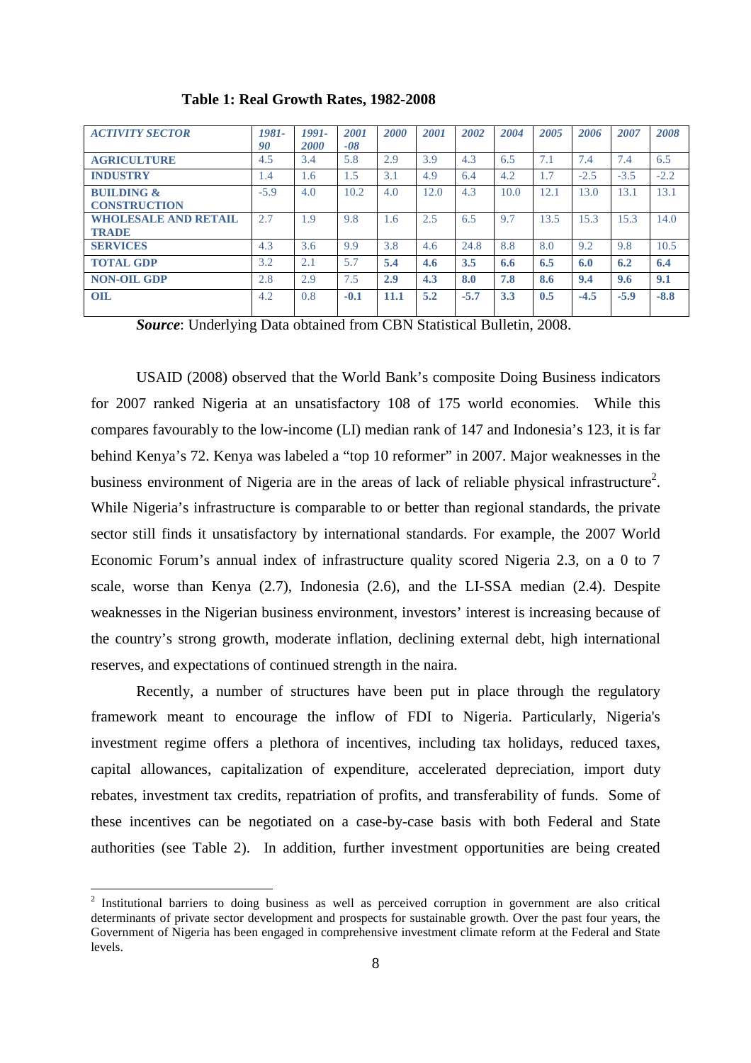**Table 1: Real Growth Rates, 1982-2008**

| *ACTIVITY SECTOR* | *1981-90* | *1991-2000* | *2001-08* | *2000* | *2001* | *2002* | *2004* | *2005* | *2006* | *2007* | *2008* |
|---|---|---|---|---|---|---|---|---|---|---|---|
| **AGRICULTURE** | 4.5 | 3.4 | 5.8 | 2.9 | 3.9 | 4.3 | 6.5 | 7.1 | 7.4 | 7.4 | 6.5 |
| **INDUSTRY** | 1.4 | 1.6 | 1.5 | 3.1 | 4.9 | 6.4 | 4.2 | 1.7 | -2.5 | -3.5 | -2.2 |
| **BUILDING & CONSTRUCTION** | -5.9 | 4.0 | 10.2 | 4.0 | 12.0 | 4.3 | 10.0 | 12.1 | 13.0 | 13.1 | 13.1 |
| **WHOLESALE AND RETAIL TRADE** | 2.7 | 1.9 | 9.8 | 1.6 | 2.5 | 6.5 | 9.7 | 13.5 | 15.3 | 15.3 | 14.0 |
| **SERVICES** | 4.3 | 3.6 | 9.9 | 3.8 | 4.6 | 24.8 | 8.8 | 8.0 | 9.2 | 9.8 | 10.5 |
| **TOTAL GDP** | 3.2 | 2.1 | 5.7 | **5.4** | **4.6** | **3.5** | **6.6** | **6.5** | **6.0** | **6.2** | **6.4** |
| **NON-OIL GDP** | 2.8 | 2.9 | 7.5 | **2.9** | **4.3** | **8.0** | **7.8** | **8.6** | **9.4** | **9.6** | **9.1** |
| **OIL** | 4.2 | 0.8 | **-0.1** | **11.1** | **5.2** | **-5.7** | **3.3** | **0.5** | **-4.5** | **-5.9** | **-8.8** |

***Source***: Underlying Data obtained from CBN Statistical Bulletin, 2008.

USAID (2008) observed that the World Bank's composite Doing Business indicators for 2007 ranked Nigeria at an unsatisfactory 108 of 175 world economies. While this compares favourably to the low-income (LI) median rank of 147 and Indonesia's 123, it is far behind Kenya's 72. Kenya was labeled a "top 10 reformer" in 2007. Major weaknesses in the business environment of Nigeria are in the areas of lack of reliable physical infrastructure[2]. While Nigeria's infrastructure is comparable to or better than regional standards, the private sector still finds it unsatisfactory by international standards. For example, the 2007 World Economic Forum's annual index of infrastructure quality scored Nigeria 2.3, on a 0 to 7 scale, worse than Kenya (2.7), Indonesia (2.6), and the LI-SSA median (2.4). Despite weaknesses in the Nigerian business environment, investors' interest is increasing because of the country's strong growth, moderate inflation, declining external debt, high international reserves, and expectations of continued strength in the naira.

Recently, a number of structures have been put in place through the regulatory framework meant to encourage the inflow of FDI to Nigeria. Particularly, Nigeria's investment regime offers a plethora of incentives, including tax holidays, reduced taxes, capital allowances, capitalization of expenditure, accelerated depreciation, import duty rebates, investment tax credits, repatriation of profits, and transferability of funds. Some of these incentives can be negotiated on a case-by-case basis with both Federal and State authorities (see Table 2). In addition, further investment opportunities are being created

[2] Institutional barriers to doing business as well as perceived corruption in government are also critical determinants of private sector development and prospects for sustainable growth. Over the past four years, the Government of Nigeria has been engaged in comprehensive investment climate reform at the Federal and State levels.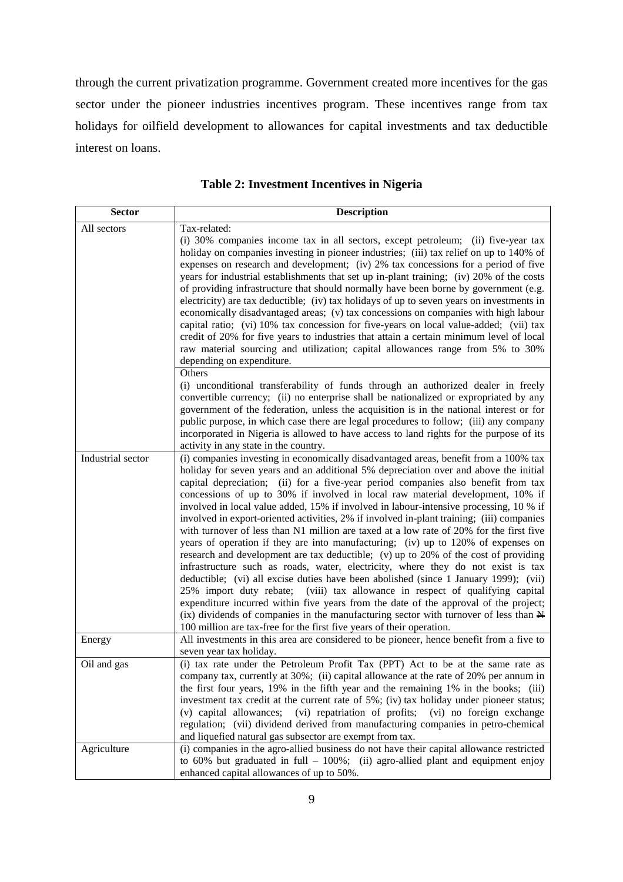through the current privatization programme. Government created more incentives for the gas sector under the pioneer industries incentives program. These incentives range from tax holidays for oilfield development to allowances for capital investments and tax deductible interest on loans.

**Table 2: Investment Incentives in Nigeria**

| Sector | Description |
|---|---|
| All sectors | Tax-related:<br>(i) 30% companies income tax in all sectors, except petroleum; (ii) five-year tax holiday on companies investing in pioneer industries; (iii) tax relief on up to 140% of expenses on research and development; (iv) 2% tax concessions for a period of five years for industrial establishments that set up in-plant training; (iv) 20% of the costs of providing infrastructure that should normally have been borne by government (e.g. electricity) are tax deductible; (iv) tax holidays of up to seven years on investments in economically disadvantaged areas; (v) tax concessions on companies with high labour capital ratio; (vi) 10% tax concession for five-years on local value-added; (vii) tax credit of 20% for five years to industries that attain a certain minimum level of local raw material sourcing and utilization; capital allowances range from 5% to 30% depending on expenditure. |
| | Others<br>(i) unconditional transferability of funds through an authorized dealer in freely convertible currency; (ii) no enterprise shall be nationalized or expropriated by any government of the federation, unless the acquisition is in the national interest or for public purpose, in which case there are legal procedures to follow; (iii) any company incorporated in Nigeria is allowed to have access to land rights for the purpose of its activity in any state in the country. |
| Industrial sector | (i) companies investing in economically disadvantaged areas, benefit from a 100% tax holiday for seven years and an additional 5% depreciation over and above the initial capital depreciation; (ii) for a five-year period companies also benefit from tax concessions of up to 30% if involved in local raw material development, 10% if involved in local value added, 15% if involved in labour-intensive processing, 10 % if involved in export-oriented activities, 2% if involved in-plant training; (iii) companies with turnover of less than N1 million are taxed at a low rate of 20% for the first five years of operation if they are into manufacturing; (iv) up to 120% of expenses on research and development are tax deductible; (v) up to 20% of the cost of providing infrastructure such as roads, water, electricity, where they do not exist is tax deductible; (vi) all excise duties have been abolished (since 1 January 1999); (vii) 25% import duty rebate; (viii) tax allowance in respect of qualifying capital expenditure incurred within five years from the date of the approval of the project; (ix) dividends of companies in the manufacturing sector with turnover of less than ₦ 100 million are tax-free for the first five years of their operation. |
| Energy | All investments in this area are considered to be pioneer, hence benefit from a five to seven year tax holiday. |
| Oil and gas | (i) tax rate under the Petroleum Profit Tax (PPT) Act to be at the same rate as company tax, currently at 30%; (ii) capital allowance at the rate of 20% per annum in the first four years, 19% in the fifth year and the remaining 1% in the books; (iii) investment tax credit at the current rate of 5%; (iv) tax holiday under pioneer status; (v) capital allowances; (vi) repatriation of profits; (vi) no foreign exchange regulation; (vii) dividend derived from manufacturing companies in petro-chemical and liquefied natural gas subsector are exempt from tax. |
| Agriculture | (i) companies in the agro-allied business do not have their capital allowance restricted to 60% but graduated in full – 100%; (ii) agro-allied plant and equipment enjoy enhanced capital allowances of up to 50%. |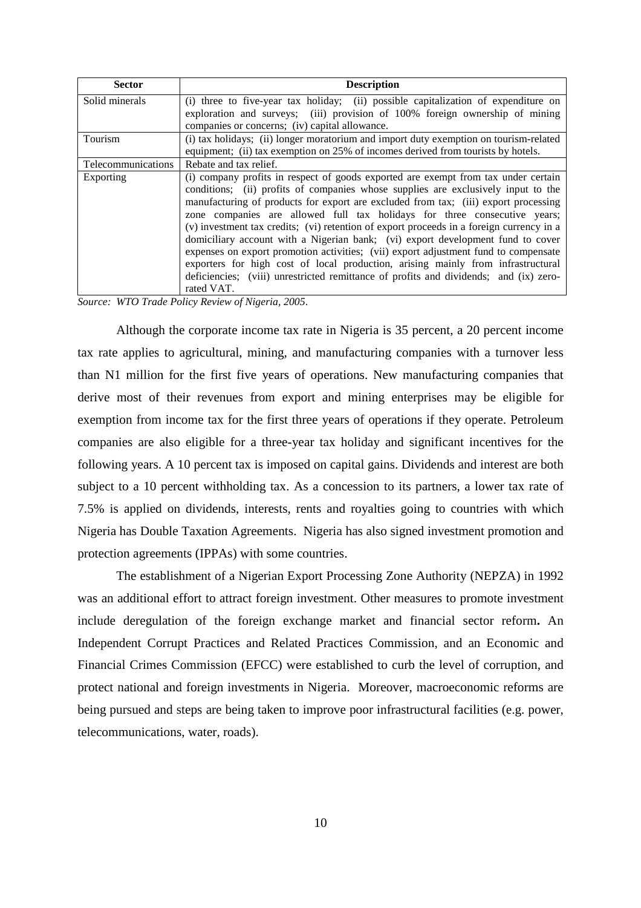| Sector | Description |
|---|---|
| Solid minerals | (i) three to five-year tax holiday; (ii) possible capitalization of expenditure on exploration and surveys; (iii) provision of 100% foreign ownership of mining companies or concerns; (iv) capital allowance. |
| Tourism | (i) tax holidays; (ii) longer moratorium and import duty exemption on tourism-related equipment; (ii) tax exemption on 25% of incomes derived from tourists by hotels. |
| Telecommunications | Rebate and tax relief. |
| Exporting | (i) company profits in respect of goods exported are exempt from tax under certain conditions; (ii) profits of companies whose supplies are exclusively input to the manufacturing of products for export are excluded from tax; (iii) export processing zone companies are allowed full tax holidays for three consecutive years; (v) investment tax credits; (vi) retention of export proceeds in a foreign currency in a domiciliary account with a Nigerian bank; (vi) export development fund to cover expenses on export promotion activities; (vii) export adjustment fund to compensate exporters for high cost of local production, arising mainly from infrastructural deficiencies; (viii) unrestricted remittance of profits and dividends; and (ix) zero-rated VAT. |

*Source: WTO Trade Policy Review of Nigeria, 2005.*

Although the corporate income tax rate in Nigeria is 35 percent, a 20 percent income tax rate applies to agricultural, mining, and manufacturing companies with a turnover less than N1 million for the first five years of operations. New manufacturing companies that derive most of their revenues from export and mining enterprises may be eligible for exemption from income tax for the first three years of operations if they operate. Petroleum companies are also eligible for a three-year tax holiday and significant incentives for the following years. A 10 percent tax is imposed on capital gains. Dividends and interest are both subject to a 10 percent withholding tax. As a concession to its partners, a lower tax rate of 7.5% is applied on dividends, interests, rents and royalties going to countries with which Nigeria has Double Taxation Agreements. Nigeria has also signed investment promotion and protection agreements (IPPAs) with some countries.

The establishment of a Nigerian Export Processing Zone Authority (NEPZA) in 1992 was an additional effort to attract foreign investment. Other measures to promote investment include deregulation of the foreign exchange market and financial sector reform**.** An Independent Corrupt Practices and Related Practices Commission, and an Economic and Financial Crimes Commission (EFCC) were established to curb the level of corruption, and protect national and foreign investments in Nigeria. Moreover, macroeconomic reforms are being pursued and steps are being taken to improve poor infrastructural facilities (e.g. power, telecommunications, water, roads).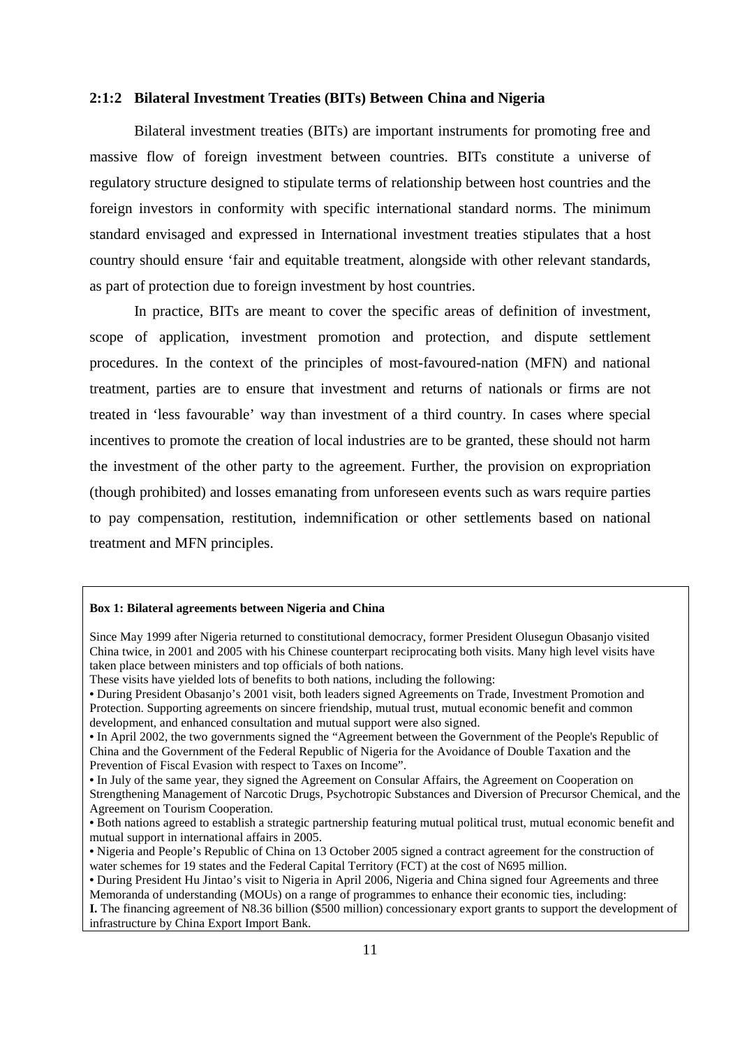### 2:1:2 Bilateral Investment Treaties (BITs) Between China and Nigeria

Bilateral investment treaties (BITs) are important instruments for promoting free and massive flow of foreign investment between countries. BITs constitute a universe of regulatory structure designed to stipulate terms of relationship between host countries and the foreign investors in conformity with specific international standard norms. The minimum standard envisaged and expressed in International investment treaties stipulates that a host country should ensure 'fair and equitable treatment, alongside with other relevant standards, as part of protection due to foreign investment by host countries.

In practice, BITs are meant to cover the specific areas of definition of investment, scope of application, investment promotion and protection, and dispute settlement procedures. In the context of the principles of most-favoured-nation (MFN) and national treatment, parties are to ensure that investment and returns of nationals or firms are not treated in 'less favourable' way than investment of a third country. In cases where special incentives to promote the creation of local industries are to be granted, these should not harm the investment of the other party to the agreement. Further, the provision on expropriation (though prohibited) and losses emanating from unforeseen events such as wars require parties to pay compensation, restitution, indemnification or other settlements based on national treatment and MFN principles.

**Box 1: Bilateral agreements between Nigeria and China**

Since May 1999 after Nigeria returned to constitutional democracy, former President Olusegun Obasanjo visited China twice, in 2001 and 2005 with his Chinese counterpart reciprocating both visits. Many high level visits have taken place between ministers and top officials of both nations.

These visits have yielded lots of benefits to both nations, including the following:

- During President Obasanjo's 2001 visit, both leaders signed Agreements on Trade, Investment Promotion and Protection. Supporting agreements on sincere friendship, mutual trust, mutual economic benefit and common development, and enhanced consultation and mutual support were also signed.
- In April 2002, the two governments signed the "Agreement between the Government of the People's Republic of China and the Government of the Federal Republic of Nigeria for the Avoidance of Double Taxation and the Prevention of Fiscal Evasion with respect to Taxes on Income".
- In July of the same year, they signed the Agreement on Consular Affairs, the Agreement on Cooperation on Strengthening Management of Narcotic Drugs, Psychotropic Substances and Diversion of Precursor Chemical, and the Agreement on Tourism Cooperation.
- Both nations agreed to establish a strategic partnership featuring mutual political trust, mutual economic benefit and mutual support in international affairs in 2005.
- Nigeria and People's Republic of China on 13 October 2005 signed a contract agreement for the construction of water schemes for 19 states and the Federal Capital Territory (FCT) at the cost of N695 million.
- During President Hu Jintao's visit to Nigeria in April 2006, Nigeria and China signed four Agreements and three Memoranda of understanding (MOUs) on a range of programmes to enhance their economic ties, including:

**I.** The financing agreement of N8.36 billion ($500 million) concessionary export grants to support the development of infrastructure by China Export Import Bank.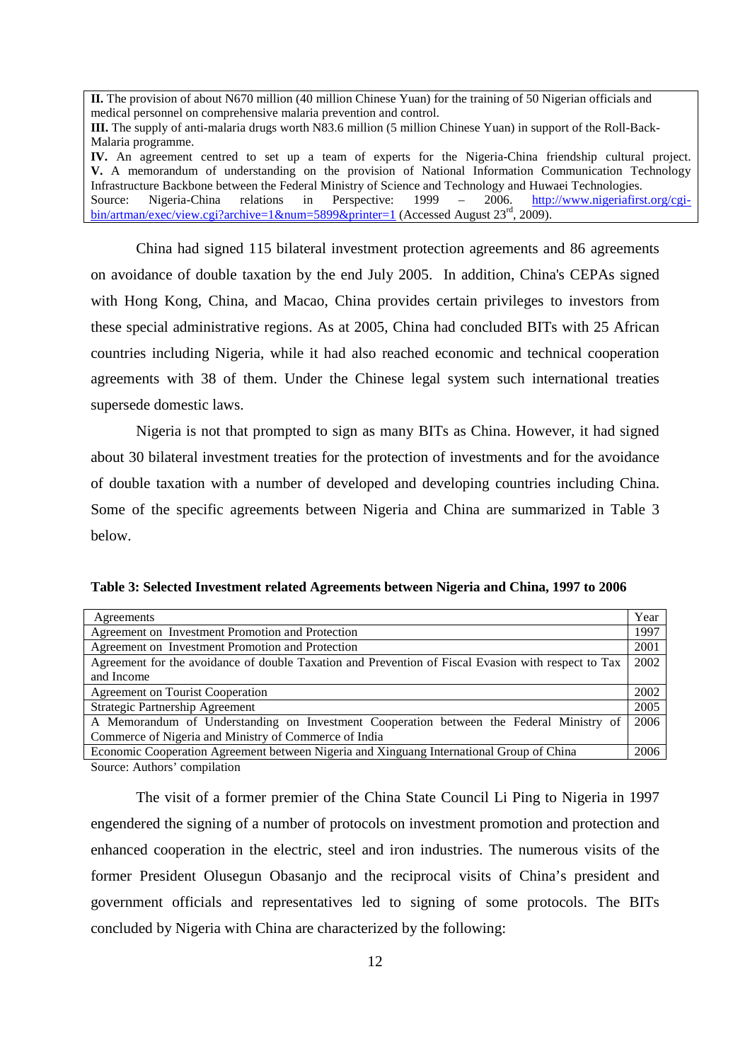**II.** The provision of about N670 million (40 million Chinese Yuan) for the training of 50 Nigerian officials and medical personnel on comprehensive malaria prevention and control.

**III.** The supply of anti-malaria drugs worth N83.6 million (5 million Chinese Yuan) in support of the Roll-Back-Malaria programme.

**IV.** An agreement centred to set up a team of experts for the Nigeria-China friendship cultural project.

**V.** A memorandum of understanding on the provision of National Information Communication Technology Infrastructure Backbone between the Federal Ministry of Science and Technology and Huwaei Technologies.

Source: Nigeria-China relations in Perspective: 1999 – 2006. http://www.nigeriafirst.org/cgi-bin/artman/exec/view.cgi?archive=1&num=5899&printer=1 (Accessed August 23rd, 2009).

China had signed 115 bilateral investment protection agreements and 86 agreements on avoidance of double taxation by the end July 2005. In addition, China's CEPAs signed with Hong Kong, China, and Macao, China provides certain privileges to investors from these special administrative regions. As at 2005, China had concluded BITs with 25 African countries including Nigeria, while it had also reached economic and technical cooperation agreements with 38 of them. Under the Chinese legal system such international treaties supersede domestic laws.

Nigeria is not that prompted to sign as many BITs as China. However, it had signed about 30 bilateral investment treaties for the protection of investments and for the avoidance of double taxation with a number of developed and developing countries including China. Some of the specific agreements between Nigeria and China are summarized in Table 3 below.

**Table 3: Selected Investment related Agreements between Nigeria and China, 1997 to 2006**

| Agreements | Year |
|---|---|
| Agreement on Investment Promotion and Protection | 1997 |
| Agreement on Investment Promotion and Protection | 2001 |
| Agreement for the avoidance of double Taxation and Prevention of Fiscal Evasion with respect to Tax and Income | 2002 |
| Agreement on Tourist Cooperation | 2002 |
| Strategic Partnership Agreement | 2005 |
| A Memorandum of Understanding on Investment Cooperation between the Federal Ministry of Commerce of Nigeria and Ministry of Commerce of India | 2006 |
| Economic Cooperation Agreement between Nigeria and Xinguang International Group of China | 2006 |

Source: Authors' compilation

The visit of a former premier of the China State Council Li Ping to Nigeria in 1997 engendered the signing of a number of protocols on investment promotion and protection and enhanced cooperation in the electric, steel and iron industries. The numerous visits of the former President Olusegun Obasanjo and the reciprocal visits of China's president and government officials and representatives led to signing of some protocols. The BITs concluded by Nigeria with China are characterized by the following: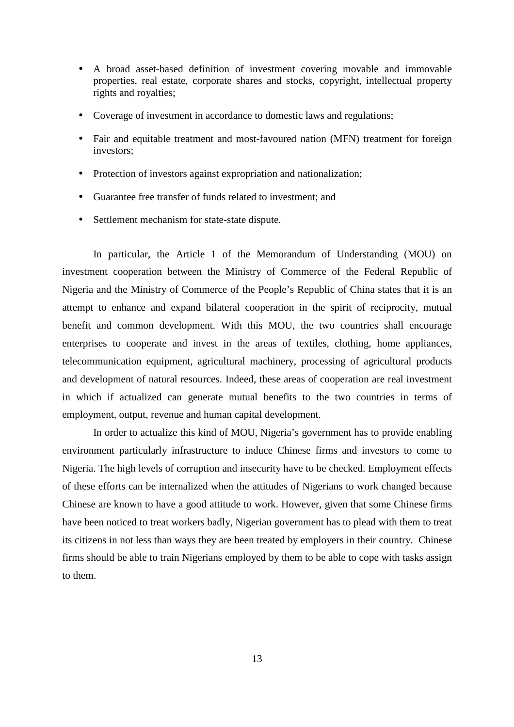- A broad asset-based definition of investment covering movable and immovable properties, real estate, corporate shares and stocks, copyright, intellectual property rights and royalties;
- Coverage of investment in accordance to domestic laws and regulations;
- Fair and equitable treatment and most-favoured nation (MFN) treatment for foreign investors;
- Protection of investors against expropriation and nationalization;
- Guarantee free transfer of funds related to investment; and
- Settlement mechanism for state-state dispute.

In particular, the Article 1 of the Memorandum of Understanding (MOU) on investment cooperation between the Ministry of Commerce of the Federal Republic of Nigeria and the Ministry of Commerce of the People's Republic of China states that it is an attempt to enhance and expand bilateral cooperation in the spirit of reciprocity, mutual benefit and common development. With this MOU, the two countries shall encourage enterprises to cooperate and invest in the areas of textiles, clothing, home appliances, telecommunication equipment, agricultural machinery, processing of agricultural products and development of natural resources. Indeed, these areas of cooperation are real investment in which if actualized can generate mutual benefits to the two countries in terms of employment, output, revenue and human capital development.

In order to actualize this kind of MOU, Nigeria's government has to provide enabling environment particularly infrastructure to induce Chinese firms and investors to come to Nigeria. The high levels of corruption and insecurity have to be checked. Employment effects of these efforts can be internalized when the attitudes of Nigerians to work changed because Chinese are known to have a good attitude to work. However, given that some Chinese firms have been noticed to treat workers badly, Nigerian government has to plead with them to treat its citizens in not less than ways they are been treated by employers in their country. Chinese firms should be able to train Nigerians employed by them to be able to cope with tasks assign to them.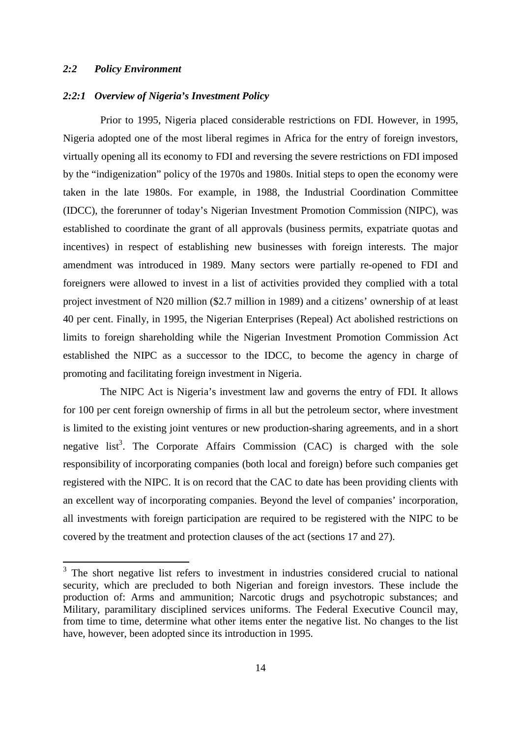### *2:2 Policy Environment*

#### *2:2:1 Overview of Nigeria's Investment Policy*

Prior to 1995, Nigeria placed considerable restrictions on FDI. However, in 1995, Nigeria adopted one of the most liberal regimes in Africa for the entry of foreign investors, virtually opening all its economy to FDI and reversing the severe restrictions on FDI imposed by the "indigenization" policy of the 1970s and 1980s. Initial steps to open the economy were taken in the late 1980s. For example, in 1988, the Industrial Coordination Committee (IDCC), the forerunner of today's Nigerian Investment Promotion Commission (NIPC), was established to coordinate the grant of all approvals (business permits, expatriate quotas and incentives) in respect of establishing new businesses with foreign interests. The major amendment was introduced in 1989. Many sectors were partially re-opened to FDI and foreigners were allowed to invest in a list of activities provided they complied with a total project investment of N20 million ($2.7 million in 1989) and a citizens' ownership of at least 40 per cent. Finally, in 1995, the Nigerian Enterprises (Repeal) Act abolished restrictions on limits to foreign shareholding while the Nigerian Investment Promotion Commission Act established the NIPC as a successor to the IDCC, to become the agency in charge of promoting and facilitating foreign investment in Nigeria.

The NIPC Act is Nigeria's investment law and governs the entry of FDI. It allows for 100 per cent foreign ownership of firms in all but the petroleum sector, where investment is limited to the existing joint ventures or new production-sharing agreements, and in a short negative list[3]. The Corporate Affairs Commission (CAC) is charged with the sole responsibility of incorporating companies (both local and foreign) before such companies get registered with the NIPC. It is on record that the CAC to date has been providing clients with an excellent way of incorporating companies. Beyond the level of companies' incorporation, all investments with foreign participation are required to be registered with the NIPC to be covered by the treatment and protection clauses of the act (sections 17 and 27).

---

[3] The short negative list refers to investment in industries considered crucial to national security, which are precluded to both Nigerian and foreign investors. These include the production of: Arms and ammunition; Narcotic drugs and psychotropic substances; and Military, paramilitary disciplined services uniforms. The Federal Executive Council may, from time to time, determine what other items enter the negative list. No changes to the list have, however, been adopted since its introduction in 1995.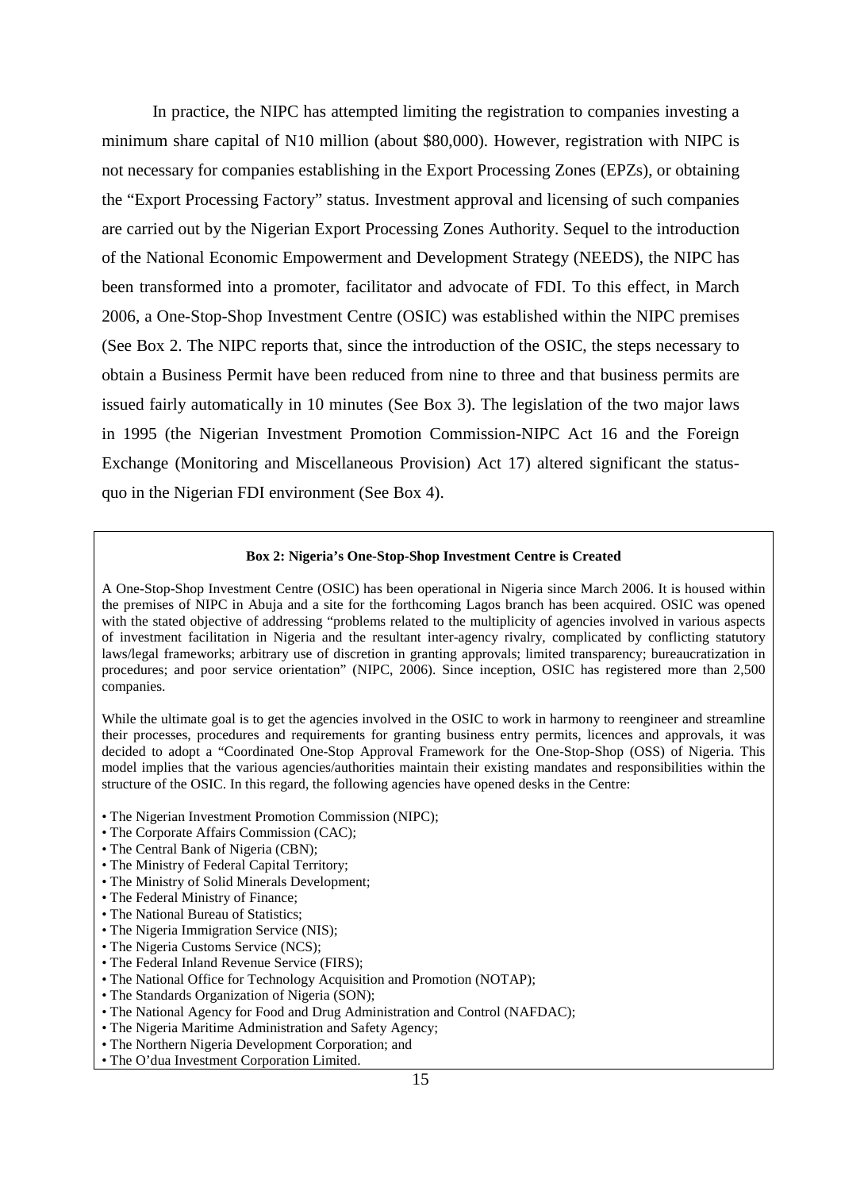In practice, the NIPC has attempted limiting the registration to companies investing a minimum share capital of N10 million (about $80,000). However, registration with NIPC is not necessary for companies establishing in the Export Processing Zones (EPZs), or obtaining the "Export Processing Factory" status. Investment approval and licensing of such companies are carried out by the Nigerian Export Processing Zones Authority. Sequel to the introduction of the National Economic Empowerment and Development Strategy (NEEDS), the NIPC has been transformed into a promoter, facilitator and advocate of FDI. To this effect, in March 2006, a One-Stop-Shop Investment Centre (OSIC) was established within the NIPC premises (See Box 2. The NIPC reports that, since the introduction of the OSIC, the steps necessary to obtain a Business Permit have been reduced from nine to three and that business permits are issued fairly automatically in 10 minutes (See Box 3). The legislation of the two major laws in 1995 (the Nigerian Investment Promotion Commission-NIPC Act 16 and the Foreign Exchange (Monitoring and Miscellaneous Provision) Act 17) altered significant the status-quo in the Nigerian FDI environment (See Box 4).

**Box 2: Nigeria's One-Stop-Shop Investment Centre is Created**

A One-Stop-Shop Investment Centre (OSIC) has been operational in Nigeria since March 2006. It is housed within the premises of NIPC in Abuja and a site for the forthcoming Lagos branch has been acquired. OSIC was opened with the stated objective of addressing "problems related to the multiplicity of agencies involved in various aspects of investment facilitation in Nigeria and the resultant inter-agency rivalry, complicated by conflicting statutory laws/legal frameworks; arbitrary use of discretion in granting approvals; limited transparency; bureaucratization in procedures; and poor service orientation" (NIPC, 2006). Since inception, OSIC has registered more than 2,500 companies.

While the ultimate goal is to get the agencies involved in the OSIC to work in harmony to reengineer and streamline their processes, procedures and requirements for granting business entry permits, licences and approvals, it was decided to adopt a "Coordinated One-Stop Approval Framework for the One-Stop-Shop (OSS) of Nigeria. This model implies that the various agencies/authorities maintain their existing mandates and responsibilities within the structure of the OSIC. In this regard, the following agencies have opened desks in the Centre:

- The Nigerian Investment Promotion Commission (NIPC);
- The Corporate Affairs Commission (CAC);
- The Central Bank of Nigeria (CBN);
- The Ministry of Federal Capital Territory;
- The Ministry of Solid Minerals Development;
- The Federal Ministry of Finance;
- The National Bureau of Statistics;
- The Nigeria Immigration Service (NIS);
- The Nigeria Customs Service (NCS);
- The Federal Inland Revenue Service (FIRS);
- The National Office for Technology Acquisition and Promotion (NOTAP);
- The Standards Organization of Nigeria (SON);
- The National Agency for Food and Drug Administration and Control (NAFDAC);
- The Nigeria Maritime Administration and Safety Agency;
- The Northern Nigeria Development Corporation; and
- The O'dua Investment Corporation Limited.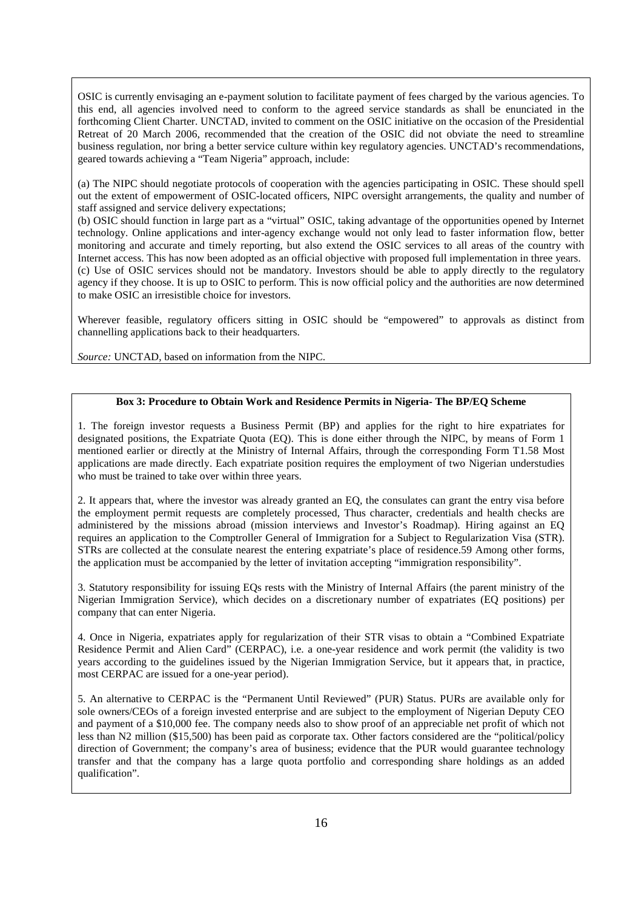OSIC is currently envisaging an e-payment solution to facilitate payment of fees charged by the various agencies. To this end, all agencies involved need to conform to the agreed service standards as shall be enunciated in the forthcoming Client Charter. UNCTAD, invited to comment on the OSIC initiative on the occasion of the Presidential Retreat of 20 March 2006, recommended that the creation of the OSIC did not obviate the need to streamline business regulation, nor bring a better service culture within key regulatory agencies. UNCTAD's recommendations, geared towards achieving a "Team Nigeria" approach, include:

(a) The NIPC should negotiate protocols of cooperation with the agencies participating in OSIC. These should spell out the extent of empowerment of OSIC-located officers, NIPC oversight arrangements, the quality and number of staff assigned and service delivery expectations;
(b) OSIC should function in large part as a "virtual" OSIC, taking advantage of the opportunities opened by Internet technology. Online applications and inter-agency exchange would not only lead to faster information flow, better monitoring and accurate and timely reporting, but also extend the OSIC services to all areas of the country with Internet access. This has now been adopted as an official objective with proposed full implementation in three years.
(c) Use of OSIC services should not be mandatory. Investors should be able to apply directly to the regulatory agency if they choose. It is up to OSIC to perform. This is now official policy and the authorities are now determined to make OSIC an irresistible choice for investors.

Wherever feasible, regulatory officers sitting in OSIC should be "empowered" to approvals as distinct from channelling applications back to their headquarters.

*Source:* UNCTAD, based on information from the NIPC.

**Box 3: Procedure to Obtain Work and Residence Permits in Nigeria- The BP/EQ Scheme**

1. The foreign investor requests a Business Permit (BP) and applies for the right to hire expatriates for designated positions, the Expatriate Quota (EQ). This is done either through the NIPC, by means of Form 1 mentioned earlier or directly at the Ministry of Internal Affairs, through the corresponding Form T1.58 Most applications are made directly. Each expatriate position requires the employment of two Nigerian understudies who must be trained to take over within three years.

2. It appears that, where the investor was already granted an EQ, the consulates can grant the entry visa before the employment permit requests are completely processed, Thus character, credentials and health checks are administered by the missions abroad (mission interviews and Investor's Roadmap). Hiring against an EQ requires an application to the Comptroller General of Immigration for a Subject to Regularization Visa (STR). STRs are collected at the consulate nearest the entering expatriate's place of residence.59 Among other forms, the application must be accompanied by the letter of invitation accepting "immigration responsibility".

3. Statutory responsibility for issuing EQs rests with the Ministry of Internal Affairs (the parent ministry of the Nigerian Immigration Service), which decides on a discretionary number of expatriates (EQ positions) per company that can enter Nigeria.

4. Once in Nigeria, expatriates apply for regularization of their STR visas to obtain a "Combined Expatriate Residence Permit and Alien Card" (CERPAC), i.e. a one-year residence and work permit (the validity is two years according to the guidelines issued by the Nigerian Immigration Service, but it appears that, in practice, most CERPAC are issued for a one-year period).

5. An alternative to CERPAC is the "Permanent Until Reviewed" (PUR) Status. PURs are available only for sole owners/CEOs of a foreign invested enterprise and are subject to the employment of Nigerian Deputy CEO and payment of a $10,000 fee. The company needs also to show proof of an appreciable net profit of which not less than N2 million ($15,500) has been paid as corporate tax. Other factors considered are the "political/policy direction of Government; the company's area of business; evidence that the PUR would guarantee technology transfer and that the company has a large quota portfolio and corresponding share holdings as an added qualification".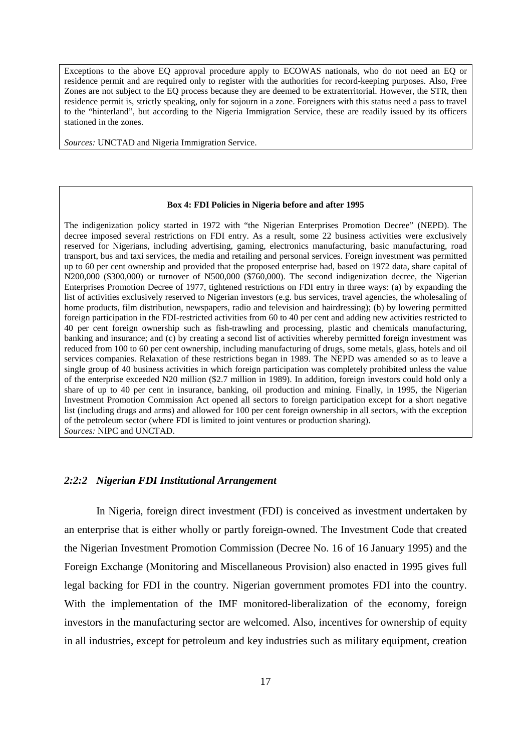Exceptions to the above EQ approval procedure apply to ECOWAS nationals, who do not need an EQ or residence permit and are required only to register with the authorities for record-keeping purposes. Also, Free Zones are not subject to the EQ process because they are deemed to be extraterritorial. However, the STR, then residence permit is, strictly speaking, only for sojourn in a zone. Foreigners with this status need a pass to travel to the "hinterland", but according to the Nigeria Immigration Service, these are readily issued by its officers stationed in the zones.

*Sources:* UNCTAD and Nigeria Immigration Service.

**Box 4: FDI Policies in Nigeria before and after 1995**

The indigenization policy started in 1972 with "the Nigerian Enterprises Promotion Decree" (NEPD). The decree imposed several restrictions on FDI entry. As a result, some 22 business activities were exclusively reserved for Nigerians, including advertising, gaming, electronics manufacturing, basic manufacturing, road transport, bus and taxi services, the media and retailing and personal services. Foreign investment was permitted up to 60 per cent ownership and provided that the proposed enterprise had, based on 1972 data, share capital of N200,000 ($300,000) or turnover of N500,000 ($760,000). The second indigenization decree, the Nigerian Enterprises Promotion Decree of 1977, tightened restrictions on FDI entry in three ways: (a) by expanding the list of activities exclusively reserved to Nigerian investors (e.g. bus services, travel agencies, the wholesaling of home products, film distribution, newspapers, radio and television and hairdressing); (b) by lowering permitted foreign participation in the FDI-restricted activities from 60 to 40 per cent and adding new activities restricted to 40 per cent foreign ownership such as fish-trawling and processing, plastic and chemicals manufacturing, banking and insurance; and (c) by creating a second list of activities whereby permitted foreign investment was reduced from 100 to 60 per cent ownership, including manufacturing of drugs, some metals, glass, hotels and oil services companies. Relaxation of these restrictions began in 1989. The NEPD was amended so as to leave a single group of 40 business activities in which foreign participation was completely prohibited unless the value of the enterprise exceeded N20 million ($2.7 million in 1989). In addition, foreign investors could hold only a share of up to 40 per cent in insurance, banking, oil production and mining. Finally, in 1995, the Nigerian Investment Promotion Commission Act opened all sectors to foreign participation except for a short negative list (including drugs and arms) and allowed for 100 per cent foreign ownership in all sectors, with the exception of the petroleum sector (where FDI is limited to joint ventures or production sharing).
*Sources:* NIPC and UNCTAD.

### *2:2:2 Nigerian FDI Institutional Arrangement*

In Nigeria, foreign direct investment (FDI) is conceived as investment undertaken by an enterprise that is either wholly or partly foreign-owned. The Investment Code that created the Nigerian Investment Promotion Commission (Decree No. 16 of 16 January 1995) and the Foreign Exchange (Monitoring and Miscellaneous Provision) also enacted in 1995 gives full legal backing for FDI in the country. Nigerian government promotes FDI into the country. With the implementation of the IMF monitored-liberalization of the economy, foreign investors in the manufacturing sector are welcomed. Also, incentives for ownership of equity in all industries, except for petroleum and key industries such as military equipment, creation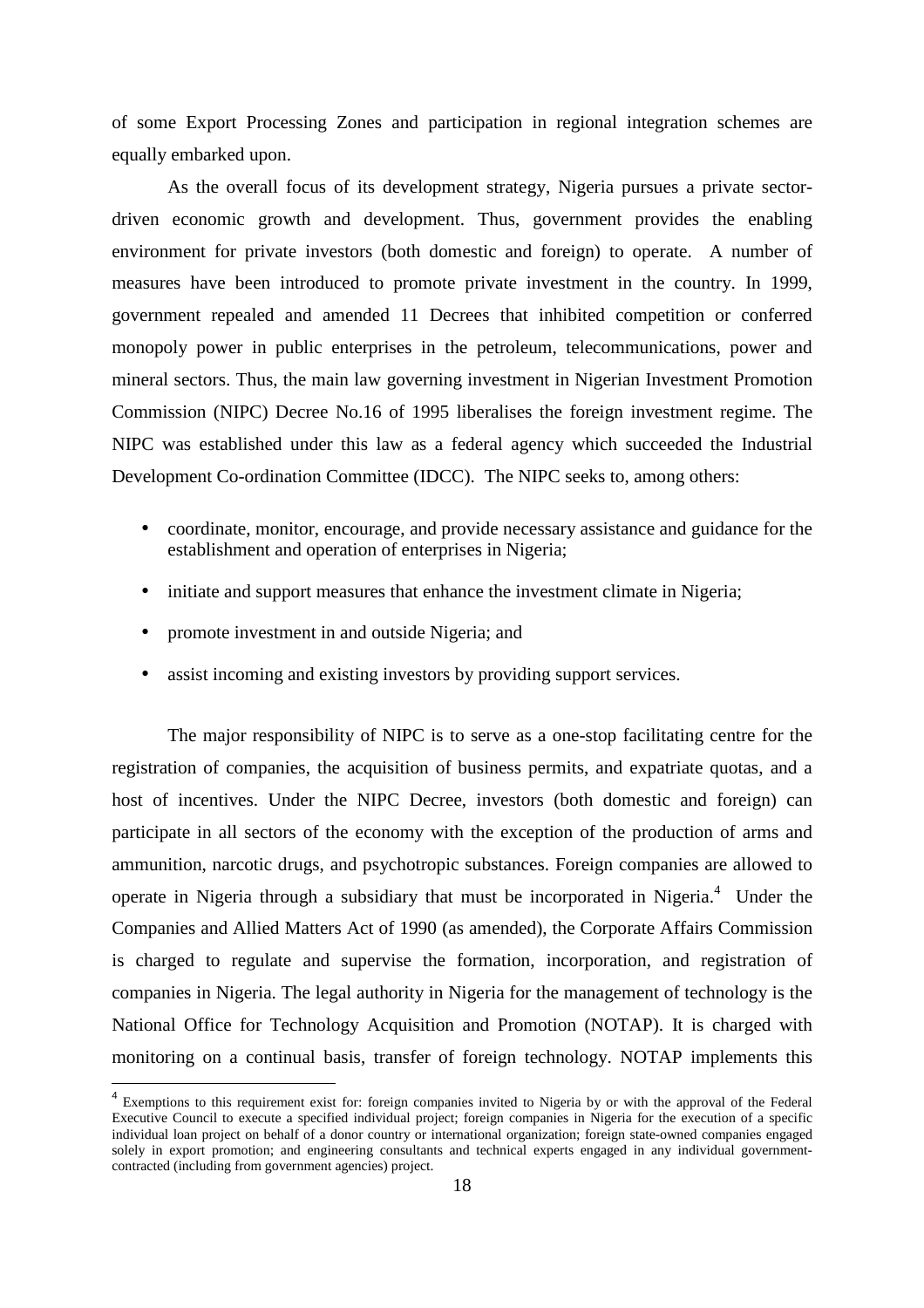of some Export Processing Zones and participation in regional integration schemes are equally embarked upon.

As the overall focus of its development strategy, Nigeria pursues a private sector-driven economic growth and development. Thus, government provides the enabling environment for private investors (both domestic and foreign) to operate. A number of measures have been introduced to promote private investment in the country. In 1999, government repealed and amended 11 Decrees that inhibited competition or conferred monopoly power in public enterprises in the petroleum, telecommunications, power and mineral sectors. Thus, the main law governing investment in Nigerian Investment Promotion Commission (NIPC) Decree No.16 of 1995 liberalises the foreign investment regime. The NIPC was established under this law as a federal agency which succeeded the Industrial Development Co-ordination Committee (IDCC). The NIPC seeks to, among others:

- coordinate, monitor, encourage, and provide necessary assistance and guidance for the establishment and operation of enterprises in Nigeria;
- initiate and support measures that enhance the investment climate in Nigeria;
- promote investment in and outside Nigeria; and
- assist incoming and existing investors by providing support services.

The major responsibility of NIPC is to serve as a one-stop facilitating centre for the registration of companies, the acquisition of business permits, and expatriate quotas, and a host of incentives. Under the NIPC Decree, investors (both domestic and foreign) can participate in all sectors of the economy with the exception of the production of arms and ammunition, narcotic drugs, and psychotropic substances. Foreign companies are allowed to operate in Nigeria through a subsidiary that must be incorporated in Nigeria.[4] Under the Companies and Allied Matters Act of 1990 (as amended), the Corporate Affairs Commission is charged to regulate and supervise the formation, incorporation, and registration of companies in Nigeria. The legal authority in Nigeria for the management of technology is the National Office for Technology Acquisition and Promotion (NOTAP). It is charged with monitoring on a continual basis, transfer of foreign technology. NOTAP implements this

---

[4] Exemptions to this requirement exist for: foreign companies invited to Nigeria by or with the approval of the Federal Executive Council to execute a specified individual project; foreign companies in Nigeria for the execution of a specific individual loan project on behalf of a donor country or international organization; foreign state-owned companies engaged solely in export promotion; and engineering consultants and technical experts engaged in any individual government-contracted (including from government agencies) project.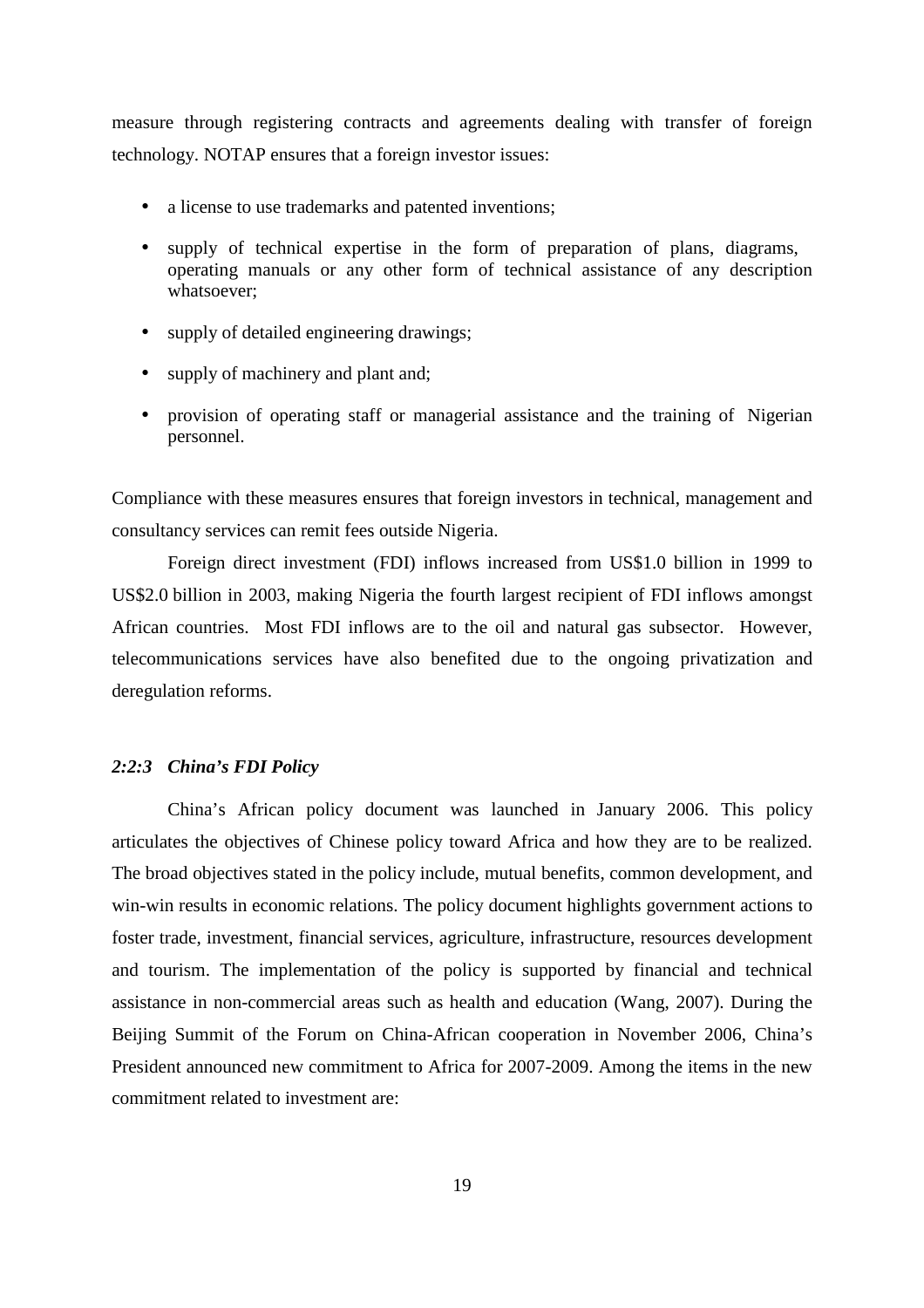measure through registering contracts and agreements dealing with transfer of foreign technology. NOTAP ensures that a foreign investor issues:

- a license to use trademarks and patented inventions;
- supply of technical expertise in the form of preparation of plans, diagrams, operating manuals or any other form of technical assistance of any description whatsoever;
- supply of detailed engineering drawings;
- supply of machinery and plant and;
- provision of operating staff or managerial assistance and the training of Nigerian personnel.

Compliance with these measures ensures that foreign investors in technical, management and consultancy services can remit fees outside Nigeria.

Foreign direct investment (FDI) inflows increased from US$1.0 billion in 1999 to US$2.0 billion in 2003, making Nigeria the fourth largest recipient of FDI inflows amongst African countries. Most FDI inflows are to the oil and natural gas subsector. However, telecommunications services have also benefited due to the ongoing privatization and deregulation reforms.

### *2:2:3 China's FDI Policy*

China's African policy document was launched in January 2006. This policy articulates the objectives of Chinese policy toward Africa and how they are to be realized. The broad objectives stated in the policy include, mutual benefits, common development, and win-win results in economic relations. The policy document highlights government actions to foster trade, investment, financial services, agriculture, infrastructure, resources development and tourism. The implementation of the policy is supported by financial and technical assistance in non-commercial areas such as health and education (Wang, 2007). During the Beijing Summit of the Forum on China-African cooperation in November 2006, China's President announced new commitment to Africa for 2007-2009. Among the items in the new commitment related to investment are: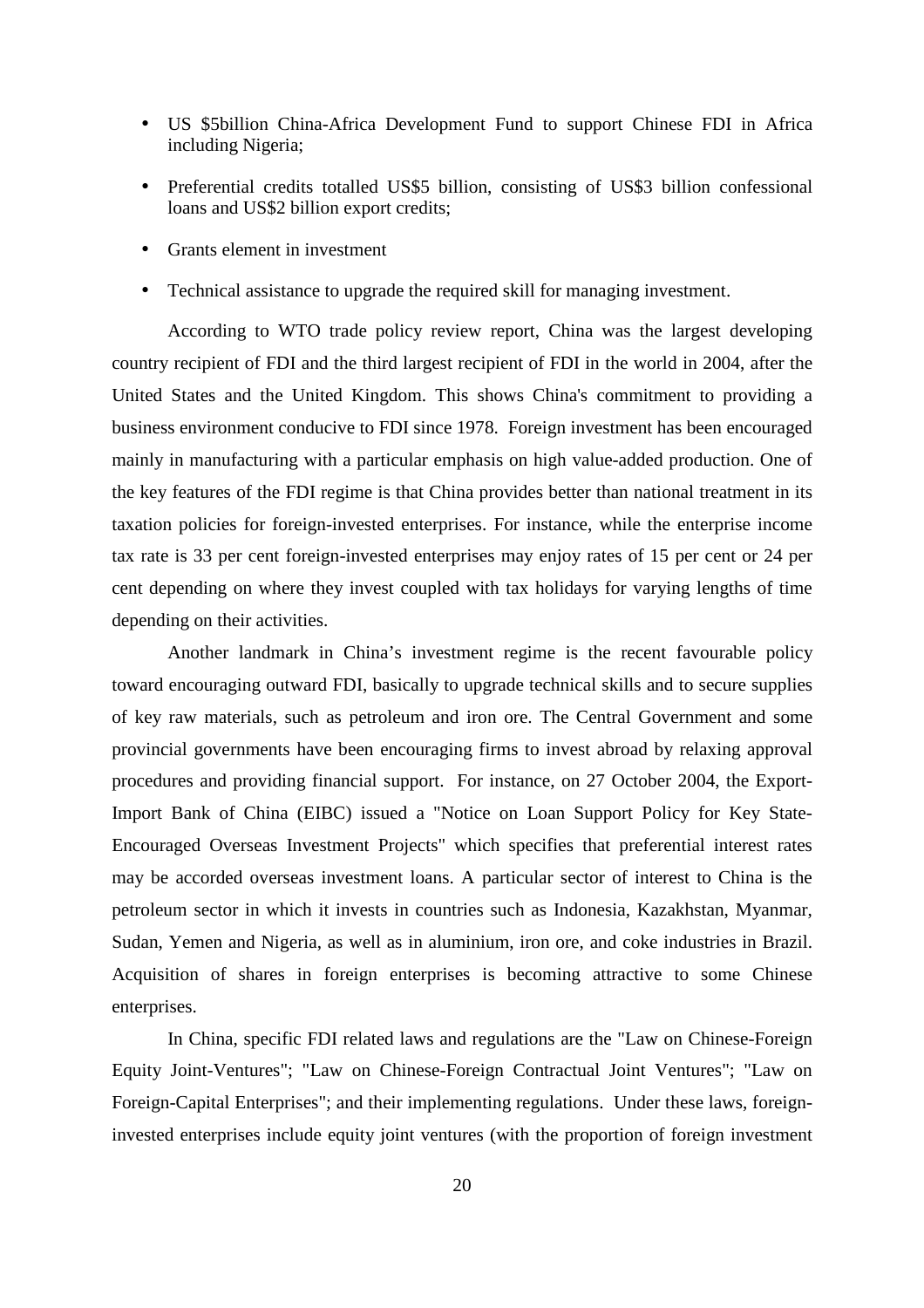- US \$5billion China-Africa Development Fund to support Chinese FDI in Africa including Nigeria;
- Preferential credits totalled US\$5 billion, consisting of US\$3 billion confessional loans and US\$2 billion export credits;
- Grants element in investment
- Technical assistance to upgrade the required skill for managing investment.

According to WTO trade policy review report, China was the largest developing country recipient of FDI and the third largest recipient of FDI in the world in 2004, after the United States and the United Kingdom. This shows China's commitment to providing a business environment conducive to FDI since 1978. Foreign investment has been encouraged mainly in manufacturing with a particular emphasis on high value-added production. One of the key features of the FDI regime is that China provides better than national treatment in its taxation policies for foreign-invested enterprises. For instance, while the enterprise income tax rate is 33 per cent foreign-invested enterprises may enjoy rates of 15 per cent or 24 per cent depending on where they invest coupled with tax holidays for varying lengths of time depending on their activities.

Another landmark in China's investment regime is the recent favourable policy toward encouraging outward FDI, basically to upgrade technical skills and to secure supplies of key raw materials, such as petroleum and iron ore. The Central Government and some provincial governments have been encouraging firms to invest abroad by relaxing approval procedures and providing financial support. For instance, on 27 October 2004, the Export-Import Bank of China (EIBC) issued a "Notice on Loan Support Policy for Key State-Encouraged Overseas Investment Projects" which specifies that preferential interest rates may be accorded overseas investment loans. A particular sector of interest to China is the petroleum sector in which it invests in countries such as Indonesia, Kazakhstan, Myanmar, Sudan, Yemen and Nigeria, as well as in aluminium, iron ore, and coke industries in Brazil. Acquisition of shares in foreign enterprises is becoming attractive to some Chinese enterprises.

In China, specific FDI related laws and regulations are the "Law on Chinese-Foreign Equity Joint-Ventures"; "Law on Chinese-Foreign Contractual Joint Ventures"; "Law on Foreign-Capital Enterprises"; and their implementing regulations. Under these laws, foreign-invested enterprises include equity joint ventures (with the proportion of foreign investment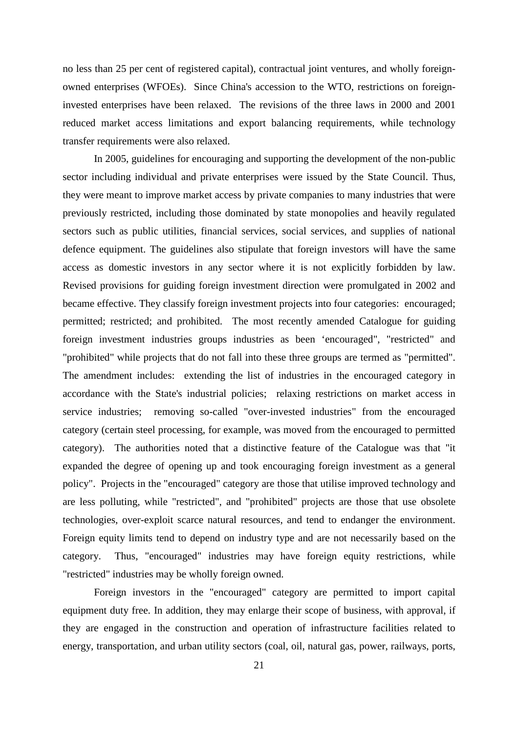no less than 25 per cent of registered capital), contractual joint ventures, and wholly foreign-owned enterprises (WFOEs). Since China's accession to the WTO, restrictions on foreign-invested enterprises have been relaxed. The revisions of the three laws in 2000 and 2001 reduced market access limitations and export balancing requirements, while technology transfer requirements were also relaxed.

In 2005, guidelines for encouraging and supporting the development of the non-public sector including individual and private enterprises were issued by the State Council. Thus, they were meant to improve market access by private companies to many industries that were previously restricted, including those dominated by state monopolies and heavily regulated sectors such as public utilities, financial services, social services, and supplies of national defence equipment. The guidelines also stipulate that foreign investors will have the same access as domestic investors in any sector where it is not explicitly forbidden by law. Revised provisions for guiding foreign investment direction were promulgated in 2002 and became effective. They classify foreign investment projects into four categories: encouraged; permitted; restricted; and prohibited. The most recently amended Catalogue for guiding foreign investment industries groups industries as been 'encouraged", "restricted" and "prohibited" while projects that do not fall into these three groups are termed as "permitted". The amendment includes: extending the list of industries in the encouraged category in accordance with the State's industrial policies; relaxing restrictions on market access in service industries; removing so-called "over-invested industries" from the encouraged category (certain steel processing, for example, was moved from the encouraged to permitted category). The authorities noted that a distinctive feature of the Catalogue was that "it expanded the degree of opening up and took encouraging foreign investment as a general policy". Projects in the "encouraged" category are those that utilise improved technology and are less polluting, while "restricted", and "prohibited" projects are those that use obsolete technologies, over-exploit scarce natural resources, and tend to endanger the environment. Foreign equity limits tend to depend on industry type and are not necessarily based on the category. Thus, "encouraged" industries may have foreign equity restrictions, while "restricted" industries may be wholly foreign owned.

Foreign investors in the "encouraged" category are permitted to import capital equipment duty free. In addition, they may enlarge their scope of business, with approval, if they are engaged in the construction and operation of infrastructure facilities related to energy, transportation, and urban utility sectors (coal, oil, natural gas, power, railways, ports,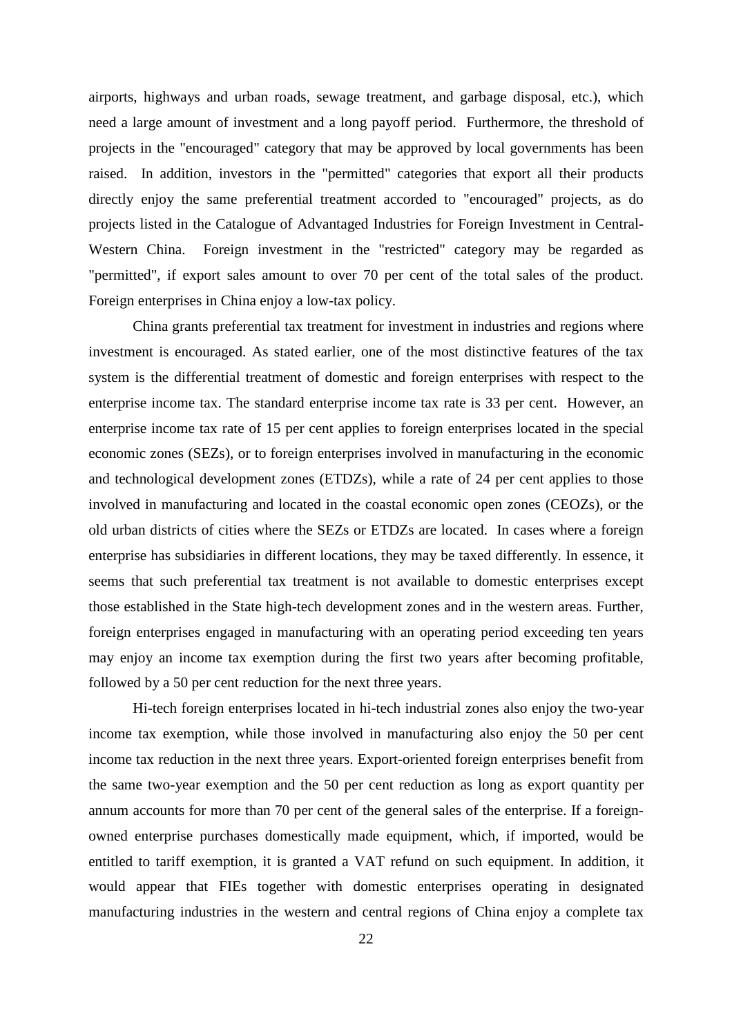airports, highways and urban roads, sewage treatment, and garbage disposal, etc.), which need a large amount of investment and a long payoff period. Furthermore, the threshold of projects in the "encouraged" category that may be approved by local governments has been raised. In addition, investors in the "permitted" categories that export all their products directly enjoy the same preferential treatment accorded to "encouraged" projects, as do projects listed in the Catalogue of Advantaged Industries for Foreign Investment in Central-Western China. Foreign investment in the "restricted" category may be regarded as "permitted", if export sales amount to over 70 per cent of the total sales of the product. Foreign enterprises in China enjoy a low-tax policy.

China grants preferential tax treatment for investment in industries and regions where investment is encouraged. As stated earlier, one of the most distinctive features of the tax system is the differential treatment of domestic and foreign enterprises with respect to the enterprise income tax. The standard enterprise income tax rate is 33 per cent. However, an enterprise income tax rate of 15 per cent applies to foreign enterprises located in the special economic zones (SEZs), or to foreign enterprises involved in manufacturing in the economic and technological development zones (ETDZs), while a rate of 24 per cent applies to those involved in manufacturing and located in the coastal economic open zones (CEOZs), or the old urban districts of cities where the SEZs or ETDZs are located. In cases where a foreign enterprise has subsidiaries in different locations, they may be taxed differently. In essence, it seems that such preferential tax treatment is not available to domestic enterprises except those established in the State high-tech development zones and in the western areas. Further, foreign enterprises engaged in manufacturing with an operating period exceeding ten years may enjoy an income tax exemption during the first two years after becoming profitable, followed by a 50 per cent reduction for the next three years.

Hi-tech foreign enterprises located in hi-tech industrial zones also enjoy the two-year income tax exemption, while those involved in manufacturing also enjoy the 50 per cent income tax reduction in the next three years. Export-oriented foreign enterprises benefit from the same two-year exemption and the 50 per cent reduction as long as export quantity per annum accounts for more than 70 per cent of the general sales of the enterprise. If a foreign-owned enterprise purchases domestically made equipment, which, if imported, would be entitled to tariff exemption, it is granted a VAT refund on such equipment. In addition, it would appear that FIEs together with domestic enterprises operating in designated manufacturing industries in the western and central regions of China enjoy a complete tax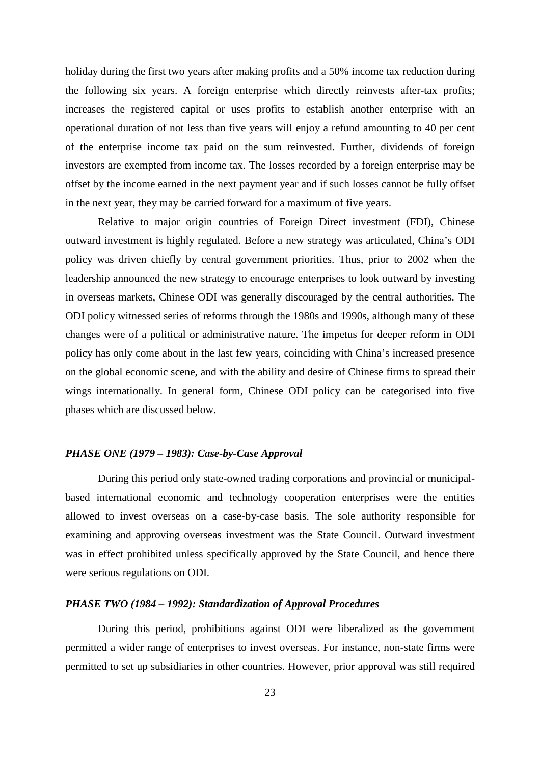holiday during the first two years after making profits and a 50% income tax reduction during the following six years. A foreign enterprise which directly reinvests after-tax profits; increases the registered capital or uses profits to establish another enterprise with an operational duration of not less than five years will enjoy a refund amounting to 40 per cent of the enterprise income tax paid on the sum reinvested. Further, dividends of foreign investors are exempted from income tax. The losses recorded by a foreign enterprise may be offset by the income earned in the next payment year and if such losses cannot be fully offset in the next year, they may be carried forward for a maximum of five years.

Relative to major origin countries of Foreign Direct investment (FDI), Chinese outward investment is highly regulated. Before a new strategy was articulated, China's ODI policy was driven chiefly by central government priorities. Thus, prior to 2002 when the leadership announced the new strategy to encourage enterprises to look outward by investing in overseas markets, Chinese ODI was generally discouraged by the central authorities. The ODI policy witnessed series of reforms through the 1980s and 1990s, although many of these changes were of a political or administrative nature. The impetus for deeper reform in ODI policy has only come about in the last few years, coinciding with China's increased presence on the global economic scene, and with the ability and desire of Chinese firms to spread their wings internationally. In general form, Chinese ODI policy can be categorised into five phases which are discussed below.

### *PHASE ONE (1979 – 1983): Case-by-Case Approval*

During this period only state-owned trading corporations and provincial or municipal-based international economic and technology cooperation enterprises were the entities allowed to invest overseas on a case-by-case basis. The sole authority responsible for examining and approving overseas investment was the State Council. Outward investment was in effect prohibited unless specifically approved by the State Council, and hence there were serious regulations on ODI.

### *PHASE TWO (1984 – 1992): Standardization of Approval Procedures*

During this period, prohibitions against ODI were liberalized as the government permitted a wider range of enterprises to invest overseas. For instance, non-state firms were permitted to set up subsidiaries in other countries. However, prior approval was still required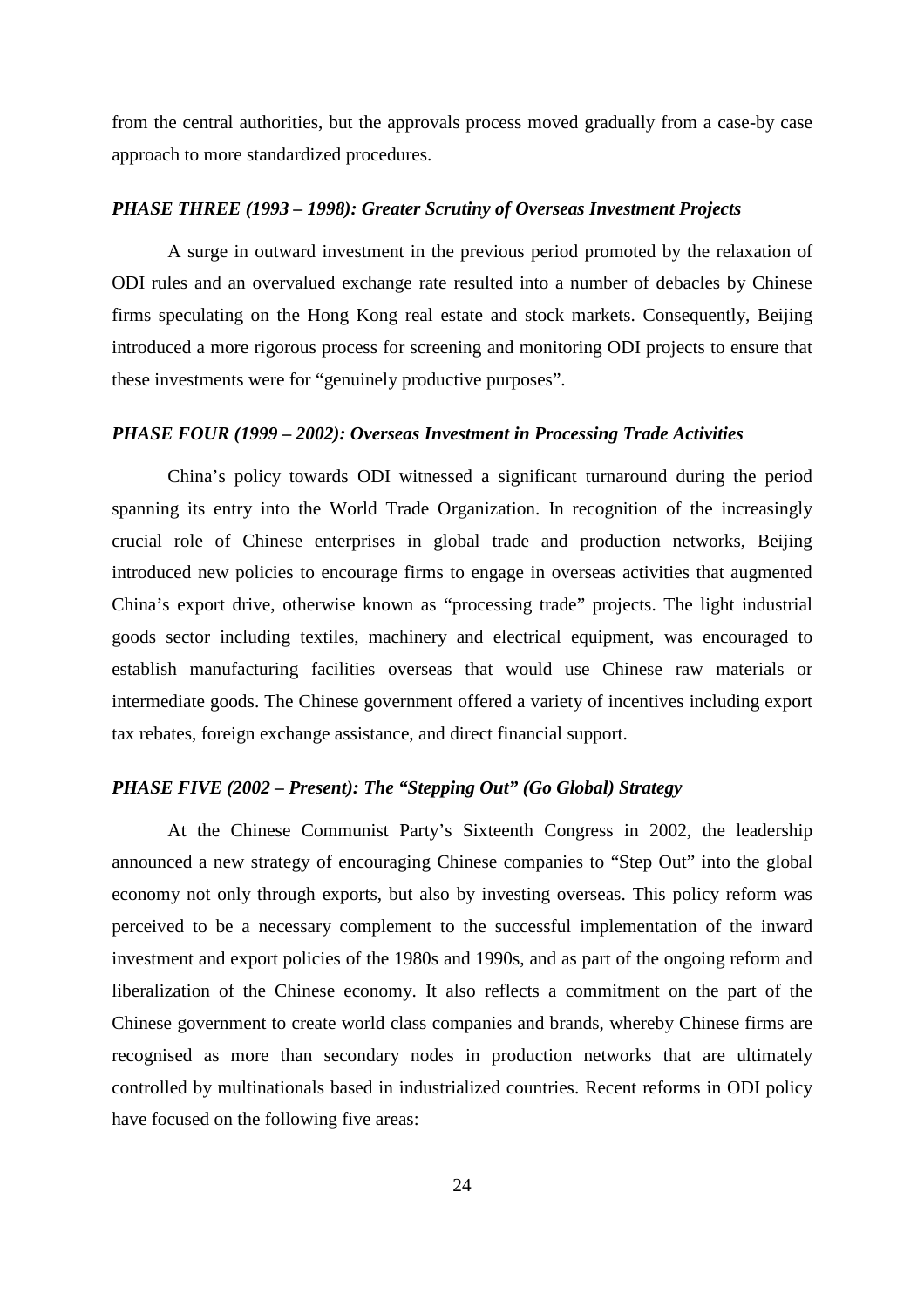from the central authorities, but the approvals process moved gradually from a case-by case approach to more standardized procedures.

### *PHASE THREE (1993 – 1998): Greater Scrutiny of Overseas Investment Projects*

A surge in outward investment in the previous period promoted by the relaxation of ODI rules and an overvalued exchange rate resulted into a number of debacles by Chinese firms speculating on the Hong Kong real estate and stock markets. Consequently, Beijing introduced a more rigorous process for screening and monitoring ODI projects to ensure that these investments were for "genuinely productive purposes".

### *PHASE FOUR (1999 – 2002): Overseas Investment in Processing Trade Activities*

China's policy towards ODI witnessed a significant turnaround during the period spanning its entry into the World Trade Organization. In recognition of the increasingly crucial role of Chinese enterprises in global trade and production networks, Beijing introduced new policies to encourage firms to engage in overseas activities that augmented China's export drive, otherwise known as "processing trade" projects. The light industrial goods sector including textiles, machinery and electrical equipment, was encouraged to establish manufacturing facilities overseas that would use Chinese raw materials or intermediate goods. The Chinese government offered a variety of incentives including export tax rebates, foreign exchange assistance, and direct financial support.

### *PHASE FIVE (2002 – Present): The "Stepping Out" (Go Global) Strategy*

At the Chinese Communist Party's Sixteenth Congress in 2002, the leadership announced a new strategy of encouraging Chinese companies to "Step Out" into the global economy not only through exports, but also by investing overseas. This policy reform was perceived to be a necessary complement to the successful implementation of the inward investment and export policies of the 1980s and 1990s, and as part of the ongoing reform and liberalization of the Chinese economy. It also reflects a commitment on the part of the Chinese government to create world class companies and brands, whereby Chinese firms are recognised as more than secondary nodes in production networks that are ultimately controlled by multinationals based in industrialized countries. Recent reforms in ODI policy have focused on the following five areas: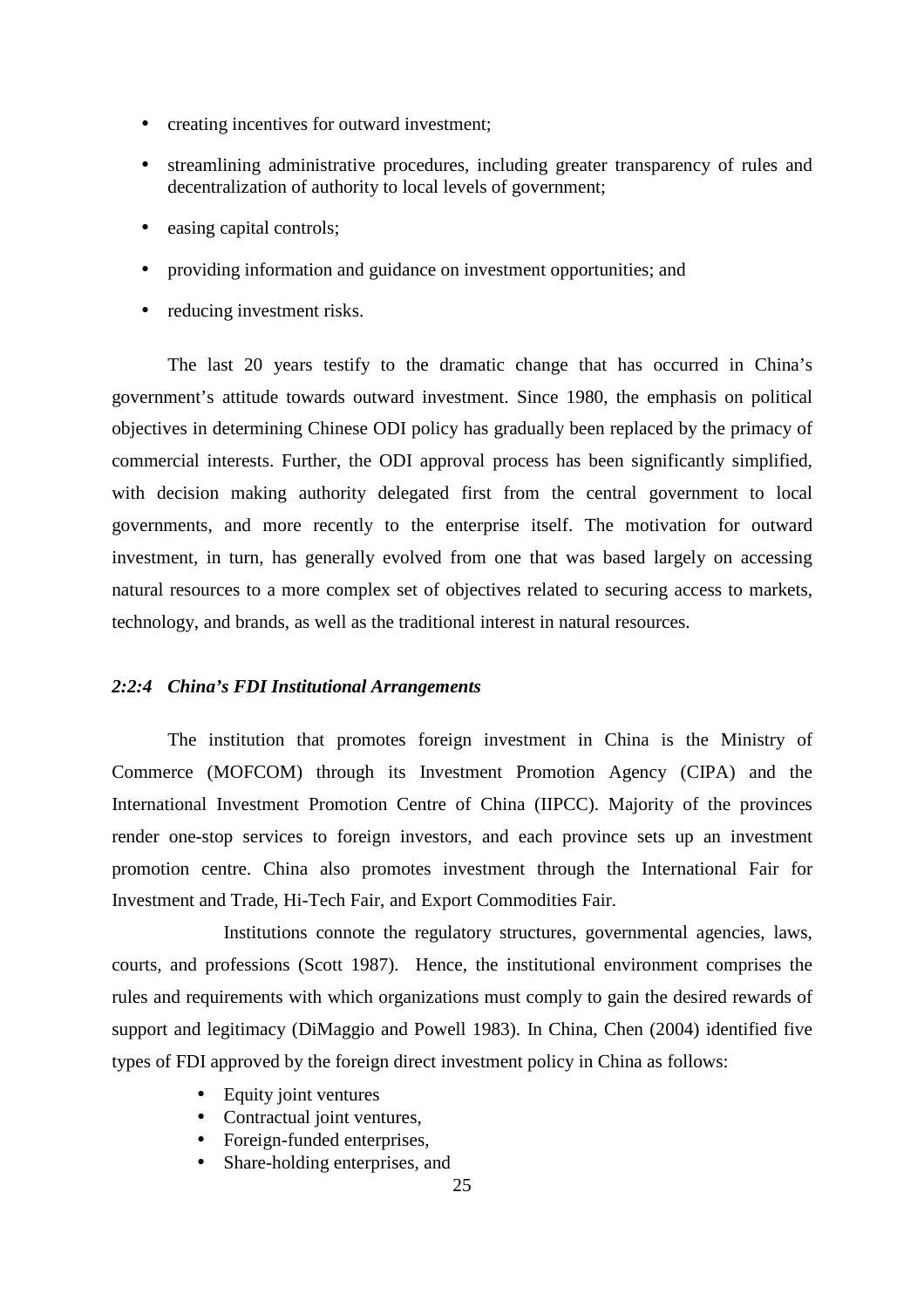- creating incentives for outward investment;
- streamlining administrative procedures, including greater transparency of rules and decentralization of authority to local levels of government;
- easing capital controls;
- providing information and guidance on investment opportunities; and
- reducing investment risks.

The last 20 years testify to the dramatic change that has occurred in China's government's attitude towards outward investment. Since 1980, the emphasis on political objectives in determining Chinese ODI policy has gradually been replaced by the primacy of commercial interests. Further, the ODI approval process has been significantly simplified, with decision making authority delegated first from the central government to local governments, and more recently to the enterprise itself. The motivation for outward investment, in turn, has generally evolved from one that was based largely on accessing natural resources to a more complex set of objectives related to securing access to markets, technology, and brands, as well as the traditional interest in natural resources.

### *2:2:4 China's FDI Institutional Arrangements*

The institution that promotes foreign investment in China is the Ministry of Commerce (MOFCOM) through its Investment Promotion Agency (CIPA) and the International Investment Promotion Centre of China (IIPCC). Majority of the provinces render one-stop services to foreign investors, and each province sets up an investment promotion centre. China also promotes investment through the International Fair for Investment and Trade, Hi-Tech Fair, and Export Commodities Fair.

Institutions connote the regulatory structures, governmental agencies, laws, courts, and professions (Scott 1987). Hence, the institutional environment comprises the rules and requirements with which organizations must comply to gain the desired rewards of support and legitimacy (DiMaggio and Powell 1983). In China, Chen (2004) identified five types of FDI approved by the foreign direct investment policy in China as follows:

- Equity joint ventures
- Contractual joint ventures,
- Foreign-funded enterprises,
- Share-holding enterprises, and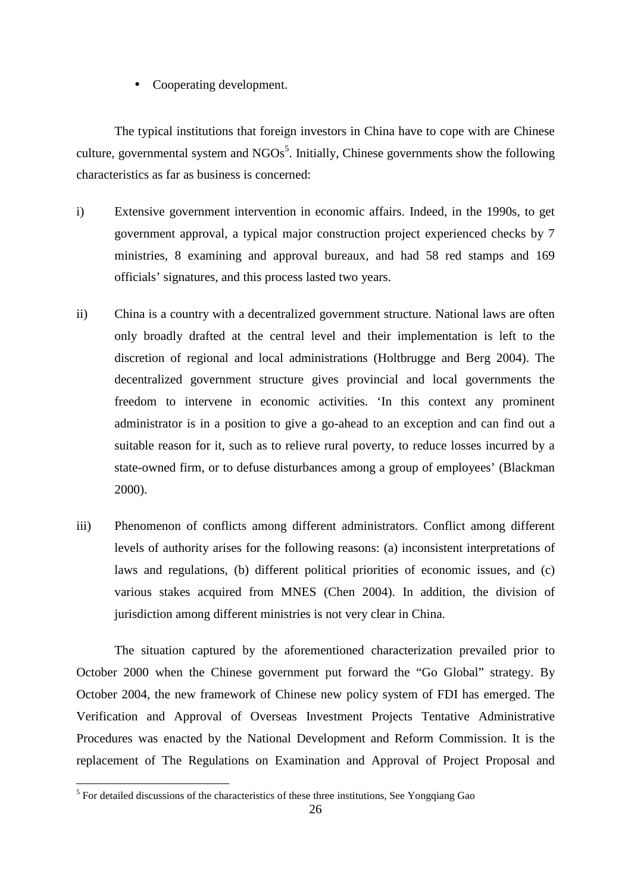- Cooperating development.

The typical institutions that foreign investors in China have to cope with are Chinese culture, governmental system and NGOs[5]. Initially, Chinese governments show the following characteristics as far as business is concerned:

i) Extensive government intervention in economic affairs. Indeed, in the 1990s, to get government approval, a typical major construction project experienced checks by 7 ministries, 8 examining and approval bureaux, and had 58 red stamps and 169 officials' signatures, and this process lasted two years.

ii) China is a country with a decentralized government structure. National laws are often only broadly drafted at the central level and their implementation is left to the discretion of regional and local administrations (Holtbrugge and Berg 2004). The decentralized government structure gives provincial and local governments the freedom to intervene in economic activities. 'In this context any prominent administrator is in a position to give a go-ahead to an exception and can find out a suitable reason for it, such as to relieve rural poverty, to reduce losses incurred by a state-owned firm, or to defuse disturbances among a group of employees' (Blackman 2000).

iii) Phenomenon of conflicts among different administrators. Conflict among different levels of authority arises for the following reasons: (a) inconsistent interpretations of laws and regulations, (b) different political priorities of economic issues, and (c) various stakes acquired from MNES (Chen 2004). In addition, the division of jurisdiction among different ministries is not very clear in China.

The situation captured by the aforementioned characterization prevailed prior to October 2000 when the Chinese government put forward the "Go Global" strategy. By October 2004, the new framework of Chinese new policy system of FDI has emerged. The Verification and Approval of Overseas Investment Projects Tentative Administrative Procedures was enacted by the National Development and Reform Commission. It is the replacement of The Regulations on Examination and Approval of Project Proposal and

[5] For detailed discussions of the characteristics of these three institutions, See Yongqiang Gao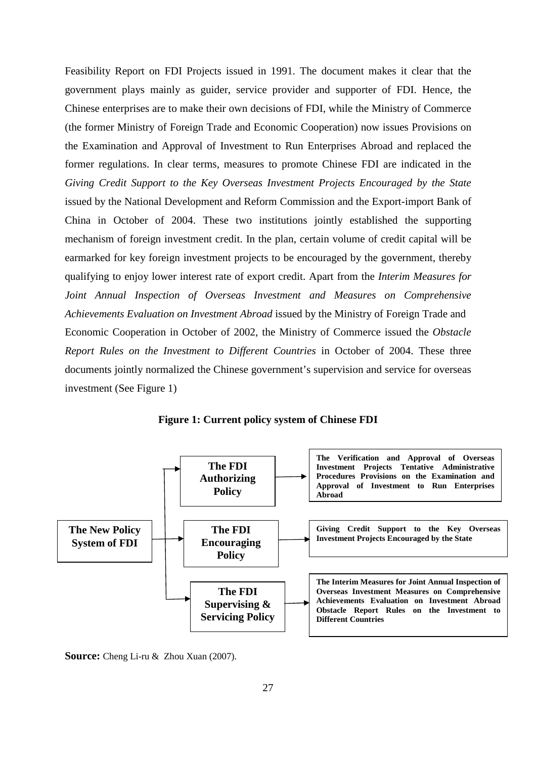Feasibility Report on FDI Projects issued in 1991. The document makes it clear that the government plays mainly as guider, service provider and supporter of FDI. Hence, the Chinese enterprises are to make their own decisions of FDI, while the Ministry of Commerce (the former Ministry of Foreign Trade and Economic Cooperation) now issues Provisions on the Examination and Approval of Investment to Run Enterprises Abroad and replaced the former regulations. In clear terms, measures to promote Chinese FDI are indicated in the *Giving Credit Support to the Key Overseas Investment Projects Encouraged by the State* issued by the National Development and Reform Commission and the Export-import Bank of China in October of 2004. These two institutions jointly established the supporting mechanism of foreign investment credit. In the plan, certain volume of credit capital will be earmarked for key foreign investment projects to be encouraged by the government, thereby qualifying to enjoy lower interest rate of export credit. Apart from the *Interim Measures for Joint Annual Inspection of Overseas Investment and Measures on Comprehensive Achievements Evaluation on Investment Abroad* issued by the Ministry of Foreign Trade and Economic Cooperation in October of 2002, the Ministry of Commerce issued the *Obstacle Report Rules on the Investment to Different Countries* in October of 2004. These three documents jointly normalized the Chinese government's supervision and service for overseas investment (See Figure 1)

**Figure 1: Current policy system of Chinese FDI**

**The New Policy System of FDI**

- **The FDI Authorizing Policy** → **The Verification and Approval of Overseas Investment Projects Tentative Administrative Procedures Provisions on the Examination and Approval of Investment to Run Enterprises Abroad**
- **The FDI Encouraging Policy** → **Giving Credit Support to the Key Overseas Investment Projects Encouraged by the State**
- **The FDI Supervising & Servicing Policy** → **The Interim Measures for Joint Annual Inspection of Overseas Investment Measures on Comprehensive Achievements Evaluation on Investment Abroad Obstacle Report Rules on the Investment to Different Countries**

**Source:** Cheng Li-ru & Zhou Xuan (2007).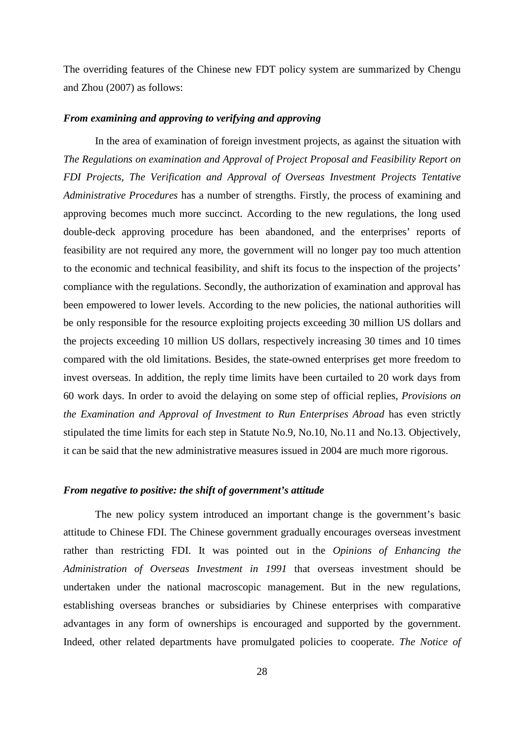The overriding features of the Chinese new FDT policy system are summarized by Chengu and Zhou (2007) as follows:

***From examining and approving to verifying and approving***

In the area of examination of foreign investment projects, as against the situation with *The Regulations on examination and Approval of Project Proposal and Feasibility Report on FDI Projects*, *The Verification and Approval of Overseas Investment Projects Tentative Administrative Procedures* has a number of strengths. Firstly, the process of examining and approving becomes much more succinct. According to the new regulations, the long used double-deck approving procedure has been abandoned, and the enterprises' reports of feasibility are not required any more, the government will no longer pay too much attention to the economic and technical feasibility, and shift its focus to the inspection of the projects' compliance with the regulations. Secondly, the authorization of examination and approval has been empowered to lower levels. According to the new policies, the national authorities will be only responsible for the resource exploiting projects exceeding 30 million US dollars and the projects exceeding 10 million US dollars, respectively increasing 30 times and 10 times compared with the old limitations. Besides, the state-owned enterprises get more freedom to invest overseas. In addition, the reply time limits have been curtailed to 20 work days from 60 work days. In order to avoid the delaying on some step of official replies, *Provisions on the Examination and Approval of Investment to Run Enterprises Abroad* has even strictly stipulated the time limits for each step in Statute No.9, No.10, No.11 and No.13. Objectively, it can be said that the new administrative measures issued in 2004 are much more rigorous.

***From negative to positive: the shift of government's attitude***

The new policy system introduced an important change is the government's basic attitude to Chinese FDI. The Chinese government gradually encourages overseas investment rather than restricting FDI. It was pointed out in the *Opinions of Enhancing the Administration of Overseas Investment in 1991* that overseas investment should be undertaken under the national macroscopic management. But in the new regulations, establishing overseas branches or subsidiaries by Chinese enterprises with comparative advantages in any form of ownerships is encouraged and supported by the government. Indeed, other related departments have promulgated policies to cooperate. *The Notice of*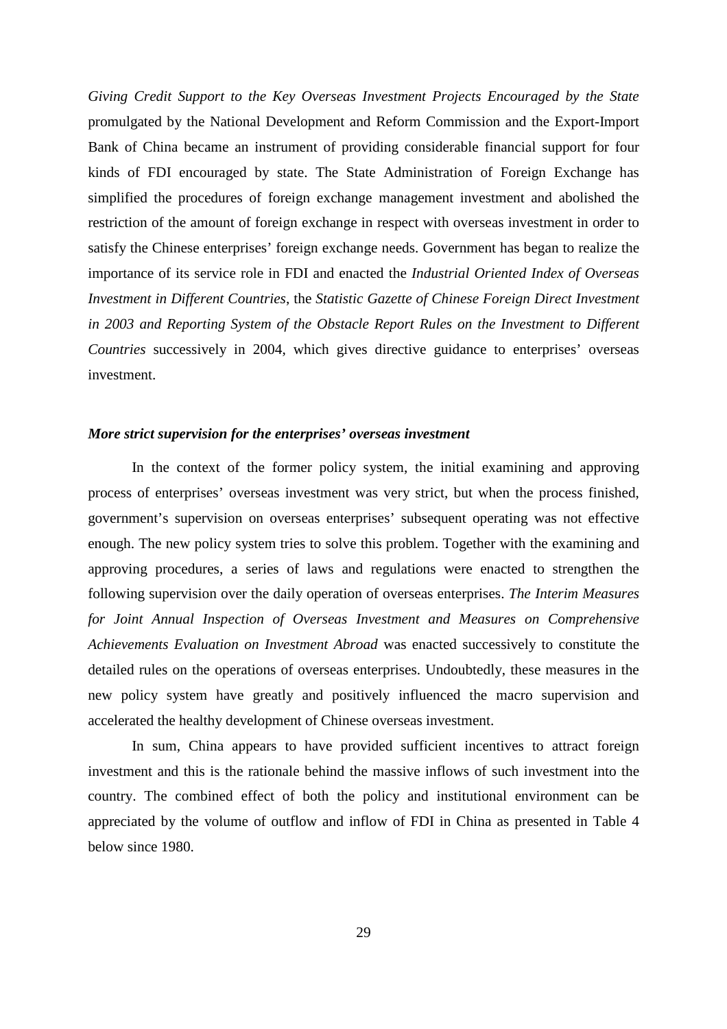*Giving Credit Support to the Key Overseas Investment Projects Encouraged by the State* promulgated by the National Development and Reform Commission and the Export-Import Bank of China became an instrument of providing considerable financial support for four kinds of FDI encouraged by state. The State Administration of Foreign Exchange has simplified the procedures of foreign exchange management investment and abolished the restriction of the amount of foreign exchange in respect with overseas investment in order to satisfy the Chinese enterprises' foreign exchange needs. Government has began to realize the importance of its service role in FDI and enacted the *Industrial Oriented Index of Overseas Investment in Different Countries*, the *Statistic Gazette of Chinese Foreign Direct Investment in 2003 and Reporting System of the Obstacle Report Rules on the Investment to Different Countries* successively in 2004, which gives directive guidance to enterprises' overseas investment.

***More strict supervision for the enterprises' overseas investment***

In the context of the former policy system, the initial examining and approving process of enterprises' overseas investment was very strict, but when the process finished, government's supervision on overseas enterprises' subsequent operating was not effective enough. The new policy system tries to solve this problem. Together with the examining and approving procedures, a series of laws and regulations were enacted to strengthen the following supervision over the daily operation of overseas enterprises. *The Interim Measures for Joint Annual Inspection of Overseas Investment and Measures on Comprehensive Achievements Evaluation on Investment Abroad* was enacted successively to constitute the detailed rules on the operations of overseas enterprises. Undoubtedly, these measures in the new policy system have greatly and positively influenced the macro supervision and accelerated the healthy development of Chinese overseas investment.

In sum, China appears to have provided sufficient incentives to attract foreign investment and this is the rationale behind the massive inflows of such investment into the country. The combined effect of both the policy and institutional environment can be appreciated by the volume of outflow and inflow of FDI in China as presented in Table 4 below since 1980.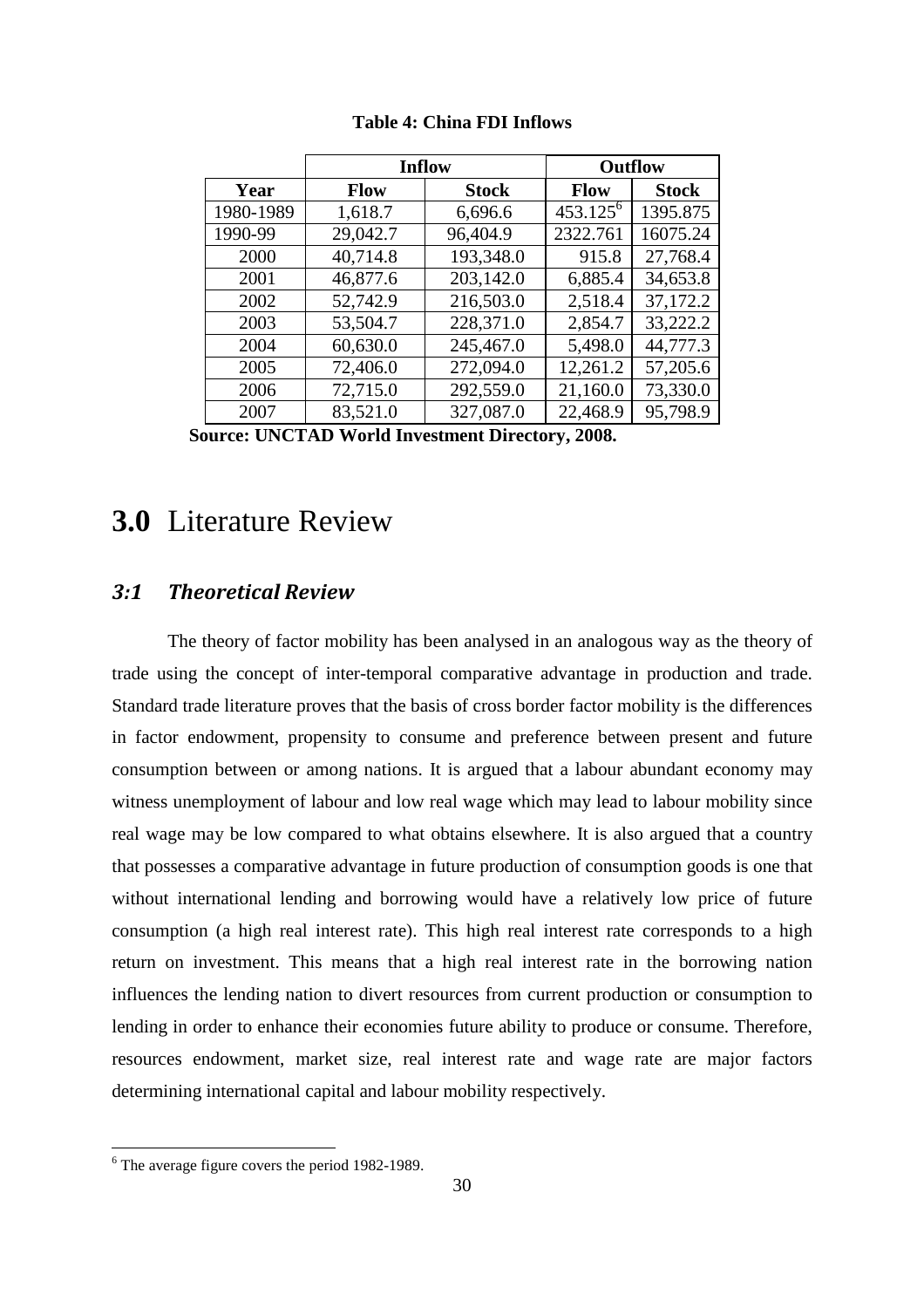**Table 4: China FDI Inflows**

| | Inflow | | Outflow | |
|---|---|---|---|---|
| **Year** | **Flow** | **Stock** | **Flow** | **Stock** |
| 1980-1989 | 1,618.7 | 6,696.6 | 453.125[6] | 1395.875 |
| 1990-99 | 29,042.7 | 96,404.9 | 2322.761 | 16075.24 |
| 2000 | 40,714.8 | 193,348.0 | 915.8 | 27,768.4 |
| 2001 | 46,877.6 | 203,142.0 | 6,885.4 | 34,653.8 |
| 2002 | 52,742.9 | 216,503.0 | 2,518.4 | 37,172.2 |
| 2003 | 53,504.7 | 228,371.0 | 2,854.7 | 33,222.2 |
| 2004 | 60,630.0 | 245,467.0 | 5,498.0 | 44,777.3 |
| 2005 | 72,406.0 | 272,094.0 | 12,261.2 | 57,205.6 |
| 2006 | 72,715.0 | 292,559.0 | 21,160.0 | 73,330.0 |
| 2007 | 83,521.0 | 327,087.0 | 22,468.9 | 95,798.9 |

**Source: UNCTAD World Investment Directory, 2008.**

# **3.0** Literature Review

## *3:1 Theoretical Review*

The theory of factor mobility has been analysed in an analogous way as the theory of trade using the concept of inter-temporal comparative advantage in production and trade. Standard trade literature proves that the basis of cross border factor mobility is the differences in factor endowment, propensity to consume and preference between present and future consumption between or among nations. It is argued that a labour abundant economy may witness unemployment of labour and low real wage which may lead to labour mobility since real wage may be low compared to what obtains elsewhere. It is also argued that a country that possesses a comparative advantage in future production of consumption goods is one that without international lending and borrowing would have a relatively low price of future consumption (a high real interest rate). This high real interest rate corresponds to a high return on investment. This means that a high real interest rate in the borrowing nation influences the lending nation to divert resources from current production or consumption to lending in order to enhance their economies future ability to produce or consume. Therefore, resources endowment, market size, real interest rate and wage rate are major factors determining international capital and labour mobility respectively.

[6] The average figure covers the period 1982-1989.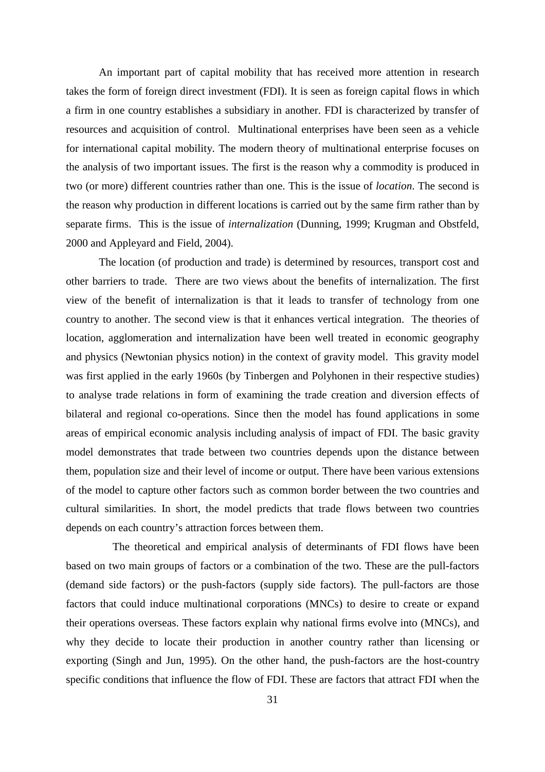An important part of capital mobility that has received more attention in research takes the form of foreign direct investment (FDI). It is seen as foreign capital flows in which a firm in one country establishes a subsidiary in another. FDI is characterized by transfer of resources and acquisition of control. Multinational enterprises have been seen as a vehicle for international capital mobility. The modern theory of multinational enterprise focuses on the analysis of two important issues. The first is the reason why a commodity is produced in two (or more) different countries rather than one. This is the issue of *location*. The second is the reason why production in different locations is carried out by the same firm rather than by separate firms. This is the issue of *internalization* (Dunning, 1999; Krugman and Obstfeld, 2000 and Appleyard and Field, 2004).

The location (of production and trade) is determined by resources, transport cost and other barriers to trade. There are two views about the benefits of internalization. The first view of the benefit of internalization is that it leads to transfer of technology from one country to another. The second view is that it enhances vertical integration. The theories of location, agglomeration and internalization have been well treated in economic geography and physics (Newtonian physics notion) in the context of gravity model. This gravity model was first applied in the early 1960s (by Tinbergen and Polyhonen in their respective studies) to analyse trade relations in form of examining the trade creation and diversion effects of bilateral and regional co-operations. Since then the model has found applications in some areas of empirical economic analysis including analysis of impact of FDI. The basic gravity model demonstrates that trade between two countries depends upon the distance between them, population size and their level of income or output. There have been various extensions of the model to capture other factors such as common border between the two countries and cultural similarities. In short, the model predicts that trade flows between two countries depends on each country's attraction forces between them.

The theoretical and empirical analysis of determinants of FDI flows have been based on two main groups of factors or a combination of the two. These are the pull-factors (demand side factors) or the push-factors (supply side factors). The pull-factors are those factors that could induce multinational corporations (MNCs) to desire to create or expand their operations overseas. These factors explain why national firms evolve into (MNCs), and why they decide to locate their production in another country rather than licensing or exporting (Singh and Jun, 1995). On the other hand, the push-factors are the host-country specific conditions that influence the flow of FDI. These are factors that attract FDI when the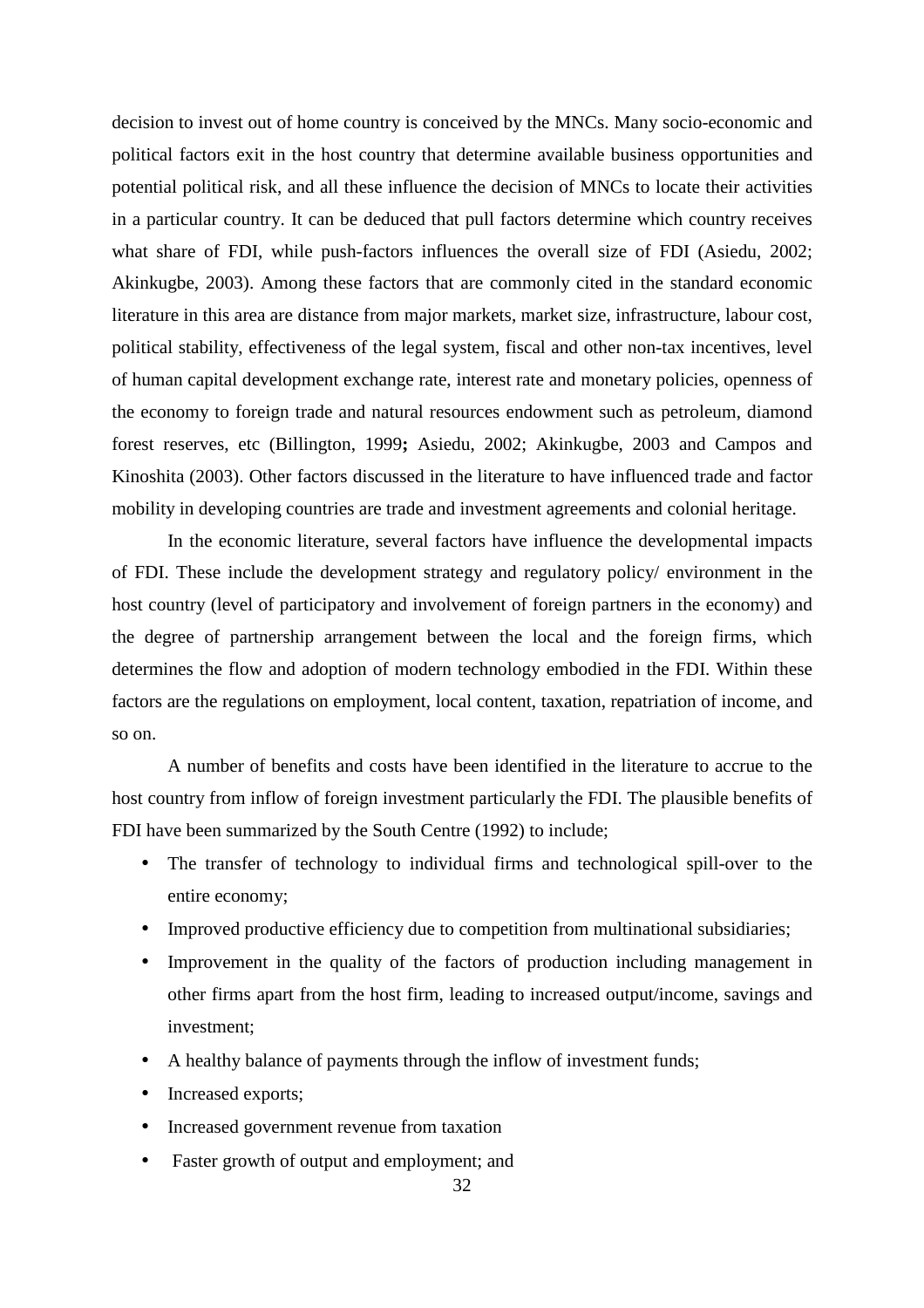decision to invest out of home country is conceived by the MNCs. Many socio-economic and political factors exit in the host country that determine available business opportunities and potential political risk, and all these influence the decision of MNCs to locate their activities in a particular country. It can be deduced that pull factors determine which country receives what share of FDI, while push-factors influences the overall size of FDI (Asiedu, 2002; Akinkugbe, 2003). Among these factors that are commonly cited in the standard economic literature in this area are distance from major markets, market size, infrastructure, labour cost, political stability, effectiveness of the legal system, fiscal and other non-tax incentives, level of human capital development exchange rate, interest rate and monetary policies, openness of the economy to foreign trade and natural resources endowment such as petroleum, diamond forest reserves, etc (Billington, 1999**;** Asiedu, 2002; Akinkugbe, 2003 and Campos and Kinoshita (2003). Other factors discussed in the literature to have influenced trade and factor mobility in developing countries are trade and investment agreements and colonial heritage.

In the economic literature, several factors have influence the developmental impacts of FDI. These include the development strategy and regulatory policy/ environment in the host country (level of participatory and involvement of foreign partners in the economy) and the degree of partnership arrangement between the local and the foreign firms, which determines the flow and adoption of modern technology embodied in the FDI. Within these factors are the regulations on employment, local content, taxation, repatriation of income, and so on.

A number of benefits and costs have been identified in the literature to accrue to the host country from inflow of foreign investment particularly the FDI. The plausible benefits of FDI have been summarized by the South Centre (1992) to include;

- The transfer of technology to individual firms and technological spill-over to the entire economy;
- Improved productive efficiency due to competition from multinational subsidiaries;
- Improvement in the quality of the factors of production including management in other firms apart from the host firm, leading to increased output/income, savings and investment;
- A healthy balance of payments through the inflow of investment funds;
- Increased exports;
- Increased government revenue from taxation
- Faster growth of output and employment; and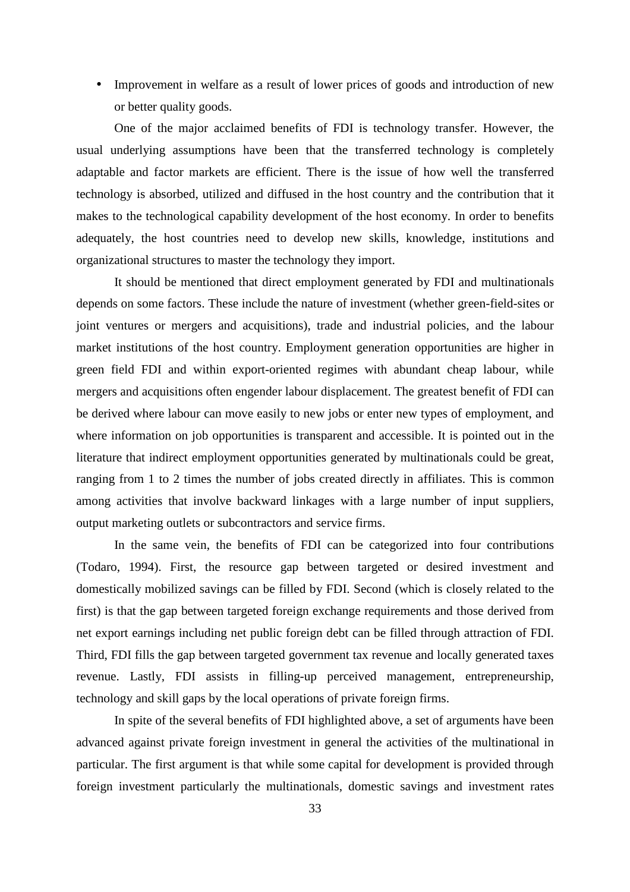- Improvement in welfare as a result of lower prices of goods and introduction of new or better quality goods.

One of the major acclaimed benefits of FDI is technology transfer. However, the usual underlying assumptions have been that the transferred technology is completely adaptable and factor markets are efficient. There is the issue of how well the transferred technology is absorbed, utilized and diffused in the host country and the contribution that it makes to the technological capability development of the host economy. In order to benefits adequately, the host countries need to develop new skills, knowledge, institutions and organizational structures to master the technology they import.

It should be mentioned that direct employment generated by FDI and multinationals depends on some factors. These include the nature of investment (whether green-field-sites or joint ventures or mergers and acquisitions), trade and industrial policies, and the labour market institutions of the host country. Employment generation opportunities are higher in green field FDI and within export-oriented regimes with abundant cheap labour, while mergers and acquisitions often engender labour displacement. The greatest benefit of FDI can be derived where labour can move easily to new jobs or enter new types of employment, and where information on job opportunities is transparent and accessible. It is pointed out in the literature that indirect employment opportunities generated by multinationals could be great, ranging from 1 to 2 times the number of jobs created directly in affiliates. This is common among activities that involve backward linkages with a large number of input suppliers, output marketing outlets or subcontractors and service firms.

In the same vein, the benefits of FDI can be categorized into four contributions (Todaro, 1994). First, the resource gap between targeted or desired investment and domestically mobilized savings can be filled by FDI. Second (which is closely related to the first) is that the gap between targeted foreign exchange requirements and those derived from net export earnings including net public foreign debt can be filled through attraction of FDI. Third, FDI fills the gap between targeted government tax revenue and locally generated taxes revenue. Lastly, FDI assists in filling-up perceived management, entrepreneurship, technology and skill gaps by the local operations of private foreign firms.

In spite of the several benefits of FDI highlighted above, a set of arguments have been advanced against private foreign investment in general the activities of the multinational in particular. The first argument is that while some capital for development is provided through foreign investment particularly the multinationals, domestic savings and investment rates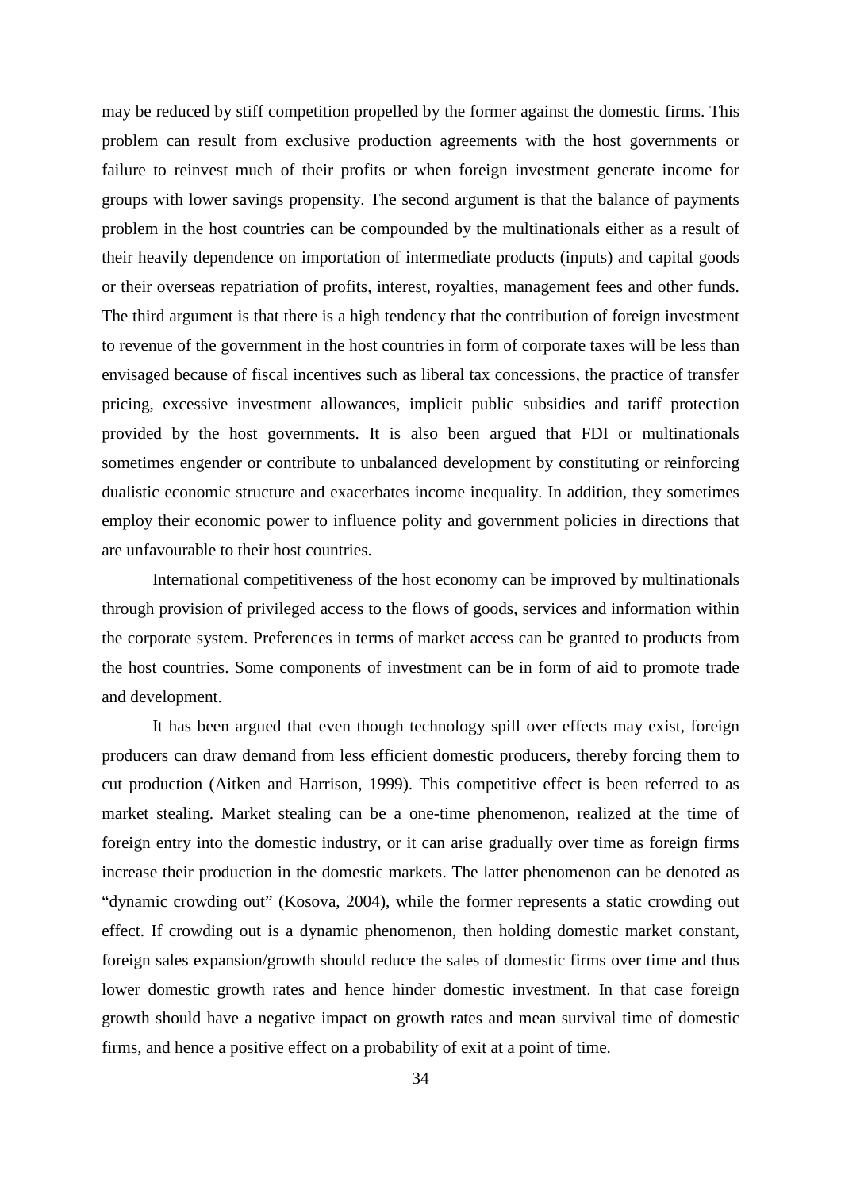may be reduced by stiff competition propelled by the former against the domestic firms. This problem can result from exclusive production agreements with the host governments or failure to reinvest much of their profits or when foreign investment generate income for groups with lower savings propensity. The second argument is that the balance of payments problem in the host countries can be compounded by the multinationals either as a result of their heavily dependence on importation of intermediate products (inputs) and capital goods or their overseas repatriation of profits, interest, royalties, management fees and other funds. The third argument is that there is a high tendency that the contribution of foreign investment to revenue of the government in the host countries in form of corporate taxes will be less than envisaged because of fiscal incentives such as liberal tax concessions, the practice of transfer pricing, excessive investment allowances, implicit public subsidies and tariff protection provided by the host governments. It is also been argued that FDI or multinationals sometimes engender or contribute to unbalanced development by constituting or reinforcing dualistic economic structure and exacerbates income inequality. In addition, they sometimes employ their economic power to influence polity and government policies in directions that are unfavourable to their host countries.

International competitiveness of the host economy can be improved by multinationals through provision of privileged access to the flows of goods, services and information within the corporate system. Preferences in terms of market access can be granted to products from the host countries. Some components of investment can be in form of aid to promote trade and development.

It has been argued that even though technology spill over effects may exist, foreign producers can draw demand from less efficient domestic producers, thereby forcing them to cut production (Aitken and Harrison, 1999). This competitive effect is been referred to as market stealing. Market stealing can be a one-time phenomenon, realized at the time of foreign entry into the domestic industry, or it can arise gradually over time as foreign firms increase their production in the domestic markets. The latter phenomenon can be denoted as "dynamic crowding out" (Kosova, 2004), while the former represents a static crowding out effect. If crowding out is a dynamic phenomenon, then holding domestic market constant, foreign sales expansion/growth should reduce the sales of domestic firms over time and thus lower domestic growth rates and hence hinder domestic investment. In that case foreign growth should have a negative impact on growth rates and mean survival time of domestic firms, and hence a positive effect on a probability of exit at a point of time.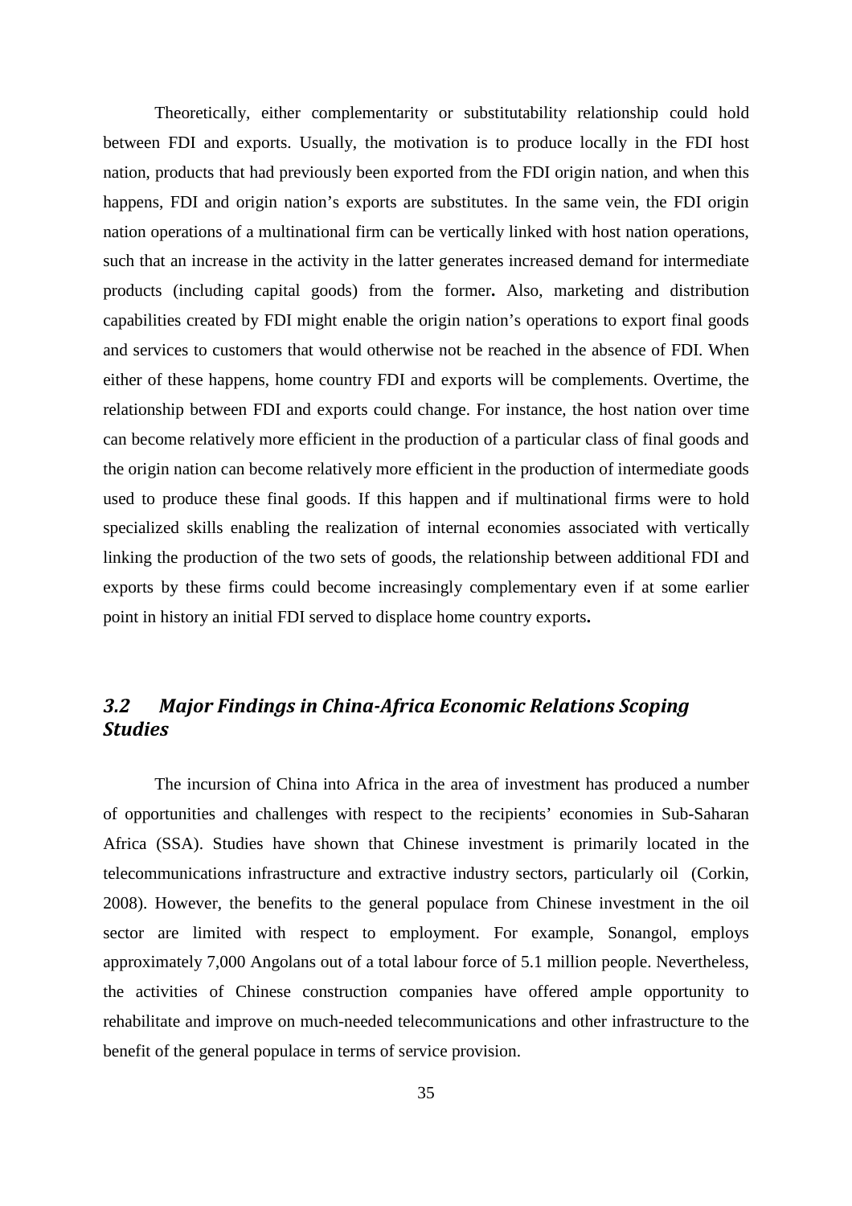Theoretically, either complementarity or substitutability relationship could hold between FDI and exports. Usually, the motivation is to produce locally in the FDI host nation, products that had previously been exported from the FDI origin nation, and when this happens, FDI and origin nation's exports are substitutes. In the same vein, the FDI origin nation operations of a multinational firm can be vertically linked with host nation operations, such that an increase in the activity in the latter generates increased demand for intermediate products (including capital goods) from the former**.** Also, marketing and distribution capabilities created by FDI might enable the origin nation's operations to export final goods and services to customers that would otherwise not be reached in the absence of FDI. When either of these happens, home country FDI and exports will be complements. Overtime, the relationship between FDI and exports could change. For instance, the host nation over time can become relatively more efficient in the production of a particular class of final goods and the origin nation can become relatively more efficient in the production of intermediate goods used to produce these final goods. If this happen and if multinational firms were to hold specialized skills enabling the realization of internal economies associated with vertically linking the production of the two sets of goods, the relationship between additional FDI and exports by these firms could become increasingly complementary even if at some earlier point in history an initial FDI served to displace home country exports**.**

## *3.2 Major Findings in China-Africa Economic Relations Scoping Studies*

The incursion of China into Africa in the area of investment has produced a number of opportunities and challenges with respect to the recipients' economies in Sub-Saharan Africa (SSA). Studies have shown that Chinese investment is primarily located in the telecommunications infrastructure and extractive industry sectors, particularly oil (Corkin, 2008). However, the benefits to the general populace from Chinese investment in the oil sector are limited with respect to employment. For example, Sonangol, employs approximately 7,000 Angolans out of a total labour force of 5.1 million people. Nevertheless, the activities of Chinese construction companies have offered ample opportunity to rehabilitate and improve on much-needed telecommunications and other infrastructure to the benefit of the general populace in terms of service provision.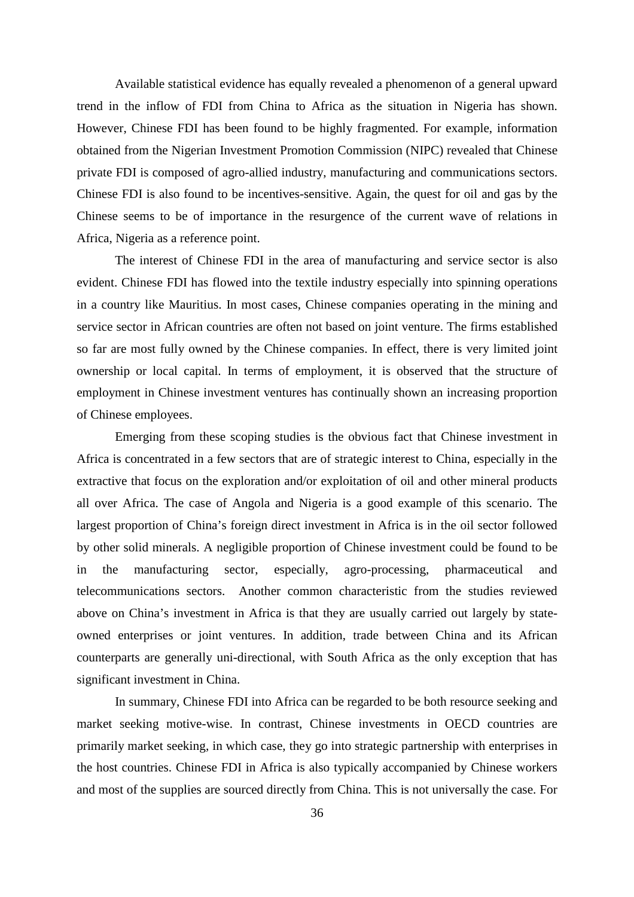Available statistical evidence has equally revealed a phenomenon of a general upward trend in the inflow of FDI from China to Africa as the situation in Nigeria has shown. However, Chinese FDI has been found to be highly fragmented. For example, information obtained from the Nigerian Investment Promotion Commission (NIPC) revealed that Chinese private FDI is composed of agro-allied industry, manufacturing and communications sectors. Chinese FDI is also found to be incentives-sensitive. Again, the quest for oil and gas by the Chinese seems to be of importance in the resurgence of the current wave of relations in Africa, Nigeria as a reference point.

The interest of Chinese FDI in the area of manufacturing and service sector is also evident. Chinese FDI has flowed into the textile industry especially into spinning operations in a country like Mauritius. In most cases, Chinese companies operating in the mining and service sector in African countries are often not based on joint venture. The firms established so far are most fully owned by the Chinese companies. In effect, there is very limited joint ownership or local capital. In terms of employment, it is observed that the structure of employment in Chinese investment ventures has continually shown an increasing proportion of Chinese employees.

Emerging from these scoping studies is the obvious fact that Chinese investment in Africa is concentrated in a few sectors that are of strategic interest to China, especially in the extractive that focus on the exploration and/or exploitation of oil and other mineral products all over Africa. The case of Angola and Nigeria is a good example of this scenario. The largest proportion of China's foreign direct investment in Africa is in the oil sector followed by other solid minerals. A negligible proportion of Chinese investment could be found to be in the manufacturing sector, especially, agro-processing, pharmaceutical and telecommunications sectors. Another common characteristic from the studies reviewed above on China's investment in Africa is that they are usually carried out largely by state-owned enterprises or joint ventures. In addition, trade between China and its African counterparts are generally uni-directional, with South Africa as the only exception that has significant investment in China.

In summary, Chinese FDI into Africa can be regarded to be both resource seeking and market seeking motive-wise. In contrast, Chinese investments in OECD countries are primarily market seeking, in which case, they go into strategic partnership with enterprises in the host countries. Chinese FDI in Africa is also typically accompanied by Chinese workers and most of the supplies are sourced directly from China. This is not universally the case. For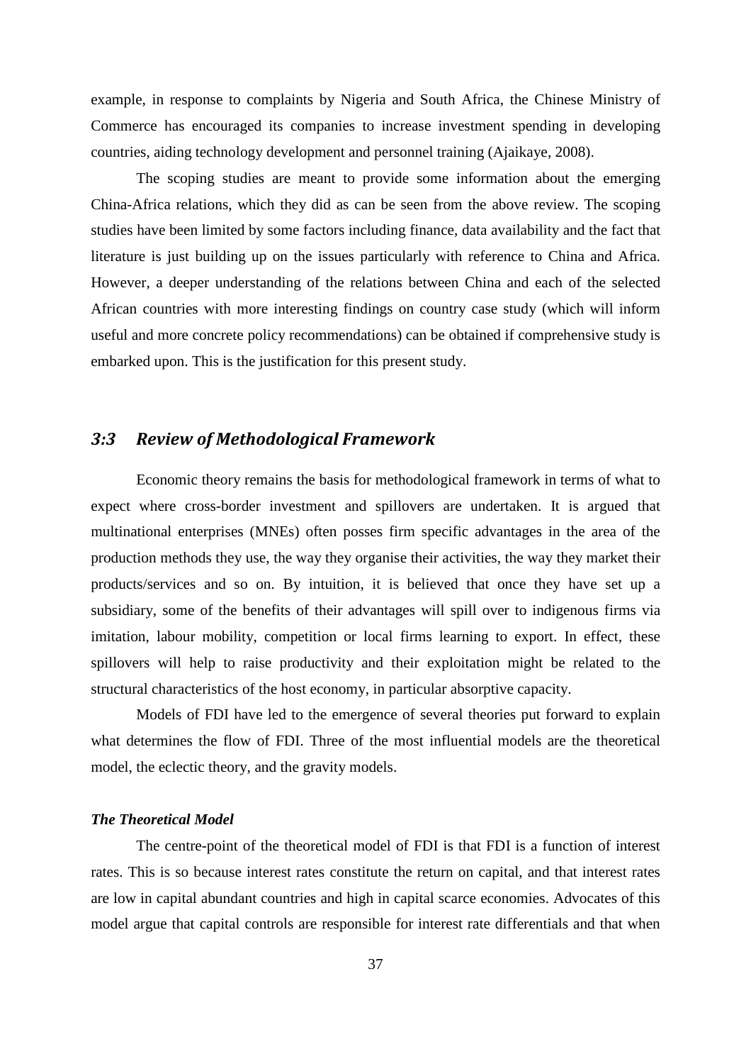example, in response to complaints by Nigeria and South Africa, the Chinese Ministry of Commerce has encouraged its companies to increase investment spending in developing countries, aiding technology development and personnel training (Ajaikaye, 2008).

The scoping studies are meant to provide some information about the emerging China-Africa relations, which they did as can be seen from the above review. The scoping studies have been limited by some factors including finance, data availability and the fact that literature is just building up on the issues particularly with reference to China and Africa. However, a deeper understanding of the relations between China and each of the selected African countries with more interesting findings on country case study (which will inform useful and more concrete policy recommendations) can be obtained if comprehensive study is embarked upon. This is the justification for this present study.

## *3:3 Review of Methodological Framework*

Economic theory remains the basis for methodological framework in terms of what to expect where cross-border investment and spillovers are undertaken. It is argued that multinational enterprises (MNEs) often posses firm specific advantages in the area of the production methods they use, the way they organise their activities, the way they market their products/services and so on. By intuition, it is believed that once they have set up a subsidiary, some of the benefits of their advantages will spill over to indigenous firms via imitation, labour mobility, competition or local firms learning to export. In effect, these spillovers will help to raise productivity and their exploitation might be related to the structural characteristics of the host economy, in particular absorptive capacity.

Models of FDI have led to the emergence of several theories put forward to explain what determines the flow of FDI. Three of the most influential models are the theoretical model, the eclectic theory, and the gravity models.

### *The Theoretical Model*

The centre-point of the theoretical model of FDI is that FDI is a function of interest rates. This is so because interest rates constitute the return on capital, and that interest rates are low in capital abundant countries and high in capital scarce economies. Advocates of this model argue that capital controls are responsible for interest rate differentials and that when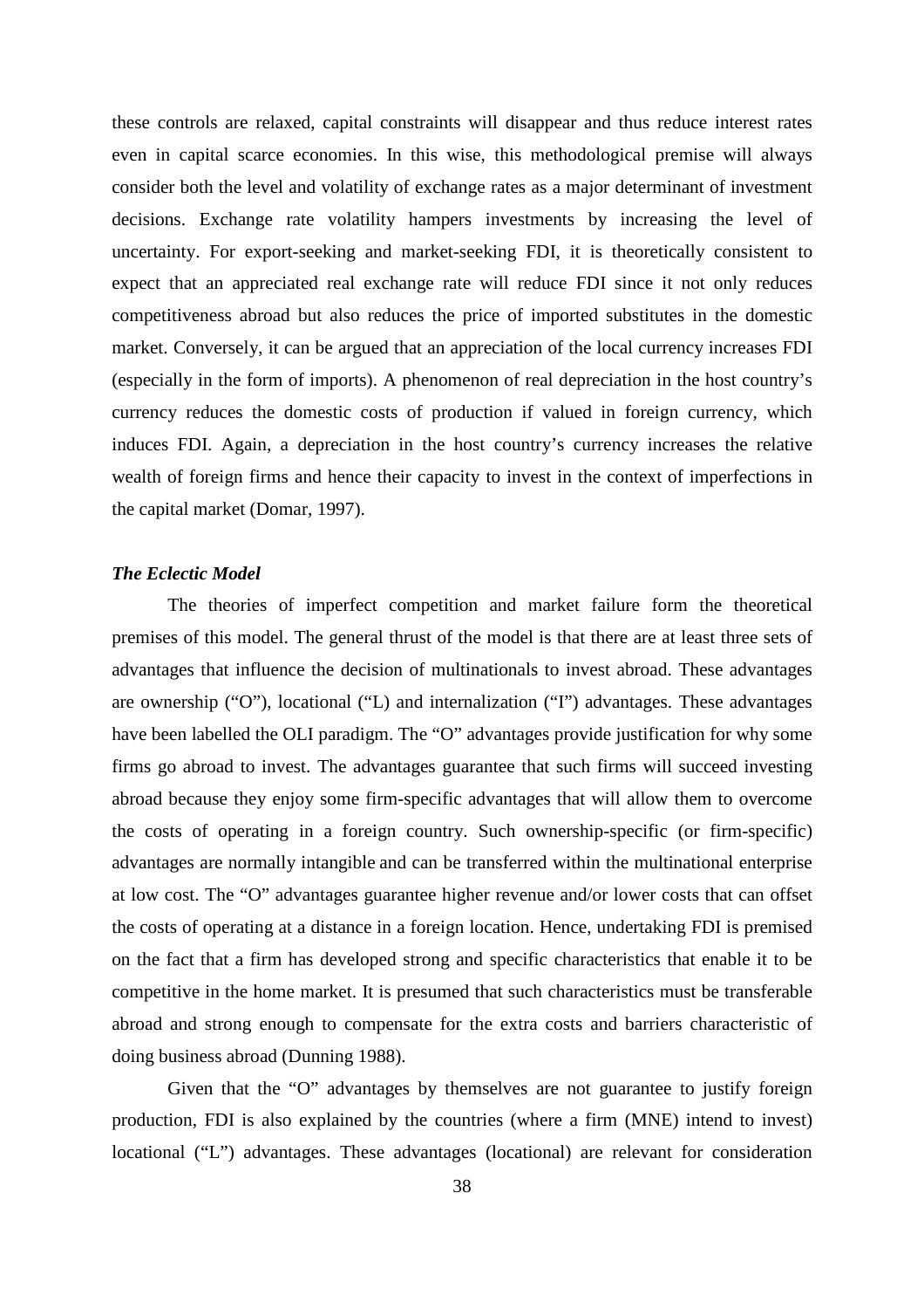these controls are relaxed, capital constraints will disappear and thus reduce interest rates even in capital scarce economies. In this wise, this methodological premise will always consider both the level and volatility of exchange rates as a major determinant of investment decisions. Exchange rate volatility hampers investments by increasing the level of uncertainty. For export-seeking and market-seeking FDI, it is theoretically consistent to expect that an appreciated real exchange rate will reduce FDI since it not only reduces competitiveness abroad but also reduces the price of imported substitutes in the domestic market. Conversely, it can be argued that an appreciation of the local currency increases FDI (especially in the form of imports). A phenomenon of real depreciation in the host country's currency reduces the domestic costs of production if valued in foreign currency, which induces FDI. Again, a depreciation in the host country's currency increases the relative wealth of foreign firms and hence their capacity to invest in the context of imperfections in the capital market (Domar, 1997).

***The Eclectic Model***

The theories of imperfect competition and market failure form the theoretical premises of this model. The general thrust of the model is that there are at least three sets of advantages that influence the decision of multinationals to invest abroad. These advantages are ownership ("O"), locational ("L) and internalization ("I") advantages. These advantages have been labelled the OLI paradigm. The "O" advantages provide justification for why some firms go abroad to invest. The advantages guarantee that such firms will succeed investing abroad because they enjoy some firm-specific advantages that will allow them to overcome the costs of operating in a foreign country. Such ownership-specific (or firm-specific) advantages are normally intangible and can be transferred within the multinational enterprise at low cost. The "O" advantages guarantee higher revenue and/or lower costs that can offset the costs of operating at a distance in a foreign location. Hence, undertaking FDI is premised on the fact that a firm has developed strong and specific characteristics that enable it to be competitive in the home market. It is presumed that such characteristics must be transferable abroad and strong enough to compensate for the extra costs and barriers characteristic of doing business abroad (Dunning 1988).

Given that the "O" advantages by themselves are not guarantee to justify foreign production, FDI is also explained by the countries (where a firm (MNE) intend to invest) locational ("L") advantages. These advantages (locational) are relevant for consideration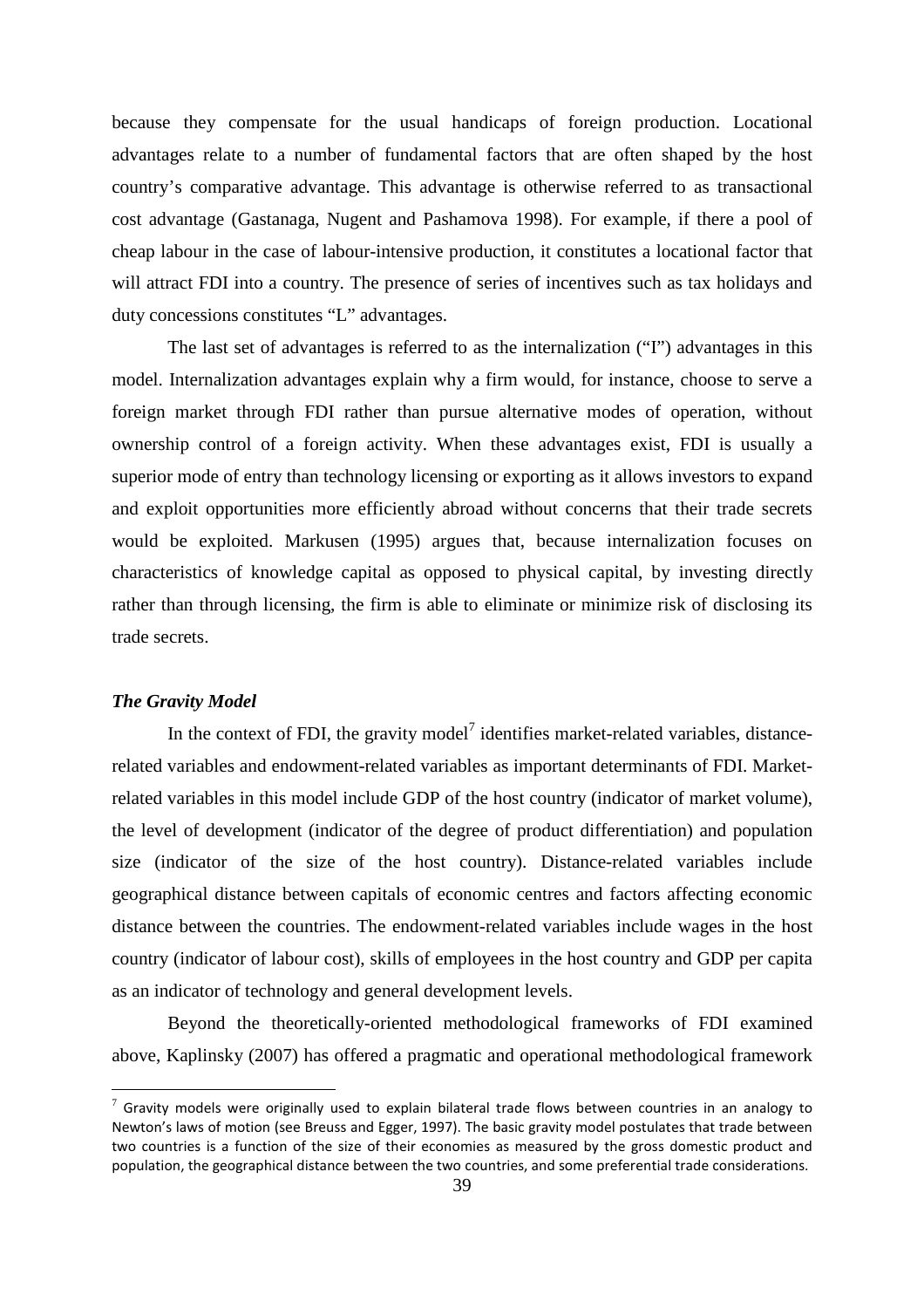because they compensate for the usual handicaps of foreign production. Locational advantages relate to a number of fundamental factors that are often shaped by the host country's comparative advantage. This advantage is otherwise referred to as transactional cost advantage (Gastanaga, Nugent and Pashamova 1998). For example, if there a pool of cheap labour in the case of labour-intensive production, it constitutes a locational factor that will attract FDI into a country. The presence of series of incentives such as tax holidays and duty concessions constitutes "L" advantages.

The last set of advantages is referred to as the internalization ("I") advantages in this model. Internalization advantages explain why a firm would, for instance, choose to serve a foreign market through FDI rather than pursue alternative modes of operation, without ownership control of a foreign activity. When these advantages exist, FDI is usually a superior mode of entry than technology licensing or exporting as it allows investors to expand and exploit opportunities more efficiently abroad without concerns that their trade secrets would be exploited. Markusen (1995) argues that, because internalization focuses on characteristics of knowledge capital as opposed to physical capital, by investing directly rather than through licensing, the firm is able to eliminate or minimize risk of disclosing its trade secrets.

***The Gravity Model***

In the context of FDI, the gravity model[7] identifies market-related variables, distance-related variables and endowment-related variables as important determinants of FDI. Market-related variables in this model include GDP of the host country (indicator of market volume), the level of development (indicator of the degree of product differentiation) and population size (indicator of the size of the host country). Distance-related variables include geographical distance between capitals of economic centres and factors affecting economic distance between the countries. The endowment-related variables include wages in the host country (indicator of labour cost), skills of employees in the host country and GDP per capita as an indicator of technology and general development levels.

Beyond the theoretically-oriented methodological frameworks of FDI examined above, Kaplinsky (2007) has offered a pragmatic and operational methodological framework

[7] Gravity models were originally used to explain bilateral trade flows between countries in an analogy to Newton's laws of motion (see Breuss and Egger, 1997). The basic gravity model postulates that trade between two countries is a function of the size of their economies as measured by the gross domestic product and population, the geographical distance between the two countries, and some preferential trade considerations.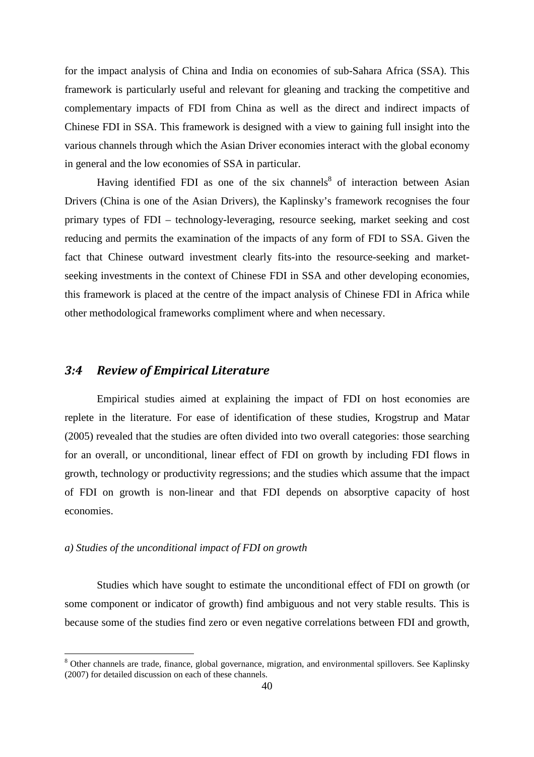for the impact analysis of China and India on economies of sub-Sahara Africa (SSA). This framework is particularly useful and relevant for gleaning and tracking the competitive and complementary impacts of FDI from China as well as the direct and indirect impacts of Chinese FDI in SSA. This framework is designed with a view to gaining full insight into the various channels through which the Asian Driver economies interact with the global economy in general and the low economies of SSA in particular.

Having identified FDI as one of the six channels[8] of interaction between Asian Drivers (China is one of the Asian Drivers), the Kaplinsky's framework recognises the four primary types of FDI – technology-leveraging, resource seeking, market seeking and cost reducing and permits the examination of the impacts of any form of FDI to SSA. Given the fact that Chinese outward investment clearly fits-into the resource-seeking and market-seeking investments in the context of Chinese FDI in SSA and other developing economies, this framework is placed at the centre of the impact analysis of Chinese FDI in Africa while other methodological frameworks compliment where and when necessary.

## *3:4 Review of Empirical Literature*

Empirical studies aimed at explaining the impact of FDI on host economies are replete in the literature. For ease of identification of these studies, Krogstrup and Matar (2005) revealed that the studies are often divided into two overall categories: those searching for an overall, or unconditional, linear effect of FDI on growth by including FDI flows in growth, technology or productivity regressions; and the studies which assume that the impact of FDI on growth is non-linear and that FDI depends on absorptive capacity of host economies.

*a) Studies of the unconditional impact of FDI on growth*

Studies which have sought to estimate the unconditional effect of FDI on growth (or some component or indicator of growth) find ambiguous and not very stable results. This is because some of the studies find zero or even negative correlations between FDI and growth,

[8] Other channels are trade, finance, global governance, migration, and environmental spillovers. See Kaplinsky (2007) for detailed discussion on each of these channels.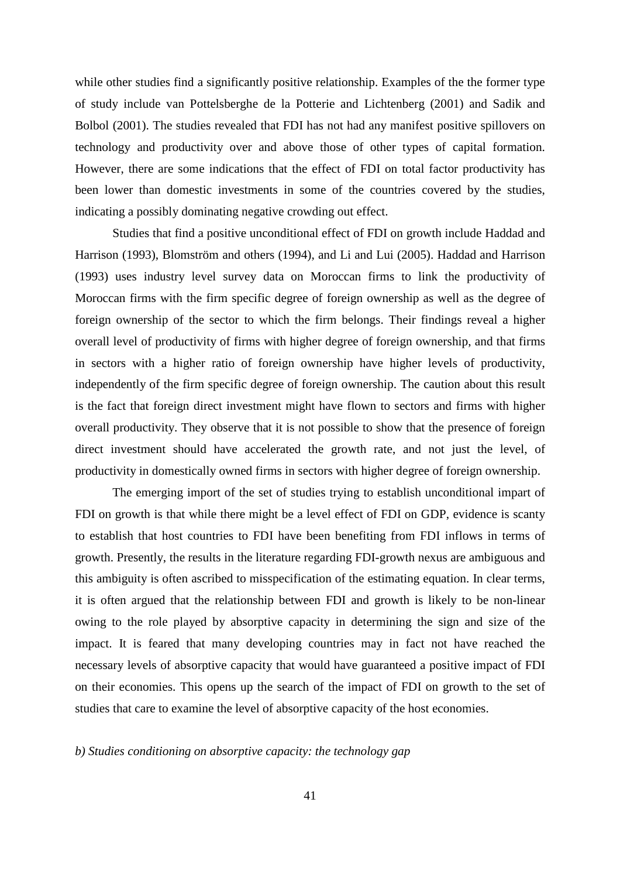while other studies find a significantly positive relationship. Examples of the the former type of study include van Pottelsberghe de la Potterie and Lichtenberg (2001) and Sadik and Bolbol (2001). The studies revealed that FDI has not had any manifest positive spillovers on technology and productivity over and above those of other types of capital formation. However, there are some indications that the effect of FDI on total factor productivity has been lower than domestic investments in some of the countries covered by the studies, indicating a possibly dominating negative crowding out effect.

Studies that find a positive unconditional effect of FDI on growth include Haddad and Harrison (1993), Blomström and others (1994), and Li and Lui (2005). Haddad and Harrison (1993) uses industry level survey data on Moroccan firms to link the productivity of Moroccan firms with the firm specific degree of foreign ownership as well as the degree of foreign ownership of the sector to which the firm belongs. Their findings reveal a higher overall level of productivity of firms with higher degree of foreign ownership, and that firms in sectors with a higher ratio of foreign ownership have higher levels of productivity, independently of the firm specific degree of foreign ownership. The caution about this result is the fact that foreign direct investment might have flown to sectors and firms with higher overall productivity. They observe that it is not possible to show that the presence of foreign direct investment should have accelerated the growth rate, and not just the level, of productivity in domestically owned firms in sectors with higher degree of foreign ownership.

The emerging import of the set of studies trying to establish unconditional impart of FDI on growth is that while there might be a level effect of FDI on GDP, evidence is scanty to establish that host countries to FDI have been benefiting from FDI inflows in terms of growth. Presently, the results in the literature regarding FDI-growth nexus are ambiguous and this ambiguity is often ascribed to misspecification of the estimating equation. In clear terms, it is often argued that the relationship between FDI and growth is likely to be non-linear owing to the role played by absorptive capacity in determining the sign and size of the impact. It is feared that many developing countries may in fact not have reached the necessary levels of absorptive capacity that would have guaranteed a positive impact of FDI on their economies. This opens up the search of the impact of FDI on growth to the set of studies that care to examine the level of absorptive capacity of the host economies.

*b) Studies conditioning on absorptive capacity: the technology gap*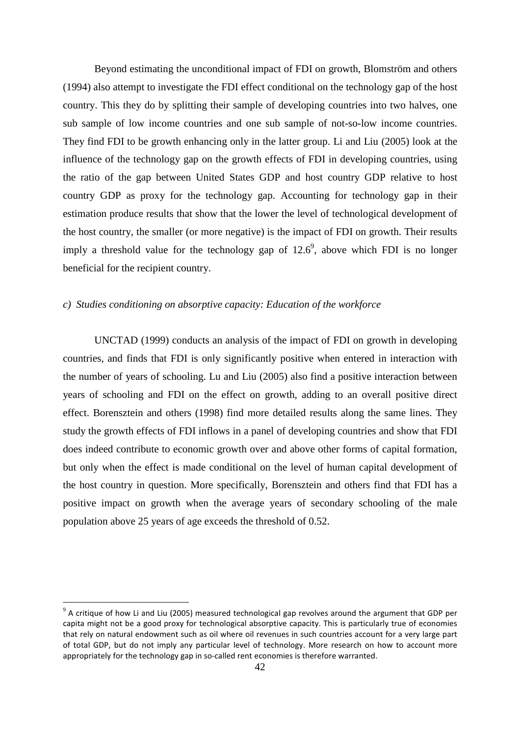Beyond estimating the unconditional impact of FDI on growth, Blomström and others (1994) also attempt to investigate the FDI effect conditional on the technology gap of the host country. This they do by splitting their sample of developing countries into two halves, one sub sample of low income countries and one sub sample of not-so-low income countries. They find FDI to be growth enhancing only in the latter group. Li and Liu (2005) look at the influence of the technology gap on the growth effects of FDI in developing countries, using the ratio of the gap between United States GDP and host country GDP relative to host country GDP as proxy for the technology gap. Accounting for technology gap in their estimation produce results that show that the lower the level of technological development of the host country, the smaller (or more negative) is the impact of FDI on growth. Their results imply a threshold value for the technology gap of 12.6[9], above which FDI is no longer beneficial for the recipient country.

*c) Studies conditioning on absorptive capacity: Education of the workforce*

UNCTAD (1999) conducts an analysis of the impact of FDI on growth in developing countries, and finds that FDI is only significantly positive when entered in interaction with the number of years of schooling. Lu and Liu (2005) also find a positive interaction between years of schooling and FDI on the effect on growth, adding to an overall positive direct effect. Borensztein and others (1998) find more detailed results along the same lines. They study the growth effects of FDI inflows in a panel of developing countries and show that FDI does indeed contribute to economic growth over and above other forms of capital formation, but only when the effect is made conditional on the level of human capital development of the host country in question. More specifically, Borensztein and others find that FDI has a positive impact on growth when the average years of secondary schooling of the male population above 25 years of age exceeds the threshold of 0.52.

[9] A critique of how Li and Liu (2005) measured technological gap revolves around the argument that GDP per capita might not be a good proxy for technological absorptive capacity. This is particularly true of economies that rely on natural endowment such as oil where oil revenues in such countries account for a very large part of total GDP, but do not imply any particular level of technology. More research on how to account more appropriately for the technology gap in so-called rent economies is therefore warranted.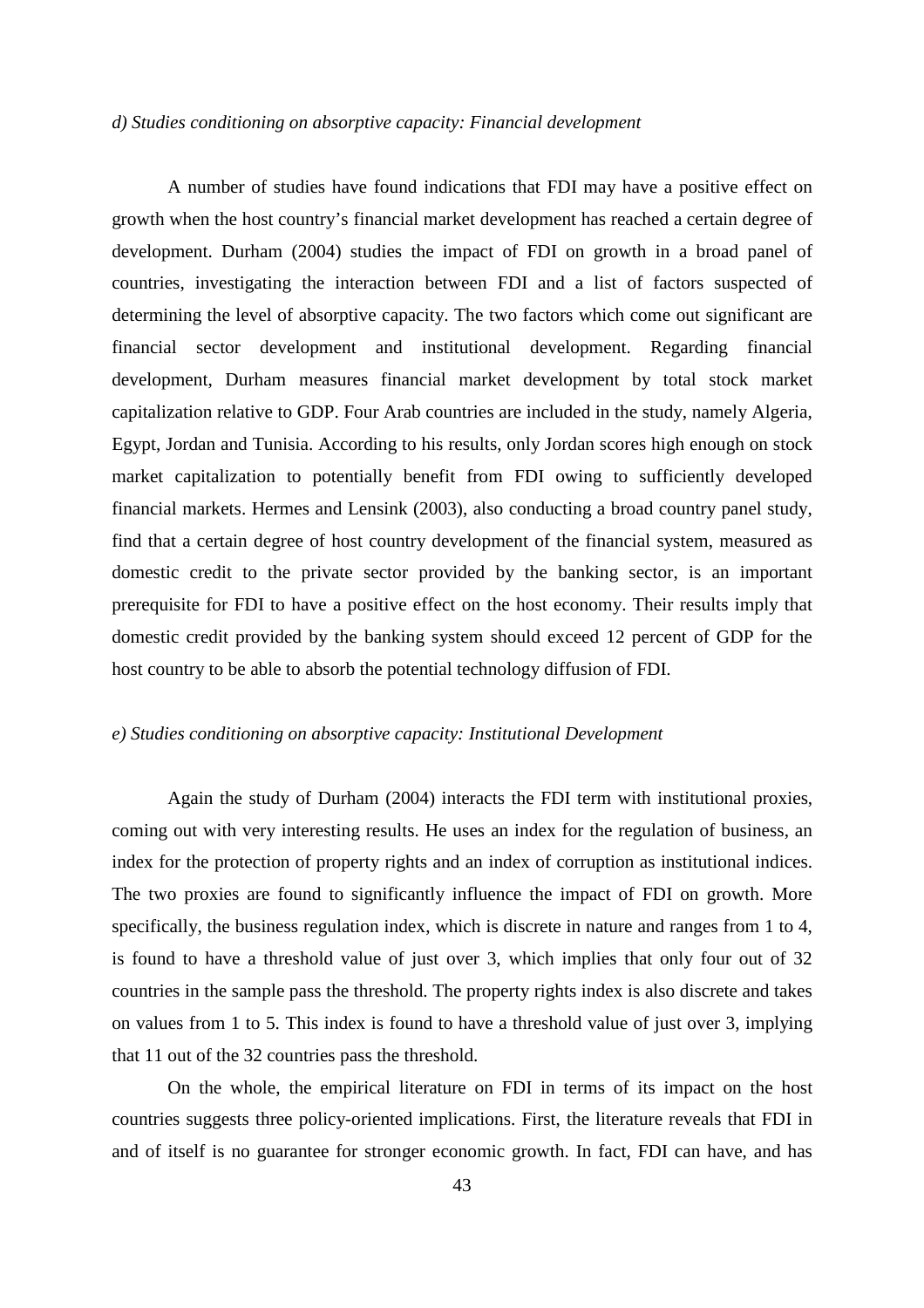*d) Studies conditioning on absorptive capacity: Financial development*

A number of studies have found indications that FDI may have a positive effect on growth when the host country's financial market development has reached a certain degree of development. Durham (2004) studies the impact of FDI on growth in a broad panel of countries, investigating the interaction between FDI and a list of factors suspected of determining the level of absorptive capacity. The two factors which come out significant are financial sector development and institutional development. Regarding financial development, Durham measures financial market development by total stock market capitalization relative to GDP. Four Arab countries are included in the study, namely Algeria, Egypt, Jordan and Tunisia. According to his results, only Jordan scores high enough on stock market capitalization to potentially benefit from FDI owing to sufficiently developed financial markets. Hermes and Lensink (2003), also conducting a broad country panel study, find that a certain degree of host country development of the financial system, measured as domestic credit to the private sector provided by the banking sector, is an important prerequisite for FDI to have a positive effect on the host economy. Their results imply that domestic credit provided by the banking system should exceed 12 percent of GDP for the host country to be able to absorb the potential technology diffusion of FDI.

*e) Studies conditioning on absorptive capacity: Institutional Development*

Again the study of Durham (2004) interacts the FDI term with institutional proxies, coming out with very interesting results. He uses an index for the regulation of business, an index for the protection of property rights and an index of corruption as institutional indices. The two proxies are found to significantly influence the impact of FDI on growth. More specifically, the business regulation index, which is discrete in nature and ranges from 1 to 4, is found to have a threshold value of just over 3, which implies that only four out of 32 countries in the sample pass the threshold. The property rights index is also discrete and takes on values from 1 to 5. This index is found to have a threshold value of just over 3, implying that 11 out of the 32 countries pass the threshold.

On the whole, the empirical literature on FDI in terms of its impact on the host countries suggests three policy-oriented implications. First, the literature reveals that FDI in and of itself is no guarantee for stronger economic growth. In fact, FDI can have, and has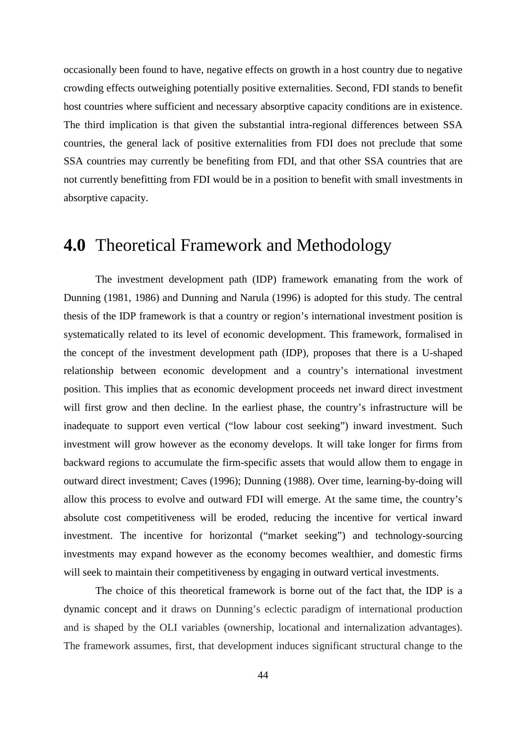occasionally been found to have, negative effects on growth in a host country due to negative crowding effects outweighing potentially positive externalities. Second, FDI stands to benefit host countries where sufficient and necessary absorptive capacity conditions are in existence. The third implication is that given the substantial intra-regional differences between SSA countries, the general lack of positive externalities from FDI does not preclude that some SSA countries may currently be benefiting from FDI, and that other SSA countries that are not currently benefitting from FDI would be in a position to benefit with small investments in absorptive capacity.

# **4.0** Theoretical Framework and Methodology

The investment development path (IDP) framework emanating from the work of Dunning (1981, 1986) and Dunning and Narula (1996) is adopted for this study. The central thesis of the IDP framework is that a country or region's international investment position is systematically related to its level of economic development. This framework, formalised in the concept of the investment development path (IDP), proposes that there is a U-shaped relationship between economic development and a country's international investment position. This implies that as economic development proceeds net inward direct investment will first grow and then decline. In the earliest phase, the country's infrastructure will be inadequate to support even vertical ("low labour cost seeking") inward investment. Such investment will grow however as the economy develops. It will take longer for firms from backward regions to accumulate the firm-specific assets that would allow them to engage in outward direct investment; Caves (1996); Dunning (1988). Over time, learning-by-doing will allow this process to evolve and outward FDI will emerge. At the same time, the country's absolute cost competitiveness will be eroded, reducing the incentive for vertical inward investment. The incentive for horizontal ("market seeking") and technology-sourcing investments may expand however as the economy becomes wealthier, and domestic firms will seek to maintain their competitiveness by engaging in outward vertical investments.

The choice of this theoretical framework is borne out of the fact that, the IDP is a dynamic concept and it draws on Dunning's eclectic paradigm of international production and is shaped by the OLI variables (ownership, locational and internalization advantages). The framework assumes, first, that development induces significant structural change to the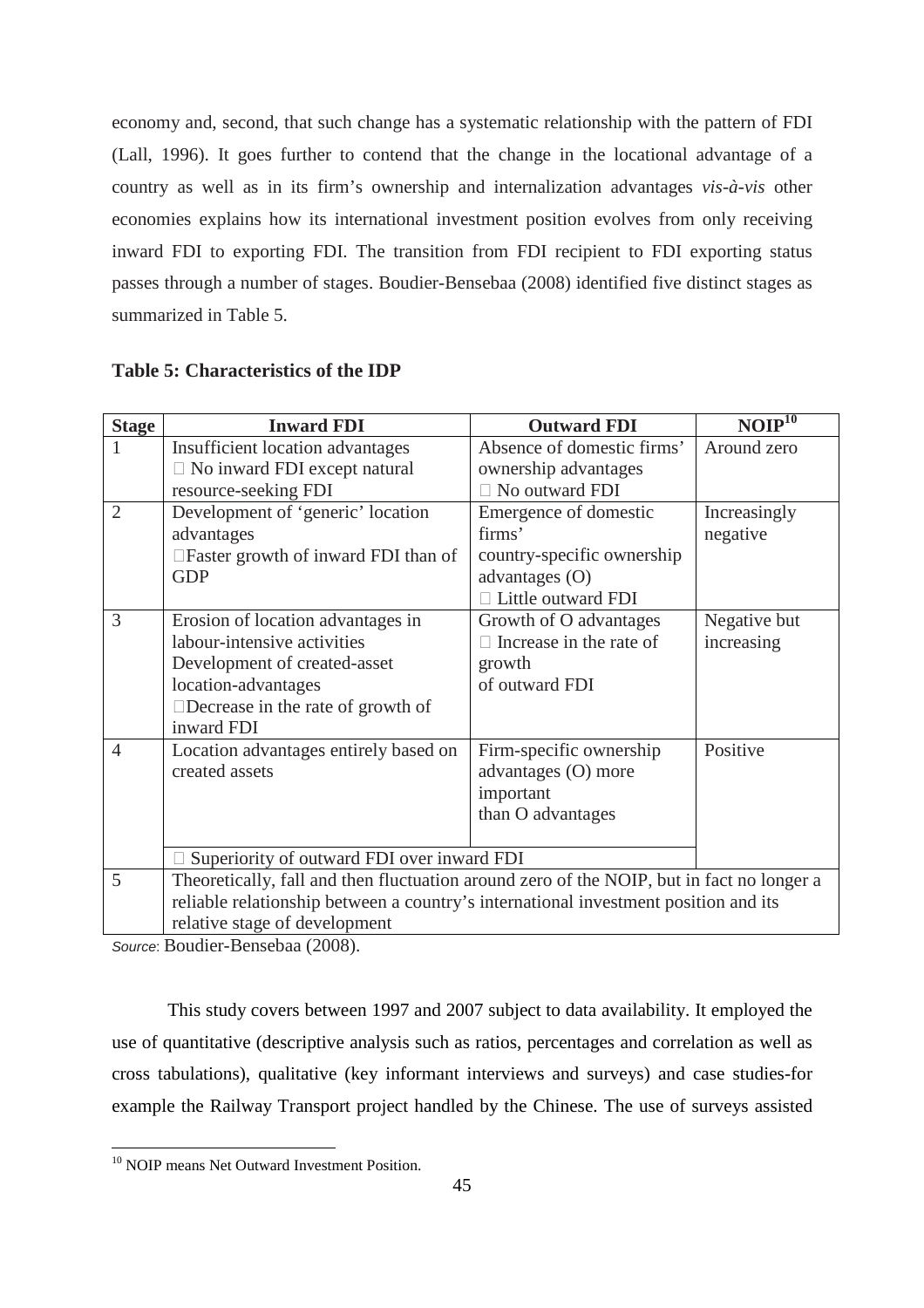economy and, second, that such change has a systematic relationship with the pattern of FDI (Lall, 1996). It goes further to contend that the change in the locational advantage of a country as well as in its firm's ownership and internalization advantages *vis-à-vis* other economies explains how its international investment position evolves from only receiving inward FDI to exporting FDI. The transition from FDI recipient to FDI exporting status passes through a number of stages. Boudier-Bensebaa (2008) identified five distinct stages as summarized in Table 5.

**Table 5: Characteristics of the IDP**

| Stage | Inward FDI | Outward FDI | NOIP[10] |
|---|---|---|---|
| 1 | Insufficient location advantages<br> No inward FDI except natural resource-seeking FDI | Absence of domestic firms' ownership advantages<br> No outward FDI | Around zero |
| 2 | Development of 'generic' location advantages<br>Faster growth of inward FDI than of GDP | Emergence of domestic firms' country-specific ownership advantages (O)<br> Little outward FDI | Increasingly negative |
| 3 | Erosion of location advantages in labour-intensive activities<br>Development of created-asset location-advantages<br>Decrease in the rate of growth of inward FDI | Growth of O advantages<br> Increase in the rate of growth of outward FDI | Negative but increasing |
| 4 | Location advantages entirely based on created assets<br><br> Superiority of outward FDI over inward FDI | Firm-specific ownership advantages (O) more important than O advantages | Positive |
| 5 | Theoretically, fall and then fluctuation around zero of the NOIP, but in fact no longer a reliable relationship between a country's international investment position and its relative stage of development | | |

*Source*: Boudier-Bensebaa (2008).

This study covers between 1997 and 2007 subject to data availability. It employed the use of quantitative (descriptive analysis such as ratios, percentages and correlation as well as cross tabulations), qualitative (key informant interviews and surveys) and case studies-for example the Railway Transport project handled by the Chinese. The use of surveys assisted

[10] NOIP means Net Outward Investment Position.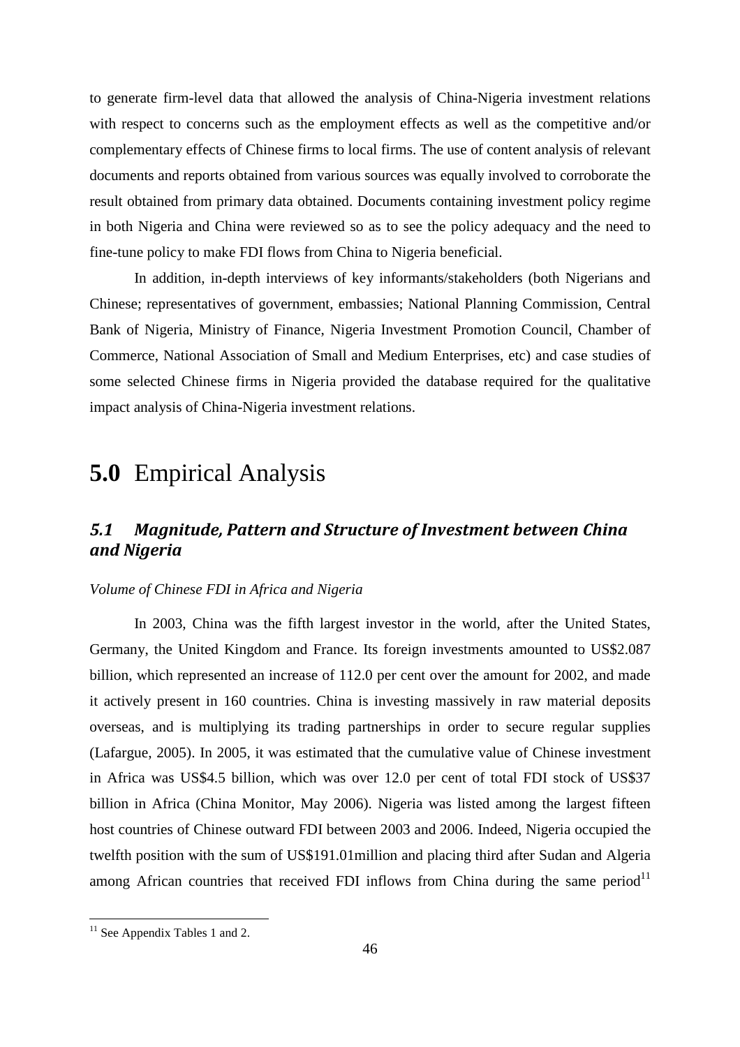to generate firm-level data that allowed the analysis of China-Nigeria investment relations with respect to concerns such as the employment effects as well as the competitive and/or complementary effects of Chinese firms to local firms. The use of content analysis of relevant documents and reports obtained from various sources was equally involved to corroborate the result obtained from primary data obtained. Documents containing investment policy regime in both Nigeria and China were reviewed so as to see the policy adequacy and the need to fine-tune policy to make FDI flows from China to Nigeria beneficial.

In addition, in-depth interviews of key informants/stakeholders (both Nigerians and Chinese; representatives of government, embassies; National Planning Commission, Central Bank of Nigeria, Ministry of Finance, Nigeria Investment Promotion Council, Chamber of Commerce, National Association of Small and Medium Enterprises, etc) and case studies of some selected Chinese firms in Nigeria provided the database required for the qualitative impact analysis of China-Nigeria investment relations.

# **5.0** Empirical Analysis

## *5.1 Magnitude, Pattern and Structure of Investment between China and Nigeria*

*Volume of Chinese FDI in Africa and Nigeria*

In 2003, China was the fifth largest investor in the world, after the United States, Germany, the United Kingdom and France. Its foreign investments amounted to US$2.087 billion, which represented an increase of 112.0 per cent over the amount for 2002, and made it actively present in 160 countries. China is investing massively in raw material deposits overseas, and is multiplying its trading partnerships in order to secure regular supplies (Lafargue, 2005). In 2005, it was estimated that the cumulative value of Chinese investment in Africa was US$4.5 billion, which was over 12.0 per cent of total FDI stock of US$37 billion in Africa (China Monitor, May 2006). Nigeria was listed among the largest fifteen host countries of Chinese outward FDI between 2003 and 2006. Indeed, Nigeria occupied the twelfth position with the sum of US$191.01million and placing third after Sudan and Algeria among African countries that received FDI inflows from China during the same period[11]

[11] See Appendix Tables 1 and 2.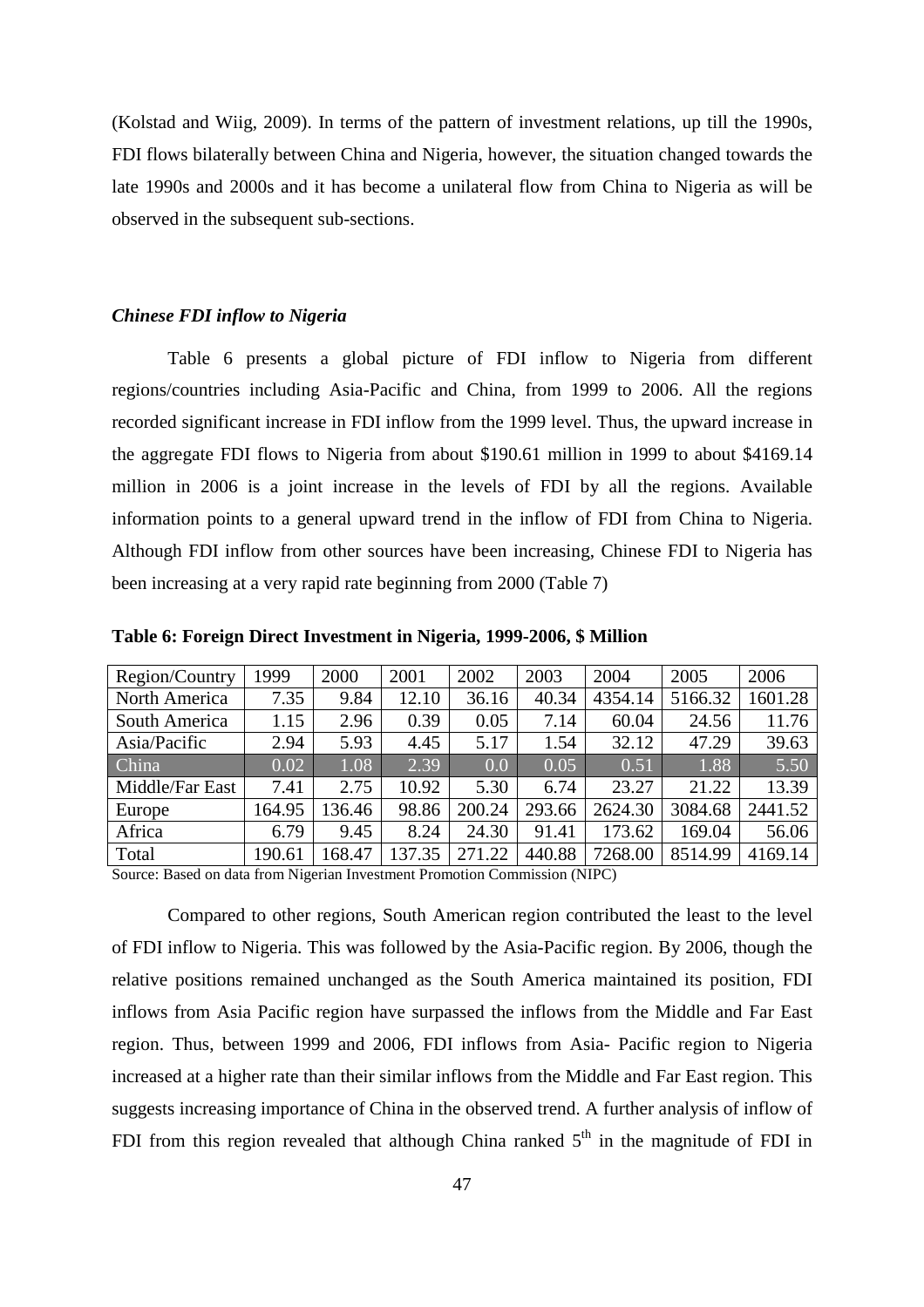(Kolstad and Wiig, 2009). In terms of the pattern of investment relations, up till the 1990s, FDI flows bilaterally between China and Nigeria, however, the situation changed towards the late 1990s and 2000s and it has become a unilateral flow from China to Nigeria as will be observed in the subsequent sub-sections.

### *Chinese FDI inflow to Nigeria*

Table 6 presents a global picture of FDI inflow to Nigeria from different regions/countries including Asia-Pacific and China, from 1999 to 2006. All the regions recorded significant increase in FDI inflow from the 1999 level. Thus, the upward increase in the aggregate FDI flows to Nigeria from about \$190.61 million in 1999 to about \$4169.14 million in 2006 is a joint increase in the levels of FDI by all the regions. Available information points to a general upward trend in the inflow of FDI from China to Nigeria. Although FDI inflow from other sources have been increasing, Chinese FDI to Nigeria has been increasing at a very rapid rate beginning from 2000 (Table 7)

**Table 6: Foreign Direct Investment in Nigeria, 1999-2006, \$ Million**

| Region/Country | 1999 | 2000 | 2001 | 2002 | 2003 | 2004 | 2005 | 2006 |
|---|---|---|---|---|---|---|---|---|
| North America | 7.35 | 9.84 | 12.10 | 36.16 | 40.34 | 4354.14 | 5166.32 | 1601.28 |
| South America | 1.15 | 2.96 | 0.39 | 0.05 | 7.14 | 60.04 | 24.56 | 11.76 |
| Asia/Pacific | 2.94 | 5.93 | 4.45 | 5.17 | 1.54 | 32.12 | 47.29 | 39.63 |
| China | 0.02 | 1.08 | 2.39 | 0.0 | 0.05 | 0.51 | 1.88 | 5.50 |
| Middle/Far East | 7.41 | 2.75 | 10.92 | 5.30 | 6.74 | 23.27 | 21.22 | 13.39 |
| Europe | 164.95 | 136.46 | 98.86 | 200.24 | 293.66 | 2624.30 | 3084.68 | 2441.52 |
| Africa | 6.79 | 9.45 | 8.24 | 24.30 | 91.41 | 173.62 | 169.04 | 56.06 |
| Total | 190.61 | 168.47 | 137.35 | 271.22 | 440.88 | 7268.00 | 8514.99 | 4169.14 |

Source: Based on data from Nigerian Investment Promotion Commission (NIPC)

Compared to other regions, South American region contributed the least to the level of FDI inflow to Nigeria. This was followed by the Asia-Pacific region. By 2006, though the relative positions remained unchanged as the South America maintained its position, FDI inflows from Asia Pacific region have surpassed the inflows from the Middle and Far East region. Thus, between 1999 and 2006, FDI inflows from Asia- Pacific region to Nigeria increased at a higher rate than their similar inflows from the Middle and Far East region. This suggests increasing importance of China in the observed trend. A further analysis of inflow of FDI from this region revealed that although China ranked 5th in the magnitude of FDI in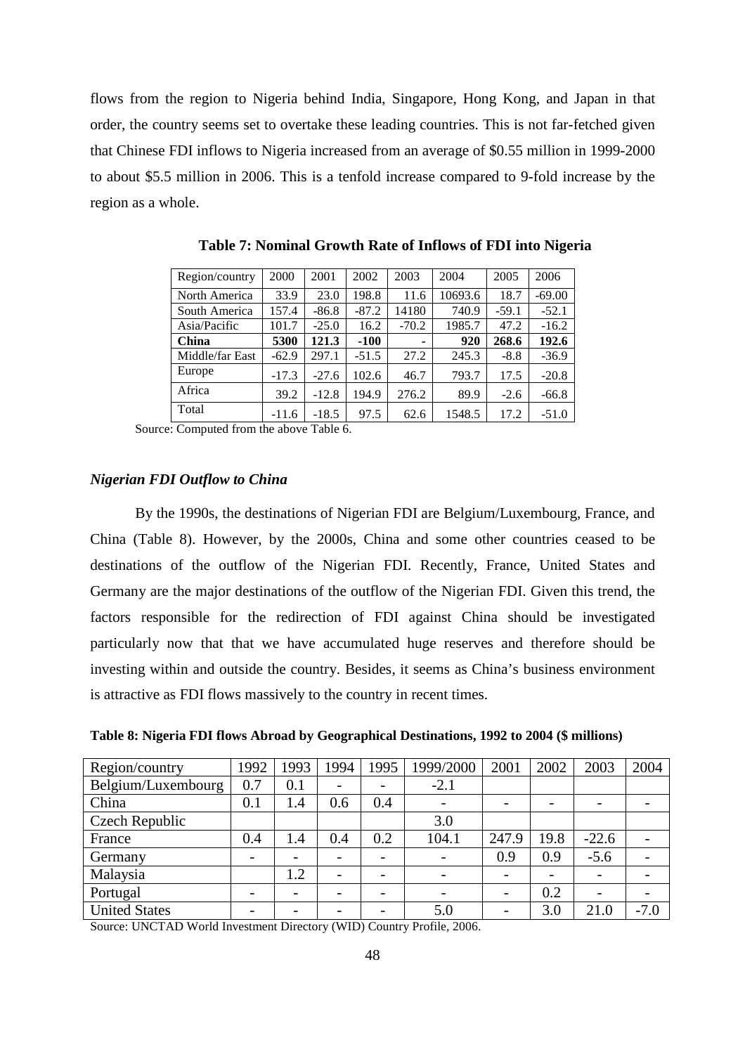flows from the region to Nigeria behind India, Singapore, Hong Kong, and Japan in that order, the country seems set to overtake these leading countries. This is not far-fetched given that Chinese FDI inflows to Nigeria increased from an average of $0.55 million in 1999-2000 to about $5.5 million in 2006. This is a tenfold increase compared to 9-fold increase by the region as a whole.

**Table 7: Nominal Growth Rate of Inflows of FDI into Nigeria**

| Region/country | 2000 | 2001 | 2002 | 2003 | 2004 | 2005 | 2006 |
|---|---|---|---|---|---|---|---|
| North America | 33.9 | 23.0 | 198.8 | 11.6 | 10693.6 | 18.7 | -69.00 |
| South America | 157.4 | -86.8 | -87.2 | 14180 | 740.9 | -59.1 | -52.1 |
| Asia/Pacific | 101.7 | -25.0 | 16.2 | -70.2 | 1985.7 | 47.2 | -16.2 |
| **China** | **5300** | **121.3** | **-100** | - | **920** | **268.6** | **192.6** |
| Middle/far East | -62.9 | 297.1 | -51.5 | 27.2 | 245.3 | -8.8 | -36.9 |
| Europe | -17.3 | -27.6 | 102.6 | 46.7 | 793.7 | 17.5 | -20.8 |
| Africa | 39.2 | -12.8 | 194.9 | 276.2 | 89.9 | -2.6 | -66.8 |
| Total | -11.6 | -18.5 | 97.5 | 62.6 | 1548.5 | 17.2 | -51.0 |

Source: Computed from the above Table 6.

### *Nigerian FDI Outflow to China*

By the 1990s, the destinations of Nigerian FDI are Belgium/Luxembourg, France, and China (Table 8). However, by the 2000s, China and some other countries ceased to be destinations of the outflow of the Nigerian FDI. Recently, France, United States and Germany are the major destinations of the outflow of the Nigerian FDI. Given this trend, the factors responsible for the redirection of FDI against China should be investigated particularly now that that we have accumulated huge reserves and therefore should be investing within and outside the country. Besides, it seems as China's business environment is attractive as FDI flows massively to the country in recent times.

**Table 8: Nigeria FDI flows Abroad by Geographical Destinations, 1992 to 2004 ($ millions)**

| Region/country | 1992 | 1993 | 1994 | 1995 | 1999/2000 | 2001 | 2002 | 2003 | 2004 |
|---|---|---|---|---|---|---|---|---|---|
| Belgium/Luxembourg | 0.7 | 0.1 | - | - | -2.1 | | | | |
| China | 0.1 | 1.4 | 0.6 | 0.4 | - | - | - | - | - |
| Czech Republic | | | | | 3.0 | | | | |
| France | 0.4 | 1.4 | 0.4 | 0.2 | 104.1 | 247.9 | 19.8 | -22.6 | - |
| Germany | - | - | - | - | - | 0.9 | 0.9 | -5.6 | - |
| Malaysia | | 1.2 | - | - | - | - | - | - | - |
| Portugal | - | - | - | - | - | - | 0.2 | - | - |
| United States | - | - | - | - | 5.0 | - | 3.0 | 21.0 | -7.0 |

Source: UNCTAD World Investment Directory (WID) Country Profile, 2006.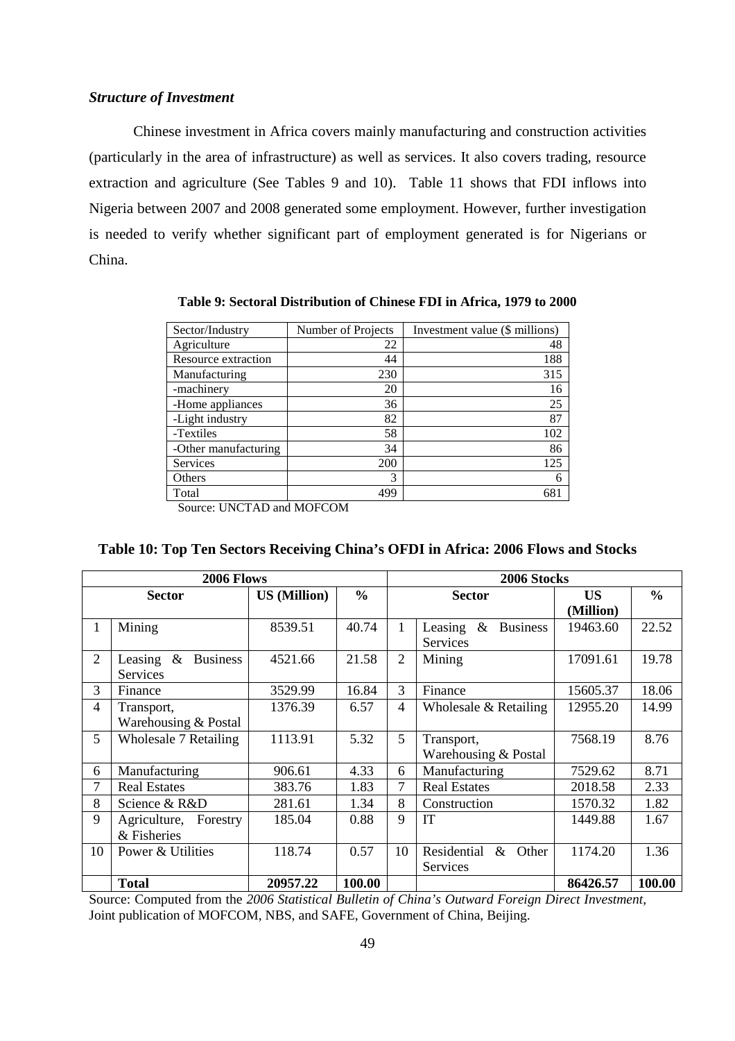***Structure of Investment***

Chinese investment in Africa covers mainly manufacturing and construction activities (particularly in the area of infrastructure) as well as services. It also covers trading, resource extraction and agriculture (See Tables 9 and 10). Table 11 shows that FDI inflows into Nigeria between 2007 and 2008 generated some employment. However, further investigation is needed to verify whether significant part of employment generated is for Nigerians or China.

**Table 9: Sectoral Distribution of Chinese FDI in Africa, 1979 to 2000**

| Sector/Industry | Number of Projects | Investment value ($ millions) |
|---|---|---|
| Agriculture | 22 | 48 |
| Resource extraction | 44 | 188 |
| Manufacturing | 230 | 315 |
| -machinery | 20 | 16 |
| -Home appliances | 36 | 25 |
| -Light industry | 82 | 87 |
| -Textiles | 58 | 102 |
| -Other manufacturing | 34 | 86 |
| Services | 200 | 125 |
| Others | 3 | 6 |
| Total | 499 | 681 |

Source: UNCTAD and MOFCOM

**Table 10: Top Ten Sectors Receiving China's OFDI in Africa: 2006 Flows and Stocks**

| 2006 Flows | | | | 2006 Stocks | | | |
|---|---|---|---|---|---|---|---|
| Sector | | US (Million) | % | Sector | | US (Million) | % |
| 1 | Mining | 8539.51 | 40.74 | 1 | Leasing & Business Services | 19463.60 | 22.52 |
| 2 | Leasing & Business Services | 4521.66 | 21.58 | 2 | Mining | 17091.61 | 19.78 |
| 3 | Finance | 3529.99 | 16.84 | 3 | Finance | 15605.37 | 18.06 |
| 4 | Transport, Warehousing & Postal | 1376.39 | 6.57 | 4 | Wholesale & Retailing | 12955.20 | 14.99 |
| 5 | Wholesale 7 Retailing | 1113.91 | 5.32 | 5 | Transport, Warehousing & Postal | 7568.19 | 8.76 |
| 6 | Manufacturing | 906.61 | 4.33 | 6 | Manufacturing | 7529.62 | 8.71 |
| 7 | Real Estates | 383.76 | 1.83 | 7 | Real Estates | 2018.58 | 2.33 |
| 8 | Science & R&D | 281.61 | 1.34 | 8 | Construction | 1570.32 | 1.82 |
| 9 | Agriculture, Forestry & Fisheries | 185.04 | 0.88 | 9 | IT | 1449.88 | 1.67 |
| 10 | Power & Utilities | 118.74 | 0.57 | 10 | Residential & Other Services | 1174.20 | 1.36 |
| | **Total** | **20957.22** | **100.00** | | | **86426.57** | **100.00** |

Source: Computed from the *2006 Statistical Bulletin of China's Outward Foreign Direct Investment,* Joint publication of MOFCOM, NBS, and SAFE, Government of China, Beijing.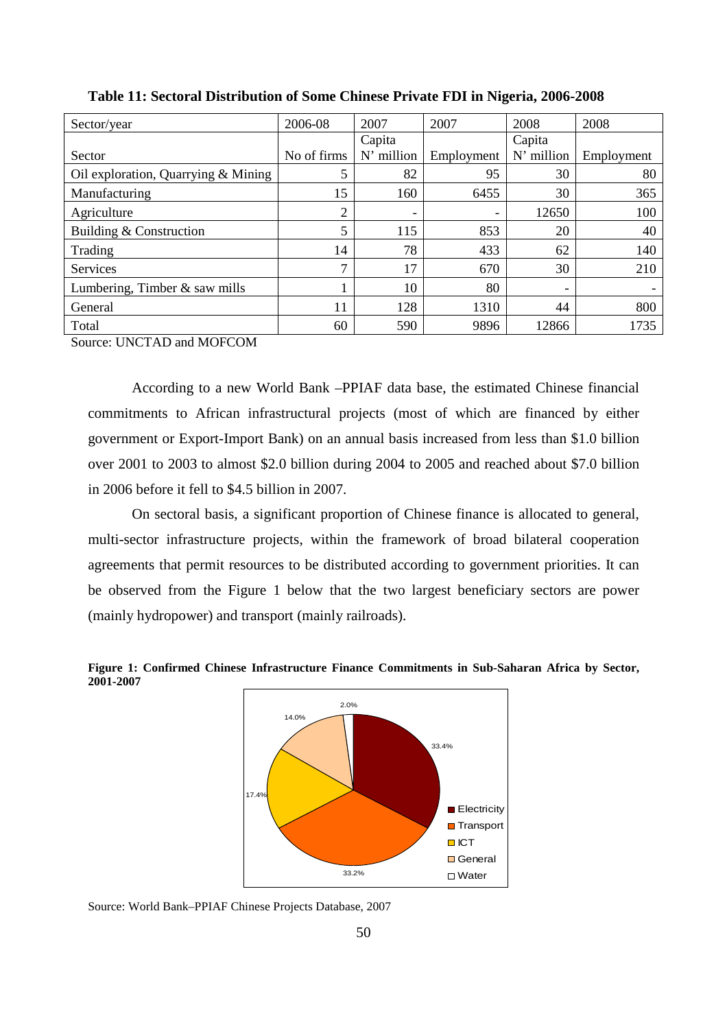**Table 11: Sectoral Distribution of Some Chinese Private FDI in Nigeria, 2006-2008**

| Sector/year | 2006-08 | 2007 | 2007 | 2008 | 2008 |
|---|---|---|---|---|---|
| Sector | No of firms | Capita N' million | Employment | Capita N' million | Employment |
| Oil exploration, Quarrying & Mining | 5 | 82 | 95 | 30 | 80 |
| Manufacturing | 15 | 160 | 6455 | 30 | 365 |
| Agriculture | 2 | - | - | 12650 | 100 |
| Building & Construction | 5 | 115 | 853 | 20 | 40 |
| Trading | 14 | 78 | 433 | 62 | 140 |
| Services | 7 | 17 | 670 | 30 | 210 |
| Lumbering, Timber & saw mills | 1 | 10 | 80 | - | - |
| General | 11 | 128 | 1310 | 44 | 800 |
| Total | 60 | 590 | 9896 | 12866 | 1735 |

Source: UNCTAD and MOFCOM

According to a new World Bank –PPIAF data base, the estimated Chinese financial commitments to African infrastructural projects (most of which are financed by either government or Export-Import Bank) on an annual basis increased from less than \$1.0 billion over 2001 to 2003 to almost \$2.0 billion during 2004 to 2005 and reached about \$7.0 billion in 2006 before it fell to \$4.5 billion in 2007.

On sectoral basis, a significant proportion of Chinese finance is allocated to general, multi-sector infrastructure projects, within the framework of broad bilateral cooperation agreements that permit resources to be distributed according to government priorities. It can be observed from the Figure 1 below that the two largest beneficiary sectors are power (mainly hydropower) and transport (mainly railroads).

**Figure 1: Confirmed Chinese Infrastructure Finance Commitments in Sub-Saharan Africa by Sector, 2001-2007**

Electricity 33.4%, Transport 33.2%, ICT 17.4%, General 14.0%, Water 2.0%

Source: World Bank–PPIAF Chinese Projects Database, 2007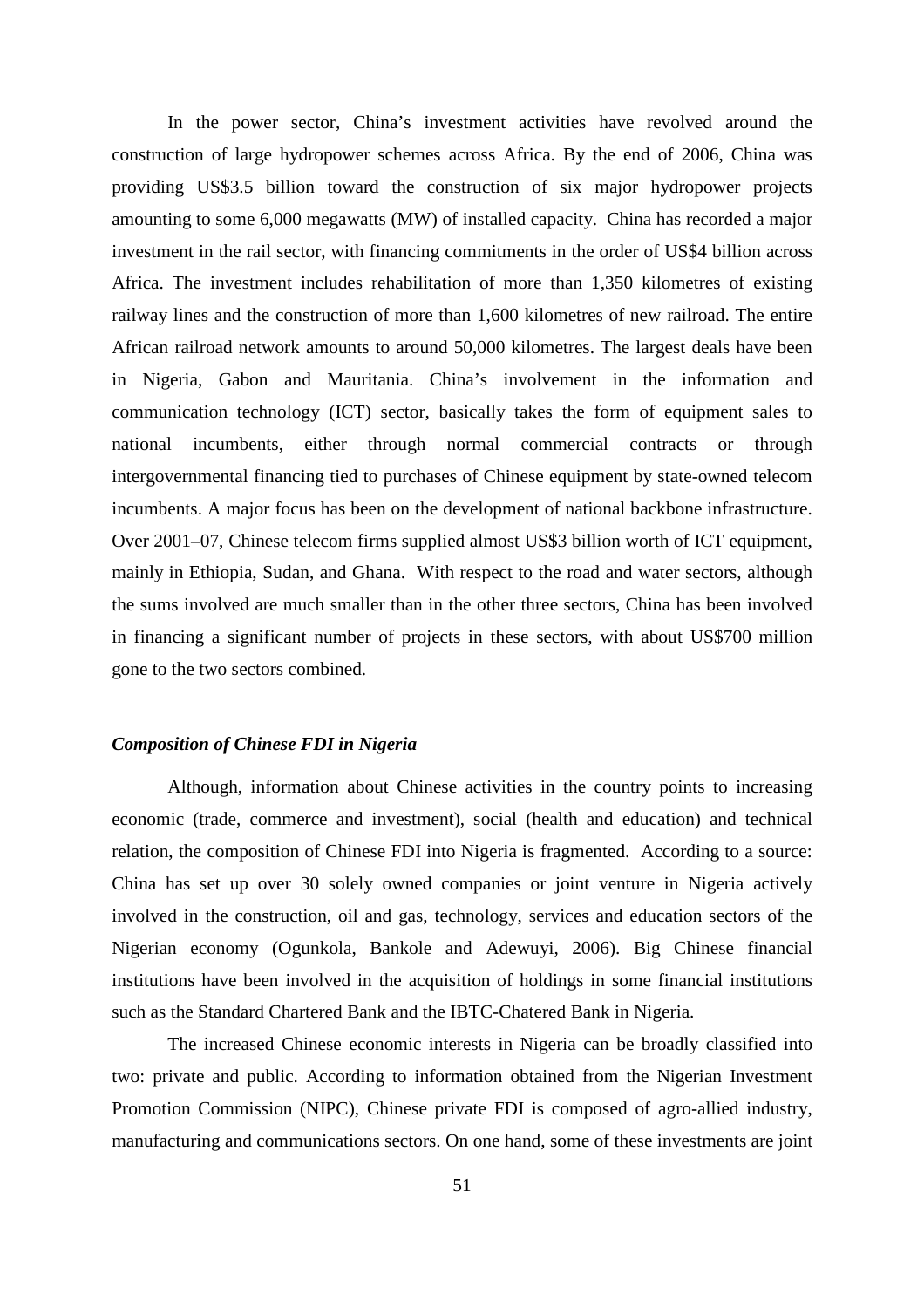In the power sector, China's investment activities have revolved around the construction of large hydropower schemes across Africa. By the end of 2006, China was providing US$3.5 billion toward the construction of six major hydropower projects amounting to some 6,000 megawatts (MW) of installed capacity. China has recorded a major investment in the rail sector, with financing commitments in the order of US$4 billion across Africa. The investment includes rehabilitation of more than 1,350 kilometres of existing railway lines and the construction of more than 1,600 kilometres of new railroad. The entire African railroad network amounts to around 50,000 kilometres. The largest deals have been in Nigeria, Gabon and Mauritania. China's involvement in the information and communication technology (ICT) sector, basically takes the form of equipment sales to national incumbents, either through normal commercial contracts or through intergovernmental financing tied to purchases of Chinese equipment by state-owned telecom incumbents. A major focus has been on the development of national backbone infrastructure. Over 2001–07, Chinese telecom firms supplied almost US$3 billion worth of ICT equipment, mainly in Ethiopia, Sudan, and Ghana. With respect to the road and water sectors, although the sums involved are much smaller than in the other three sectors, China has been involved in financing a significant number of projects in these sectors, with about US$700 million gone to the two sectors combined.

### *Composition of Chinese FDI in Nigeria*

Although, information about Chinese activities in the country points to increasing economic (trade, commerce and investment), social (health and education) and technical relation, the composition of Chinese FDI into Nigeria is fragmented. According to a source: China has set up over 30 solely owned companies or joint venture in Nigeria actively involved in the construction, oil and gas, technology, services and education sectors of the Nigerian economy (Ogunkola, Bankole and Adewuyi, 2006). Big Chinese financial institutions have been involved in the acquisition of holdings in some financial institutions such as the Standard Chartered Bank and the IBTC-Chatered Bank in Nigeria.

The increased Chinese economic interests in Nigeria can be broadly classified into two: private and public. According to information obtained from the Nigerian Investment Promotion Commission (NIPC), Chinese private FDI is composed of agro-allied industry, manufacturing and communications sectors. On one hand, some of these investments are joint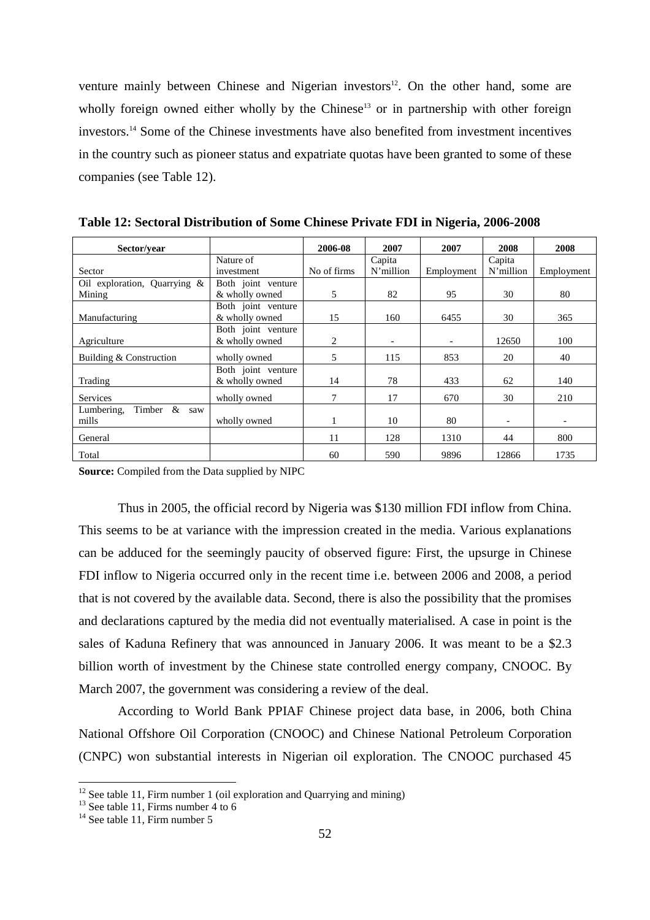venture mainly between Chinese and Nigerian investors[12]. On the other hand, some are wholly foreign owned either wholly by the Chinese[13] or in partnership with other foreign investors.[14] Some of the Chinese investments have also benefited from investment incentives in the country such as pioneer status and expatriate quotas have been granted to some of these companies (see Table 12).

**Table 12: Sectoral Distribution of Some Chinese Private FDI in Nigeria, 2006-2008**

| Sector/year | | 2006-08 | 2007 | 2007 | 2008 | 2008 |
|---|---|---|---|---|---|---|
| Sector | Nature of investment | No of firms | Capita N'million | Employment | Capita N'million | Employment |
| Oil exploration, Quarrying & Mining | Both joint venture & wholly owned | 5 | 82 | 95 | 30 | 80 |
| Manufacturing | Both joint venture & wholly owned | 15 | 160 | 6455 | 30 | 365 |
| Agriculture | Both joint venture & wholly owned | 2 | - | - | 12650 | 100 |
| Building & Construction | wholly owned | 5 | 115 | 853 | 20 | 40 |
| Trading | Both joint venture & wholly owned | 14 | 78 | 433 | 62 | 140 |
| Services | wholly owned | 7 | 17 | 670 | 30 | 210 |
| Lumbering, Timber & saw mills | wholly owned | 1 | 10 | 80 | - | - |
| General | | 11 | 128 | 1310 | 44 | 800 |
| Total | | 60 | 590 | 9896 | 12866 | 1735 |

**Source:** Compiled from the Data supplied by NIPC

Thus in 2005, the official record by Nigeria was $130 million FDI inflow from China. This seems to be at variance with the impression created in the media. Various explanations can be adduced for the seemingly paucity of observed figure: First, the upsurge in Chinese FDI inflow to Nigeria occurred only in the recent time i.e. between 2006 and 2008, a period that is not covered by the available data. Second, there is also the possibility that the promises and declarations captured by the media did not eventually materialised. A case in point is the sales of Kaduna Refinery that was announced in January 2006. It was meant to be a $2.3 billion worth of investment by the Chinese state controlled energy company, CNOOC. By March 2007, the government was considering a review of the deal.

According to World Bank PPIAF Chinese project data base, in 2006, both China National Offshore Oil Corporation (CNOOC) and Chinese National Petroleum Corporation (CNPC) won substantial interests in Nigerian oil exploration. The CNOOC purchased 45

[12] See table 11, Firm number 1 (oil exploration and Quarrying and mining)

[13] See table 11, Firms number 4 to 6

[14] See table 11, Firm number 5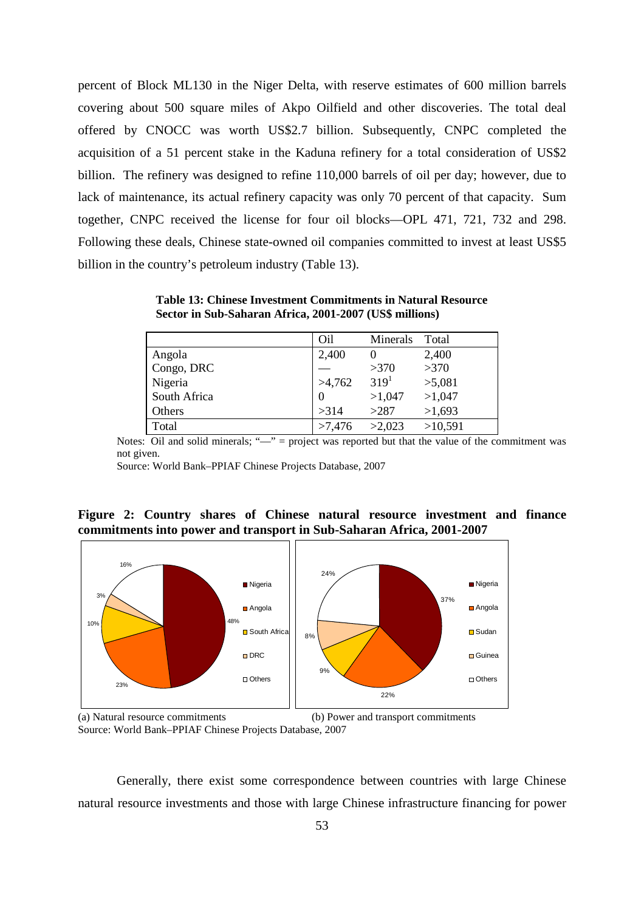percent of Block ML130 in the Niger Delta, with reserve estimates of 600 million barrels covering about 500 square miles of Akpo Oilfield and other discoveries. The total deal offered by CNOCC was worth US$2.7 billion. Subsequently, CNPC completed the acquisition of a 51 percent stake in the Kaduna refinery for a total consideration of US$2 billion. The refinery was designed to refine 110,000 barrels of oil per day; however, due to lack of maintenance, its actual refinery capacity was only 70 percent of that capacity. Sum together, CNPC received the license for four oil blocks—OPL 471, 721, 732 and 298. Following these deals, Chinese state-owned oil companies committed to invest at least US$5 billion in the country's petroleum industry (Table 13).

**Table 13: Chinese Investment Commitments in Natural Resource Sector in Sub-Saharan Africa, 2001-2007 (US$ millions)**

| | Oil | Minerals | Total |
|---|---|---|---|
| Angola | 2,400 | 0 | 2,400 |
| Congo, DRC | — | >370 | >370 |
| Nigeria | >4,762 | 319[1] | >5,081 |
| South Africa | 0 | >1,047 | >1,047 |
| Others | >314 | >287 | >1,693 |
| Total | >7,476 | >2,023 | >10,591 |

Notes: Oil and solid minerals; "—" = project was reported but that the value of the commitment was not given.

Source: World Bank–PPIAF Chinese Projects Database, 2007

**Figure 2: Country shares of Chinese natural resource investment and finance commitments into power and transport in Sub-Saharan Africa, 2001-2007**

(a) Natural resource commitments: Nigeria 48%, Angola 23%, South Africa 10%, DRC 3%, Others 16%

(b) Power and transport commitments: Nigeria 37%, Angola 22%, Sudan 9%, Guinea 8%, Others 24%

(a) Natural resource commitments (b) Power and transport commitments

Source: World Bank–PPIAF Chinese Projects Database, 2007

Generally, there exist some correspondence between countries with large Chinese natural resource investments and those with large Chinese infrastructure financing for power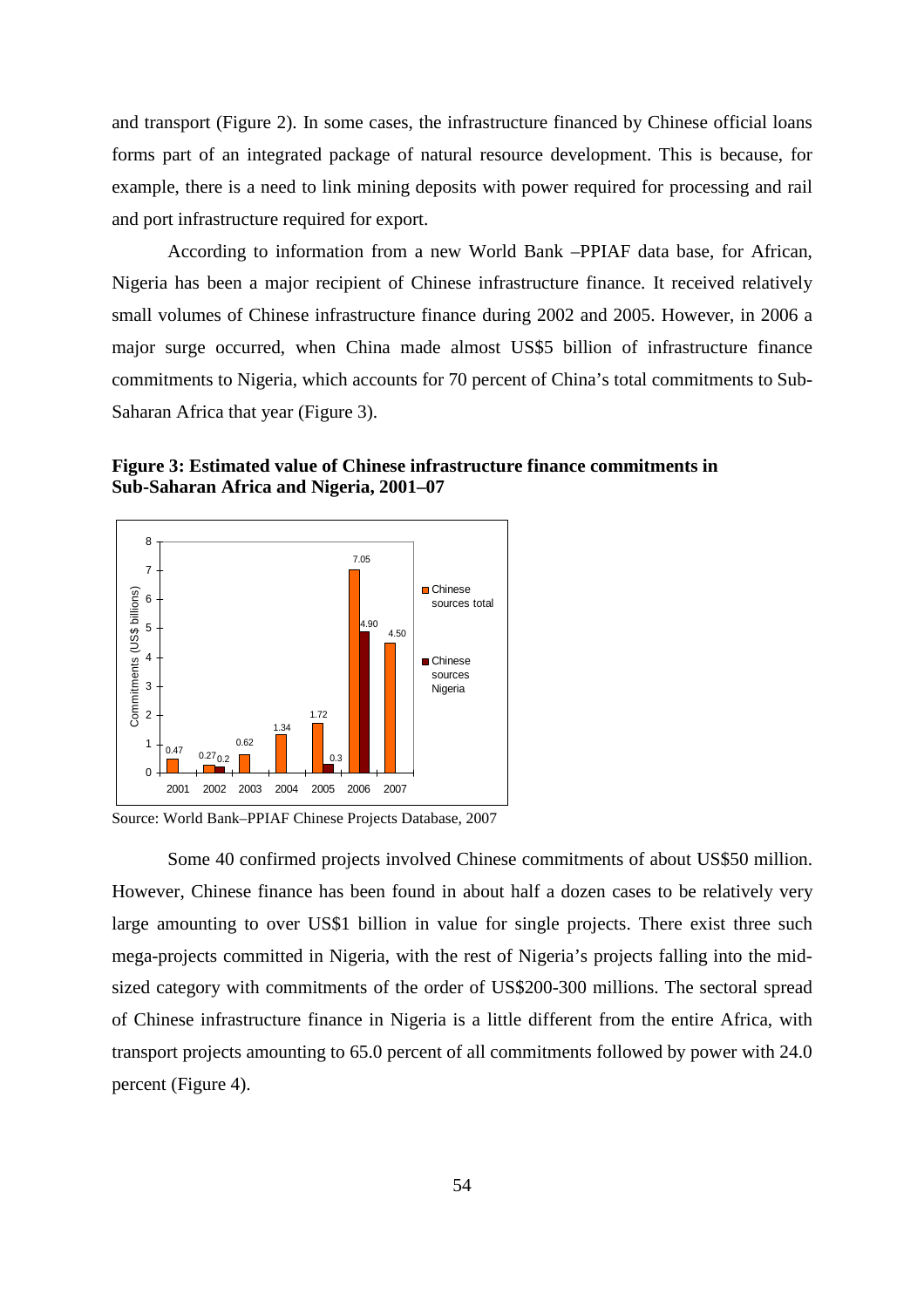and transport (Figure 2). In some cases, the infrastructure financed by Chinese official loans forms part of an integrated package of natural resource development. This is because, for example, there is a need to link mining deposits with power required for processing and rail and port infrastructure required for export.

According to information from a new World Bank –PPIAF data base, for African, Nigeria has been a major recipient of Chinese infrastructure finance. It received relatively small volumes of Chinese infrastructure finance during 2002 and 2005. However, in 2006 a major surge occurred, when China made almost US$5 billion of infrastructure finance commitments to Nigeria, which accounts for 70 percent of China's total commitments to Sub-Saharan Africa that year (Figure 3).

**Figure 3: Estimated value of Chinese infrastructure finance commitments in Sub-Saharan Africa and Nigeria, 2001–07**

| Year | Chinese sources total (US$ billions) | Chinese sources Nigeria (US$ billions) |
|---|---|---|
| 2001 | 0.47 | |
| 2002 | 0.27 | 0.2 |
| 2003 | 0.62 | |
| 2004 | 1.34 | |
| 2005 | 1.72 | 0.3 |
| 2006 | 7.05 | 4.90 |
| 2007 | 4.50 | |

Source: World Bank–PPIAF Chinese Projects Database, 2007

Some 40 confirmed projects involved Chinese commitments of about US$50 million. However, Chinese finance has been found in about half a dozen cases to be relatively very large amounting to over US$1 billion in value for single projects. There exist three such mega-projects committed in Nigeria, with the rest of Nigeria's projects falling into the mid-sized category with commitments of the order of US$200-300 millions. The sectoral spread of Chinese infrastructure finance in Nigeria is a little different from the entire Africa, with transport projects amounting to 65.0 percent of all commitments followed by power with 24.0 percent (Figure 4).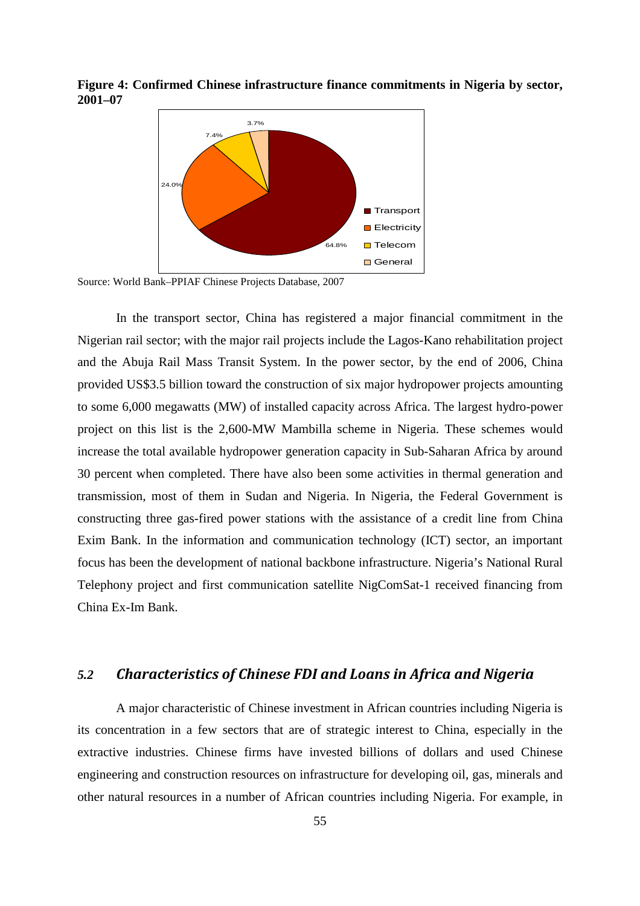**Figure 4: Confirmed Chinese infrastructure finance commitments in Nigeria by sector, 2001–07**

Source: World Bank–PPIAF Chinese Projects Database, 2007

In the transport sector, China has registered a major financial commitment in the Nigerian rail sector; with the major rail projects include the Lagos-Kano rehabilitation project and the Abuja Rail Mass Transit System. In the power sector, by the end of 2006, China provided US$3.5 billion toward the construction of six major hydropower projects amounting to some 6,000 megawatts (MW) of installed capacity across Africa. The largest hydro-power project on this list is the 2,600-MW Mambilla scheme in Nigeria. These schemes would increase the total available hydropower generation capacity in Sub-Saharan Africa by around 30 percent when completed. There have also been some activities in thermal generation and transmission, most of them in Sudan and Nigeria. In Nigeria, the Federal Government is constructing three gas-fired power stations with the assistance of a credit line from China Exim Bank. In the information and communication technology (ICT) sector, an important focus has been the development of national backbone infrastructure. Nigeria's National Rural Telephony project and first communication satellite NigComSat-1 received financing from China Ex-Im Bank.

## *5.2 Characteristics of Chinese FDI and Loans in Africa and Nigeria*

A major characteristic of Chinese investment in African countries including Nigeria is its concentration in a few sectors that are of strategic interest to China, especially in the extractive industries. Chinese firms have invested billions of dollars and used Chinese engineering and construction resources on infrastructure for developing oil, gas, minerals and other natural resources in a number of African countries including Nigeria. For example, in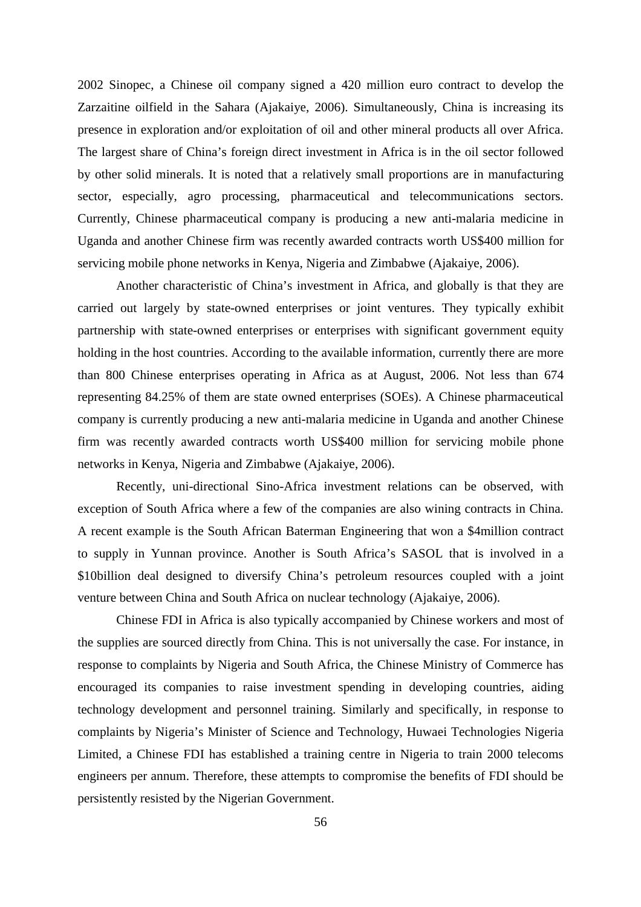2002 Sinopec, a Chinese oil company signed a 420 million euro contract to develop the Zarzaitine oilfield in the Sahara (Ajakaiye, 2006). Simultaneously, China is increasing its presence in exploration and/or exploitation of oil and other mineral products all over Africa. The largest share of China's foreign direct investment in Africa is in the oil sector followed by other solid minerals. It is noted that a relatively small proportions are in manufacturing sector, especially, agro processing, pharmaceutical and telecommunications sectors. Currently, Chinese pharmaceutical company is producing a new anti-malaria medicine in Uganda and another Chinese firm was recently awarded contracts worth US$400 million for servicing mobile phone networks in Kenya, Nigeria and Zimbabwe (Ajakaiye, 2006).

Another characteristic of China's investment in Africa, and globally is that they are carried out largely by state-owned enterprises or joint ventures. They typically exhibit partnership with state-owned enterprises or enterprises with significant government equity holding in the host countries. According to the available information, currently there are more than 800 Chinese enterprises operating in Africa as at August, 2006. Not less than 674 representing 84.25% of them are state owned enterprises (SOEs). A Chinese pharmaceutical company is currently producing a new anti-malaria medicine in Uganda and another Chinese firm was recently awarded contracts worth US$400 million for servicing mobile phone networks in Kenya, Nigeria and Zimbabwe (Ajakaiye, 2006).

Recently, uni-directional Sino-Africa investment relations can be observed, with exception of South Africa where a few of the companies are also wining contracts in China. A recent example is the South African Baterman Engineering that won a $4million contract to supply in Yunnan province. Another is South Africa's SASOL that is involved in a $10billion deal designed to diversify China's petroleum resources coupled with a joint venture between China and South Africa on nuclear technology (Ajakaiye, 2006).

Chinese FDI in Africa is also typically accompanied by Chinese workers and most of the supplies are sourced directly from China. This is not universally the case. For instance, in response to complaints by Nigeria and South Africa, the Chinese Ministry of Commerce has encouraged its companies to raise investment spending in developing countries, aiding technology development and personnel training. Similarly and specifically, in response to complaints by Nigeria's Minister of Science and Technology, Huwaei Technologies Nigeria Limited, a Chinese FDI has established a training centre in Nigeria to train 2000 telecoms engineers per annum. Therefore, these attempts to compromise the benefits of FDI should be persistently resisted by the Nigerian Government.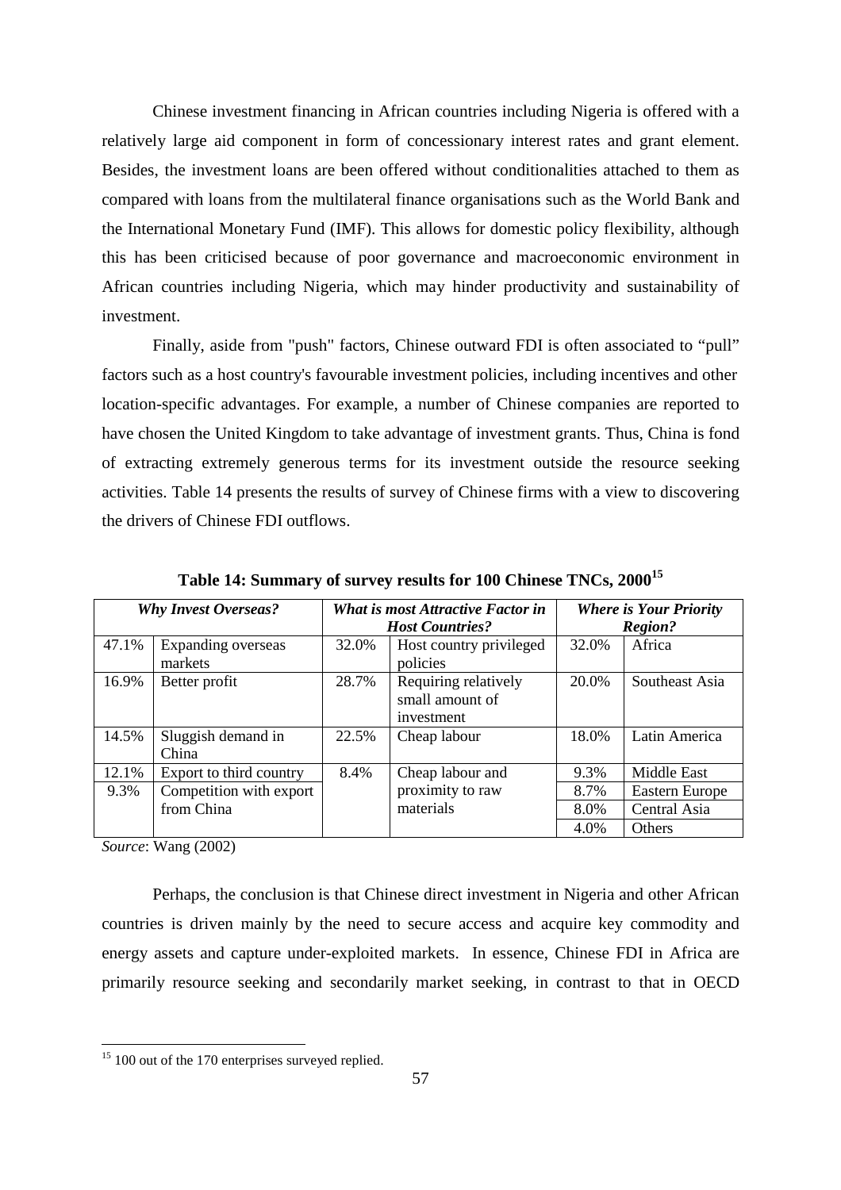Chinese investment financing in African countries including Nigeria is offered with a relatively large aid component in form of concessionary interest rates and grant element. Besides, the investment loans are been offered without conditionalities attached to them as compared with loans from the multilateral finance organisations such as the World Bank and the International Monetary Fund (IMF). This allows for domestic policy flexibility, although this has been criticised because of poor governance and macroeconomic environment in African countries including Nigeria, which may hinder productivity and sustainability of investment.

Finally, aside from "push" factors, Chinese outward FDI is often associated to "pull" factors such as a host country's favourable investment policies, including incentives and other location-specific advantages. For example, a number of Chinese companies are reported to have chosen the United Kingdom to take advantage of investment grants. Thus, China is fond of extracting extremely generous terms for its investment outside the resource seeking activities. Table 14 presents the results of survey of Chinese firms with a view to discovering the drivers of Chinese FDI outflows.

**Table 14: Summary of survey results for 100 Chinese TNCs, 2000[15]**

| *Why Invest Overseas?* | | *What is most Attractive Factor in Host Countries?* | | *Where is Your Priority Region?* | |
|---|---|---|---|---|---|
| 47.1% | Expanding overseas markets | 32.0% | Host country privileged policies | 32.0% | Africa |
| 16.9% | Better profit | 28.7% | Requiring relatively small amount of investment | 20.0% | Southeast Asia |
| 14.5% | Sluggish demand in China | 22.5% | Cheap labour | 18.0% | Latin America |
| 12.1% | Export to third country | 8.4% | Cheap labour and proximity to raw materials | 9.3% | Middle East |
| 9.3% | Competition with export from China | | | 8.7% | Eastern Europe |
| | | | | 8.0% | Central Asia |
| | | | | 4.0% | Others |

*Source*: Wang (2002)

Perhaps, the conclusion is that Chinese direct investment in Nigeria and other African countries is driven mainly by the need to secure access and acquire key commodity and energy assets and capture under-exploited markets. In essence, Chinese FDI in Africa are primarily resource seeking and secondarily market seeking, in contrast to that in OECD

[15] 100 out of the 170 enterprises surveyed replied.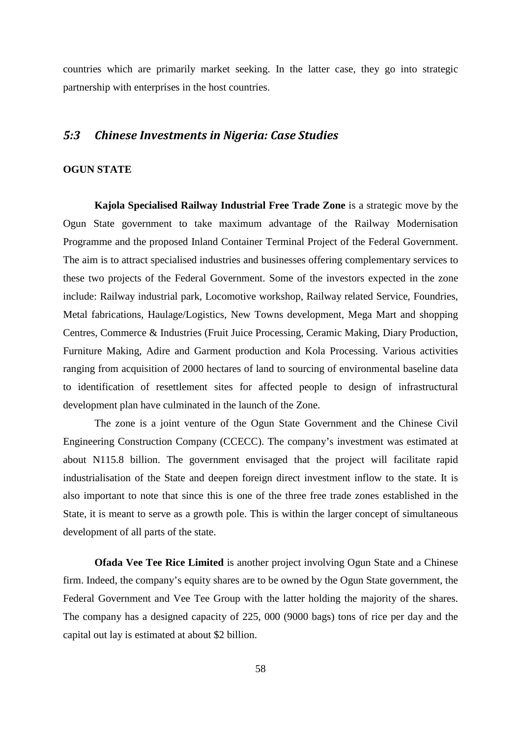countries which are primarily market seeking. In the latter case, they go into strategic partnership with enterprises in the host countries.

## *5:3 Chinese Investments in Nigeria: Case Studies*

### OGUN STATE

**Kajola Specialised Railway Industrial Free Trade Zone** is a strategic move by the Ogun State government to take maximum advantage of the Railway Modernisation Programme and the proposed Inland Container Terminal Project of the Federal Government. The aim is to attract specialised industries and businesses offering complementary services to these two projects of the Federal Government. Some of the investors expected in the zone include: Railway industrial park, Locomotive workshop, Railway related Service, Foundries, Metal fabrications, Haulage/Logistics, New Towns development, Mega Mart and shopping Centres, Commerce & Industries (Fruit Juice Processing, Ceramic Making, Diary Production, Furniture Making, Adire and Garment production and Kola Processing. Various activities ranging from acquisition of 2000 hectares of land to sourcing of environmental baseline data to identification of resettlement sites for affected people to design of infrastructural development plan have culminated in the launch of the Zone.

The zone is a joint venture of the Ogun State Government and the Chinese Civil Engineering Construction Company (CCECC). The company's investment was estimated at about N115.8 billion. The government envisaged that the project will facilitate rapid industrialisation of the State and deepen foreign direct investment inflow to the state. It is also important to note that since this is one of the three free trade zones established in the State, it is meant to serve as a growth pole. This is within the larger concept of simultaneous development of all parts of the state.

**Ofada Vee Tee Rice Limited** is another project involving Ogun State and a Chinese firm. Indeed, the company's equity shares are to be owned by the Ogun State government, the Federal Government and Vee Tee Group with the latter holding the majority of the shares. The company has a designed capacity of 225, 000 (9000 bags) tons of rice per day and the capital out lay is estimated at about $2 billion.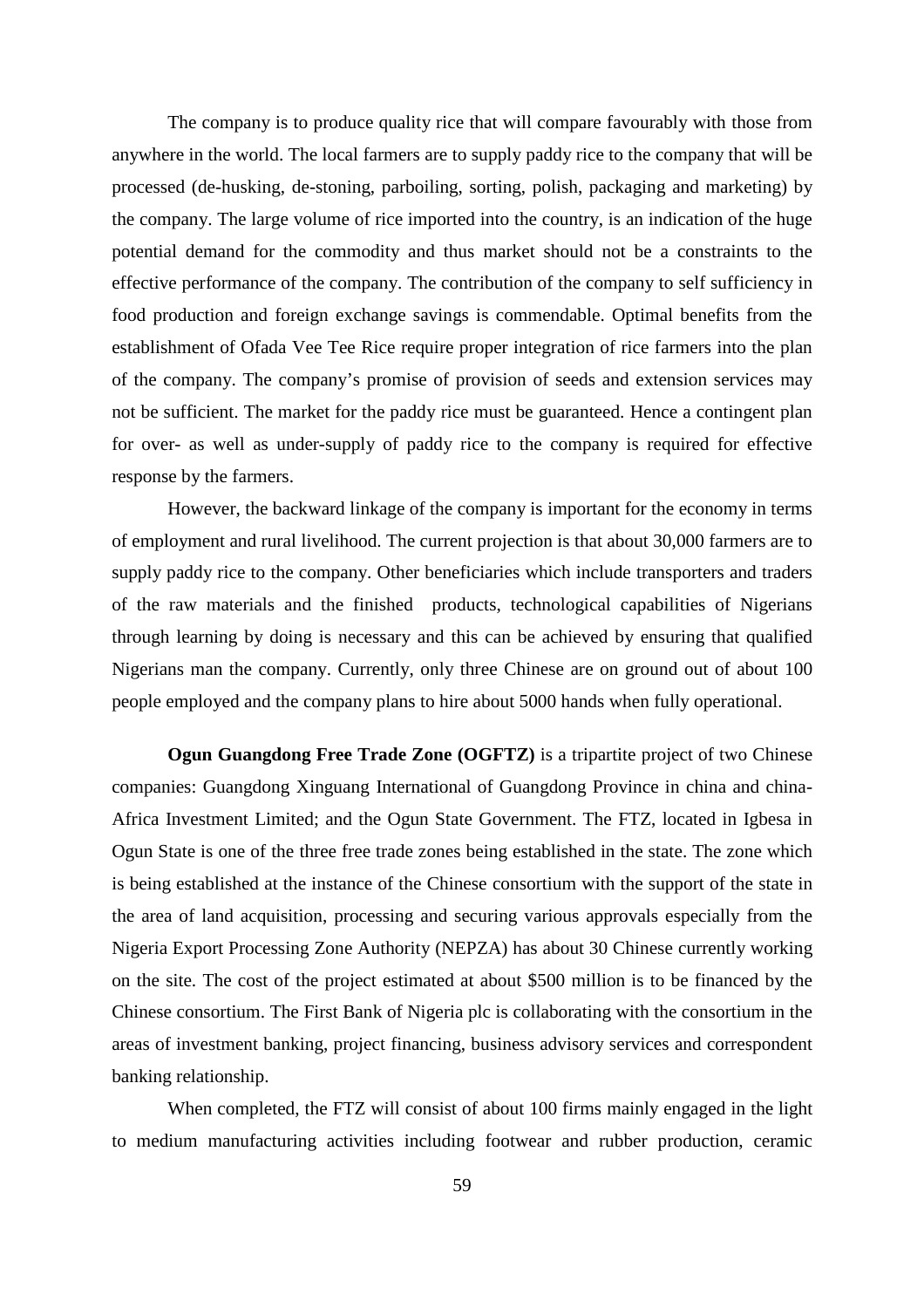The company is to produce quality rice that will compare favourably with those from anywhere in the world. The local farmers are to supply paddy rice to the company that will be processed (de-husking, de-stoning, parboiling, sorting, polish, packaging and marketing) by the company. The large volume of rice imported into the country, is an indication of the huge potential demand for the commodity and thus market should not be a constraints to the effective performance of the company. The contribution of the company to self sufficiency in food production and foreign exchange savings is commendable. Optimal benefits from the establishment of Ofada Vee Tee Rice require proper integration of rice farmers into the plan of the company. The company's promise of provision of seeds and extension services may not be sufficient. The market for the paddy rice must be guaranteed. Hence a contingent plan for over- as well as under-supply of paddy rice to the company is required for effective response by the farmers.

However, the backward linkage of the company is important for the economy in terms of employment and rural livelihood. The current projection is that about 30,000 farmers are to supply paddy rice to the company. Other beneficiaries which include transporters and traders of the raw materials and the finished products, technological capabilities of Nigerians through learning by doing is necessary and this can be achieved by ensuring that qualified Nigerians man the company. Currently, only three Chinese are on ground out of about 100 people employed and the company plans to hire about 5000 hands when fully operational.

**Ogun Guangdong Free Trade Zone (OGFTZ)** is a tripartite project of two Chinese companies: Guangdong Xinguang International of Guangdong Province in china and china-Africa Investment Limited; and the Ogun State Government. The FTZ, located in Igbesa in Ogun State is one of the three free trade zones being established in the state. The zone which is being established at the instance of the Chinese consortium with the support of the state in the area of land acquisition, processing and securing various approvals especially from the Nigeria Export Processing Zone Authority (NEPZA) has about 30 Chinese currently working on the site. The cost of the project estimated at about $500 million is to be financed by the Chinese consortium. The First Bank of Nigeria plc is collaborating with the consortium in the areas of investment banking, project financing, business advisory services and correspondent banking relationship.

When completed, the FTZ will consist of about 100 firms mainly engaged in the light to medium manufacturing activities including footwear and rubber production, ceramic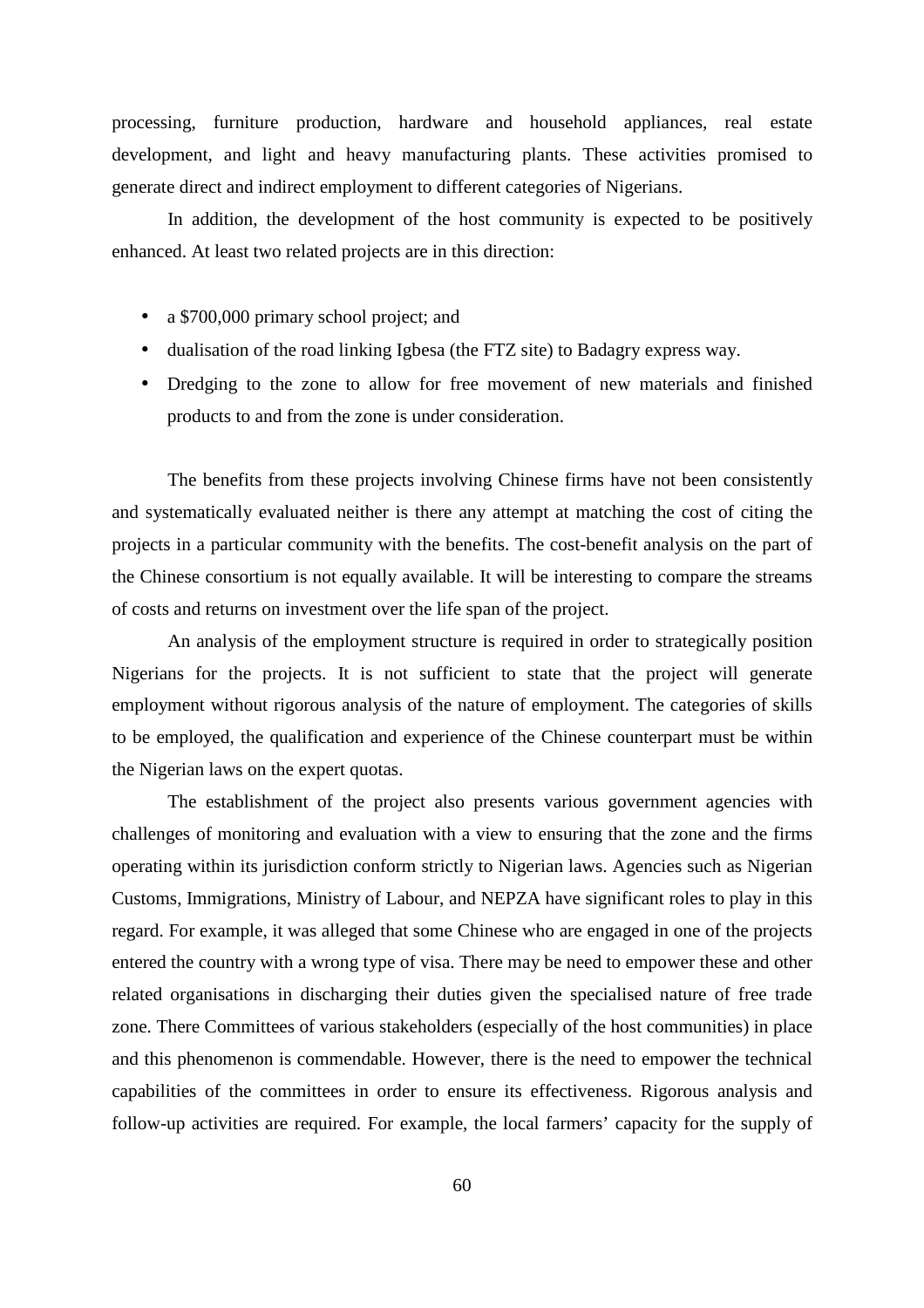processing, furniture production, hardware and household appliances, real estate development, and light and heavy manufacturing plants. These activities promised to generate direct and indirect employment to different categories of Nigerians.

In addition, the development of the host community is expected to be positively enhanced. At least two related projects are in this direction:

- a $700,000 primary school project; and
- dualisation of the road linking Igbesa (the FTZ site) to Badagry express way.
- Dredging to the zone to allow for free movement of new materials and finished products to and from the zone is under consideration.

The benefits from these projects involving Chinese firms have not been consistently and systematically evaluated neither is there any attempt at matching the cost of citing the projects in a particular community with the benefits. The cost-benefit analysis on the part of the Chinese consortium is not equally available. It will be interesting to compare the streams of costs and returns on investment over the life span of the project.

An analysis of the employment structure is required in order to strategically position Nigerians for the projects. It is not sufficient to state that the project will generate employment without rigorous analysis of the nature of employment. The categories of skills to be employed, the qualification and experience of the Chinese counterpart must be within the Nigerian laws on the expert quotas.

The establishment of the project also presents various government agencies with challenges of monitoring and evaluation with a view to ensuring that the zone and the firms operating within its jurisdiction conform strictly to Nigerian laws. Agencies such as Nigerian Customs, Immigrations, Ministry of Labour, and NEPZA have significant roles to play in this regard. For example, it was alleged that some Chinese who are engaged in one of the projects entered the country with a wrong type of visa. There may be need to empower these and other related organisations in discharging their duties given the specialised nature of free trade zone. There Committees of various stakeholders (especially of the host communities) in place and this phenomenon is commendable. However, there is the need to empower the technical capabilities of the committees in order to ensure its effectiveness. Rigorous analysis and follow-up activities are required. For example, the local farmers' capacity for the supply of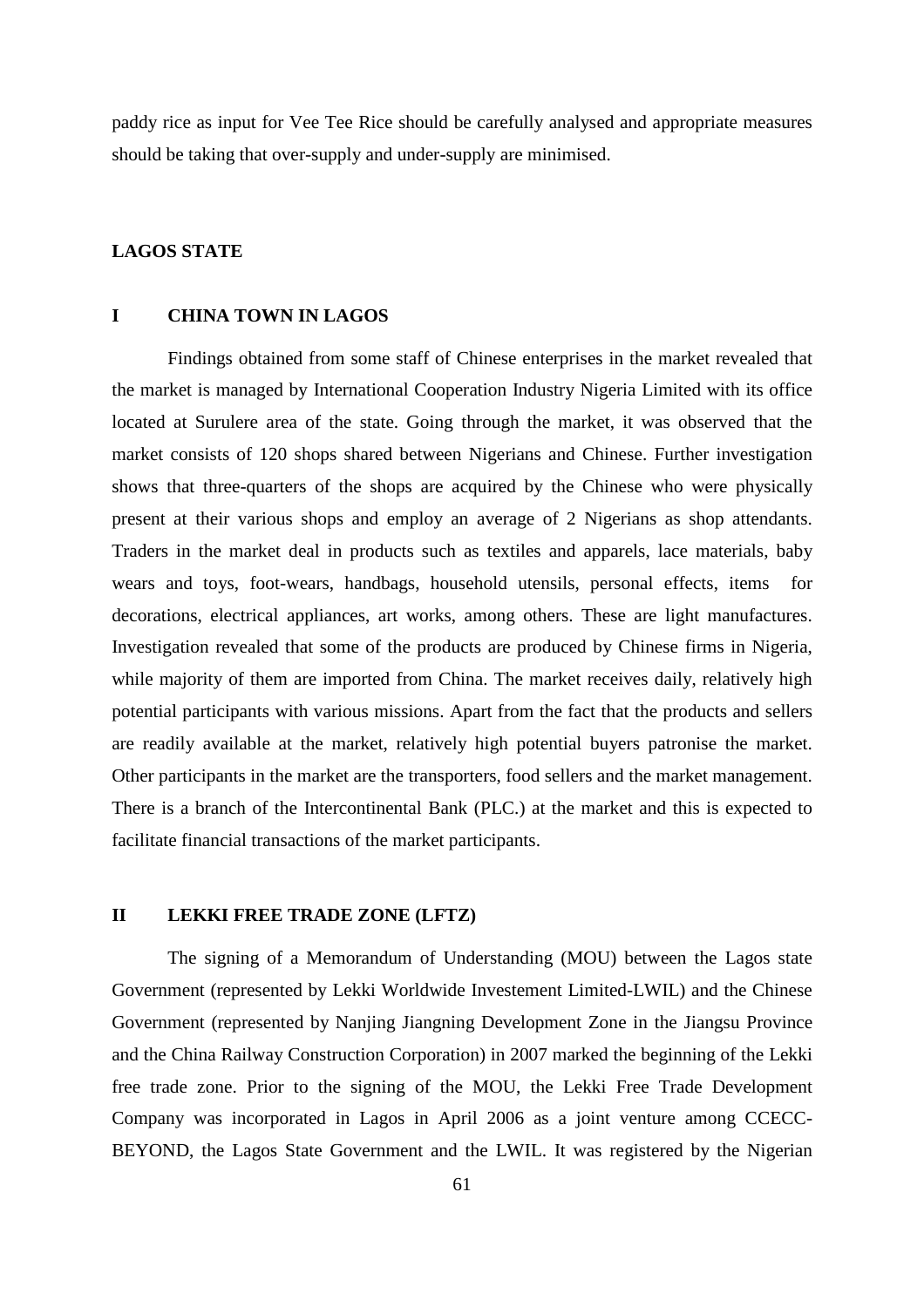paddy rice as input for Vee Tee Rice should be carefully analysed and appropriate measures should be taking that over-supply and under-supply are minimised.

## LAGOS STATE

### I CHINA TOWN IN LAGOS

Findings obtained from some staff of Chinese enterprises in the market revealed that the market is managed by International Cooperation Industry Nigeria Limited with its office located at Surulere area of the state. Going through the market, it was observed that the market consists of 120 shops shared between Nigerians and Chinese. Further investigation shows that three-quarters of the shops are acquired by the Chinese who were physically present at their various shops and employ an average of 2 Nigerians as shop attendants. Traders in the market deal in products such as textiles and apparels, lace materials, baby wears and toys, foot-wears, handbags, household utensils, personal effects, items for decorations, electrical appliances, art works, among others. These are light manufactures. Investigation revealed that some of the products are produced by Chinese firms in Nigeria, while majority of them are imported from China. The market receives daily, relatively high potential participants with various missions. Apart from the fact that the products and sellers are readily available at the market, relatively high potential buyers patronise the market. Other participants in the market are the transporters, food sellers and the market management. There is a branch of the Intercontinental Bank (PLC.) at the market and this is expected to facilitate financial transactions of the market participants.

### II LEKKI FREE TRADE ZONE (LFTZ)

The signing of a Memorandum of Understanding (MOU) between the Lagos state Government (represented by Lekki Worldwide Investement Limited-LWIL) and the Chinese Government (represented by Nanjing Jiangning Development Zone in the Jiangsu Province and the China Railway Construction Corporation) in 2007 marked the beginning of the Lekki free trade zone. Prior to the signing of the MOU, the Lekki Free Trade Development Company was incorporated in Lagos in April 2006 as a joint venture among CCECC-BEYOND, the Lagos State Government and the LWIL. It was registered by the Nigerian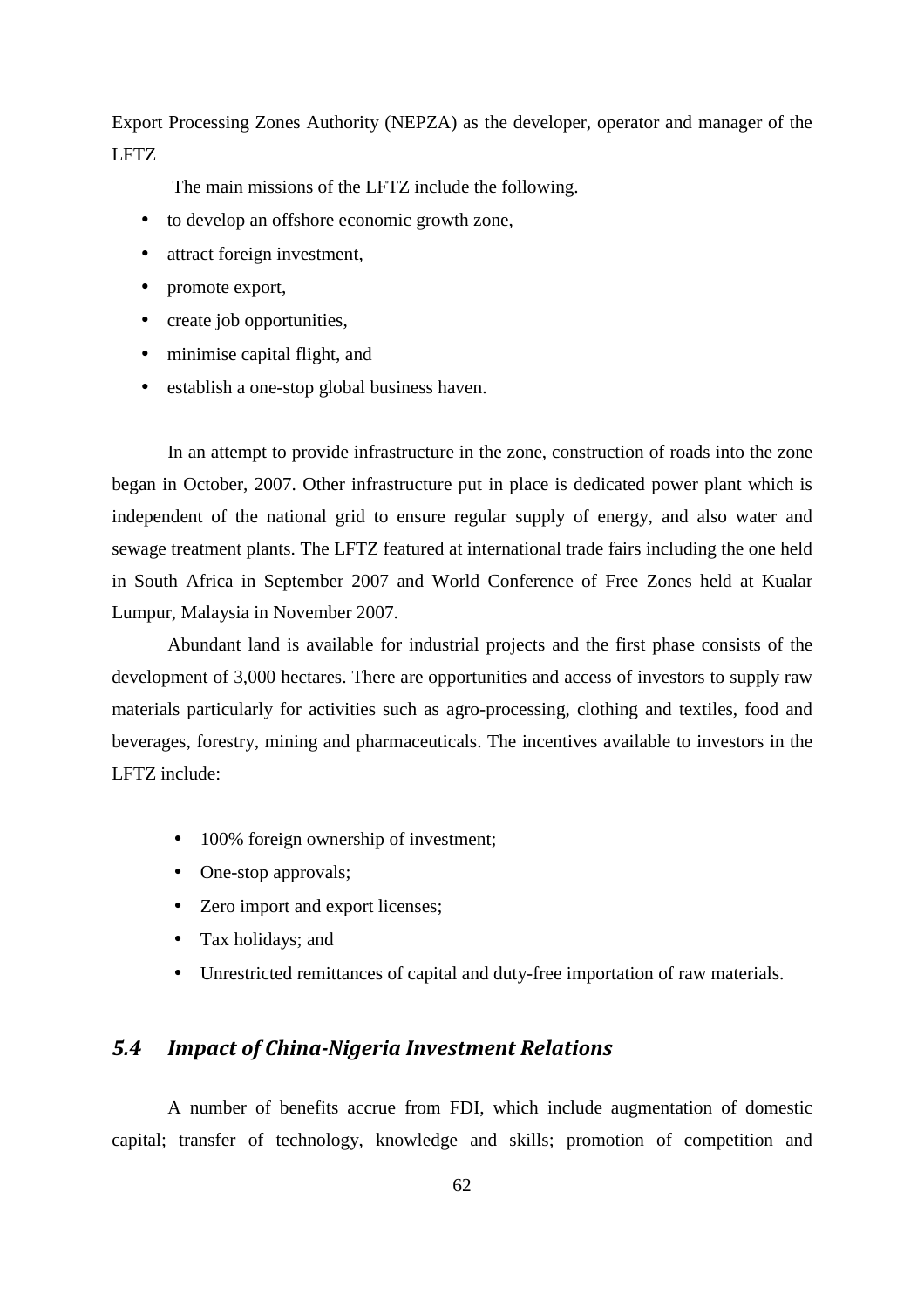Export Processing Zones Authority (NEPZA) as the developer, operator and manager of the LFTZ

The main missions of the LFTZ include the following.

- to develop an offshore economic growth zone,
- attract foreign investment,
- promote export,
- create job opportunities,
- minimise capital flight, and
- establish a one-stop global business haven.

In an attempt to provide infrastructure in the zone, construction of roads into the zone began in October, 2007. Other infrastructure put in place is dedicated power plant which is independent of the national grid to ensure regular supply of energy, and also water and sewage treatment plants. The LFTZ featured at international trade fairs including the one held in South Africa in September 2007 and World Conference of Free Zones held at Kualar Lumpur, Malaysia in November 2007.

Abundant land is available for industrial projects and the first phase consists of the development of 3,000 hectares. There are opportunities and access of investors to supply raw materials particularly for activities such as agro-processing, clothing and textiles, food and beverages, forestry, mining and pharmaceuticals. The incentives available to investors in the LFTZ include:

- 100% foreign ownership of investment;
- One-stop approvals;
- Zero import and export licenses;
- Tax holidays; and
- Unrestricted remittances of capital and duty-free importation of raw materials.

## *5.4 Impact of China-Nigeria Investment Relations*

A number of benefits accrue from FDI, which include augmentation of domestic capital; transfer of technology, knowledge and skills; promotion of competition and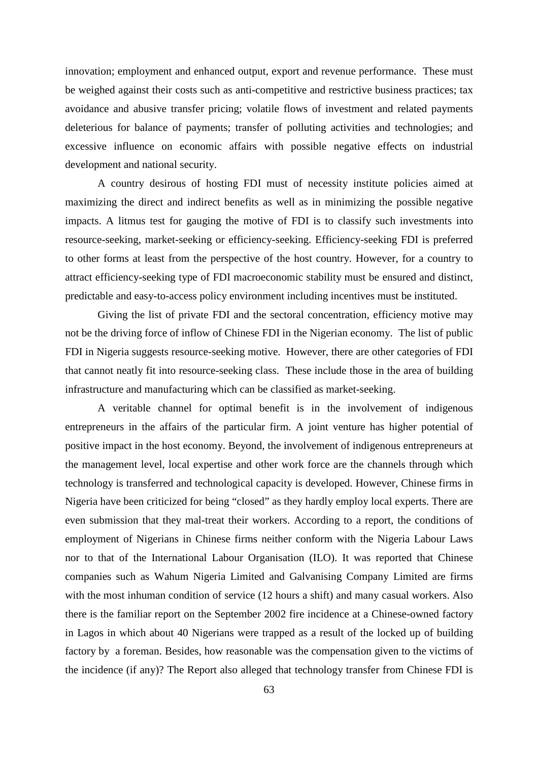innovation; employment and enhanced output, export and revenue performance. These must be weighed against their costs such as anti-competitive and restrictive business practices; tax avoidance and abusive transfer pricing; volatile flows of investment and related payments deleterious for balance of payments; transfer of polluting activities and technologies; and excessive influence on economic affairs with possible negative effects on industrial development and national security.

A country desirous of hosting FDI must of necessity institute policies aimed at maximizing the direct and indirect benefits as well as in minimizing the possible negative impacts. A litmus test for gauging the motive of FDI is to classify such investments into resource-seeking, market-seeking or efficiency-seeking. Efficiency-seeking FDI is preferred to other forms at least from the perspective of the host country. However, for a country to attract efficiency-seeking type of FDI macroeconomic stability must be ensured and distinct, predictable and easy-to-access policy environment including incentives must be instituted.

Giving the list of private FDI and the sectoral concentration, efficiency motive may not be the driving force of inflow of Chinese FDI in the Nigerian economy. The list of public FDI in Nigeria suggests resource-seeking motive. However, there are other categories of FDI that cannot neatly fit into resource-seeking class. These include those in the area of building infrastructure and manufacturing which can be classified as market-seeking.

A veritable channel for optimal benefit is in the involvement of indigenous entrepreneurs in the affairs of the particular firm. A joint venture has higher potential of positive impact in the host economy. Beyond, the involvement of indigenous entrepreneurs at the management level, local expertise and other work force are the channels through which technology is transferred and technological capacity is developed. However, Chinese firms in Nigeria have been criticized for being "closed" as they hardly employ local experts. There are even submission that they mal-treat their workers. According to a report, the conditions of employment of Nigerians in Chinese firms neither conform with the Nigeria Labour Laws nor to that of the International Labour Organisation (ILO). It was reported that Chinese companies such as Wahum Nigeria Limited and Galvanising Company Limited are firms with the most inhuman condition of service (12 hours a shift) and many casual workers. Also there is the familiar report on the September 2002 fire incidence at a Chinese-owned factory in Lagos in which about 40 Nigerians were trapped as a result of the locked up of building factory by a foreman. Besides, how reasonable was the compensation given to the victims of the incidence (if any)? The Report also alleged that technology transfer from Chinese FDI is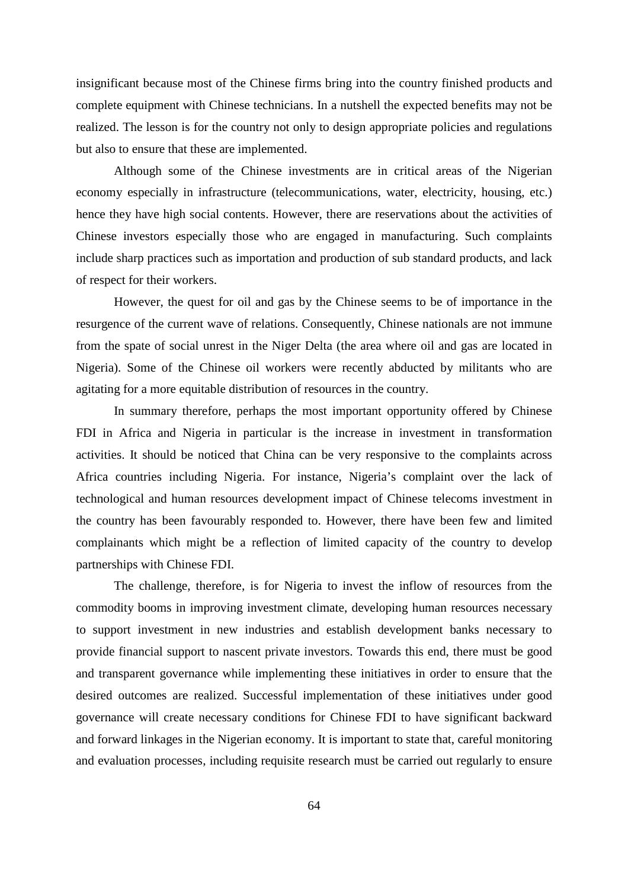insignificant because most of the Chinese firms bring into the country finished products and complete equipment with Chinese technicians. In a nutshell the expected benefits may not be realized. The lesson is for the country not only to design appropriate policies and regulations but also to ensure that these are implemented.

Although some of the Chinese investments are in critical areas of the Nigerian economy especially in infrastructure (telecommunications, water, electricity, housing, etc.) hence they have high social contents. However, there are reservations about the activities of Chinese investors especially those who are engaged in manufacturing. Such complaints include sharp practices such as importation and production of sub standard products, and lack of respect for their workers.

However, the quest for oil and gas by the Chinese seems to be of importance in the resurgence of the current wave of relations. Consequently, Chinese nationals are not immune from the spate of social unrest in the Niger Delta (the area where oil and gas are located in Nigeria). Some of the Chinese oil workers were recently abducted by militants who are agitating for a more equitable distribution of resources in the country.

In summary therefore, perhaps the most important opportunity offered by Chinese FDI in Africa and Nigeria in particular is the increase in investment in transformation activities. It should be noticed that China can be very responsive to the complaints across Africa countries including Nigeria. For instance, Nigeria's complaint over the lack of technological and human resources development impact of Chinese telecoms investment in the country has been favourably responded to. However, there have been few and limited complainants which might be a reflection of limited capacity of the country to develop partnerships with Chinese FDI.

The challenge, therefore, is for Nigeria to invest the inflow of resources from the commodity booms in improving investment climate, developing human resources necessary to support investment in new industries and establish development banks necessary to provide financial support to nascent private investors. Towards this end, there must be good and transparent governance while implementing these initiatives in order to ensure that the desired outcomes are realized. Successful implementation of these initiatives under good governance will create necessary conditions for Chinese FDI to have significant backward and forward linkages in the Nigerian economy. It is important to state that, careful monitoring and evaluation processes, including requisite research must be carried out regularly to ensure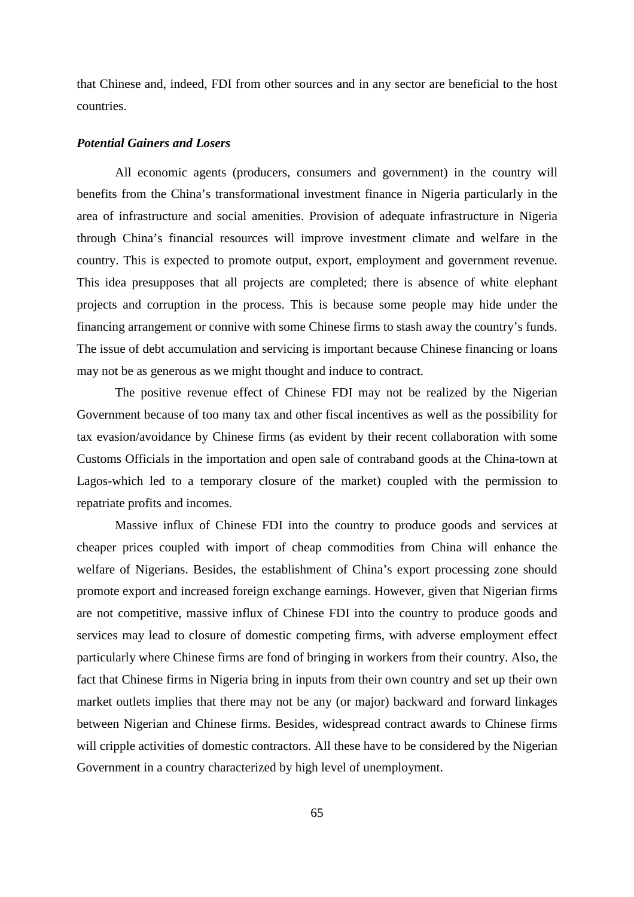that Chinese and, indeed, FDI from other sources and in any sector are beneficial to the host countries.

***Potential Gainers and Losers***

All economic agents (producers, consumers and government) in the country will benefits from the China's transformational investment finance in Nigeria particularly in the area of infrastructure and social amenities. Provision of adequate infrastructure in Nigeria through China's financial resources will improve investment climate and welfare in the country. This is expected to promote output, export, employment and government revenue. This idea presupposes that all projects are completed; there is absence of white elephant projects and corruption in the process. This is because some people may hide under the financing arrangement or connive with some Chinese firms to stash away the country's funds. The issue of debt accumulation and servicing is important because Chinese financing or loans may not be as generous as we might thought and induce to contract.

The positive revenue effect of Chinese FDI may not be realized by the Nigerian Government because of too many tax and other fiscal incentives as well as the possibility for tax evasion/avoidance by Chinese firms (as evident by their recent collaboration with some Customs Officials in the importation and open sale of contraband goods at the China-town at Lagos-which led to a temporary closure of the market) coupled with the permission to repatriate profits and incomes.

Massive influx of Chinese FDI into the country to produce goods and services at cheaper prices coupled with import of cheap commodities from China will enhance the welfare of Nigerians. Besides, the establishment of China's export processing zone should promote export and increased foreign exchange earnings. However, given that Nigerian firms are not competitive, massive influx of Chinese FDI into the country to produce goods and services may lead to closure of domestic competing firms, with adverse employment effect particularly where Chinese firms are fond of bringing in workers from their country. Also, the fact that Chinese firms in Nigeria bring in inputs from their own country and set up their own market outlets implies that there may not be any (or major) backward and forward linkages between Nigerian and Chinese firms. Besides, widespread contract awards to Chinese firms will cripple activities of domestic contractors. All these have to be considered by the Nigerian Government in a country characterized by high level of unemployment.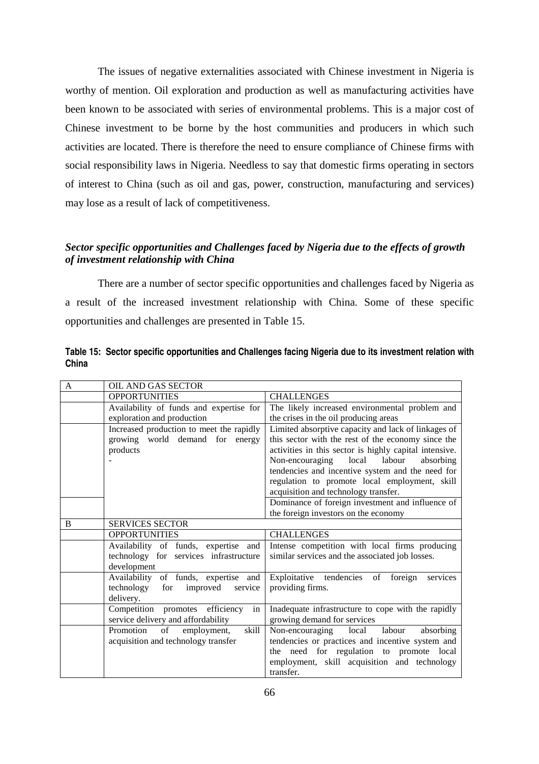The issues of negative externalities associated with Chinese investment in Nigeria is worthy of mention. Oil exploration and production as well as manufacturing activities have been known to be associated with series of environmental problems. This is a major cost of Chinese investment to be borne by the host communities and producers in which such activities are located. There is therefore the need to ensure compliance of Chinese firms with social responsibility laws in Nigeria. Needless to say that domestic firms operating in sectors of interest to China (such as oil and gas, power, construction, manufacturing and services) may lose as a result of lack of competitiveness.

### *Sector specific opportunities and Challenges faced by Nigeria due to the effects of growth of investment relationship with China*

There are a number of sector specific opportunities and challenges faced by Nigeria as a result of the increased investment relationship with China. Some of these specific opportunities and challenges are presented in Table 15.

**Table 15: Sector specific opportunities and Challenges facing Nigeria due to its investment relation with China**

| A | OIL AND GAS SECTOR | |
|---|---|---|
| | OPPORTUNITIES | CHALLENGES |
| | Availability of funds and expertise for exploration and production | The likely increased environmental problem and the crises in the oil producing areas |
| | Increased production to meet the rapidly growing world demand for energy products<br>- | Limited absorptive capacity and lack of linkages of this sector with the rest of the economy since the activities in this sector is highly capital intensive. Non-encouraging local labour absorbing tendencies and incentive system and the need for regulation to promote local employment, skill acquisition and technology transfer. |
| | | Dominance of foreign investment and influence of the foreign investors on the economy |
| B | SERVICES SECTOR | |
| | OPPORTUNITIES | CHALLENGES |
| | Availability of funds, expertise and technology for services infrastructure development | Intense competition with local firms producing similar services and the associated job losses. |
| | Availability of funds, expertise and technology for improved service delivery. | Exploitative tendencies of foreign services providing firms. |
| | Competition promotes efficiency in service delivery and affordability | Inadequate infrastructure to cope with the rapidly growing demand for services |
| | Promotion of employment, skill acquisition and technology transfer | Non-encouraging local labour absorbing tendencies or practices and incentive system and the need for regulation to promote local employment, skill acquisition and technology transfer. |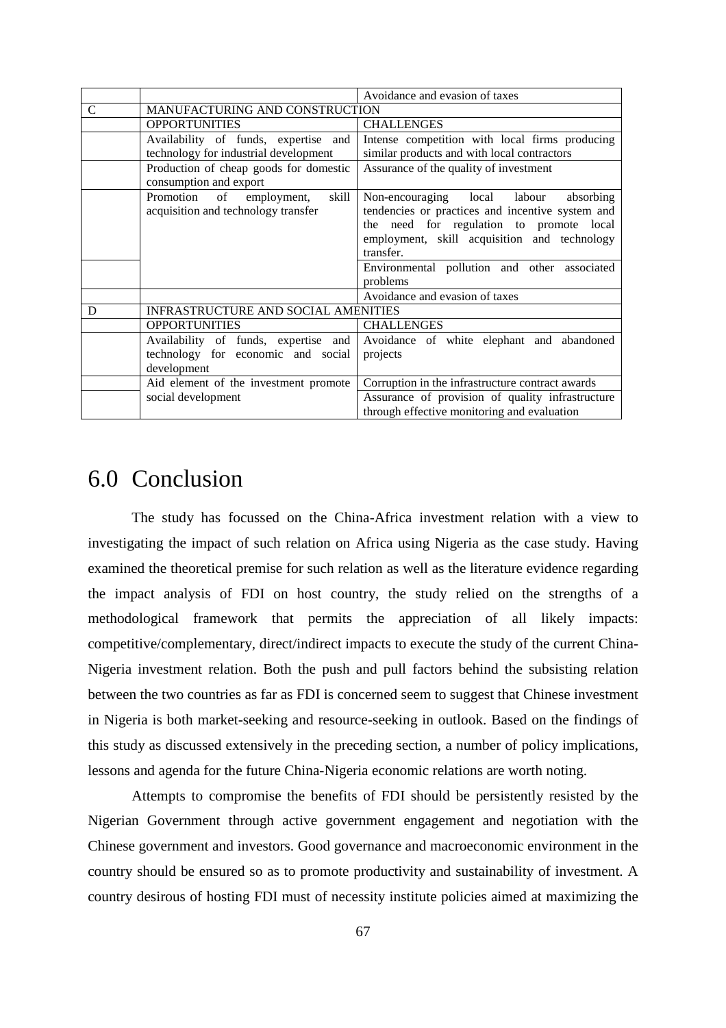| | | Avoidance and evasion of taxes |
|---|---|---|
| C | MANUFACTURING AND CONSTRUCTION | |
| | OPPORTUNITIES | CHALLENGES |
| | Availability of funds, expertise and technology for industrial development | Intense competition with local firms producing similar products and with local contractors |
| | Production of cheap goods for domestic consumption and export | Assurance of the quality of investment |
| | Promotion of employment, skill acquisition and technology transfer | Non-encouraging local labour absorbing tendencies or practices and incentive system and the need for regulation to promote local employment, skill acquisition and technology transfer. |
| | | Environmental pollution and other associated problems |
| | | Avoidance and evasion of taxes |
| D | INFRASTRUCTURE AND SOCIAL AMENITIES | |
| | OPPORTUNITIES | CHALLENGES |
| | Availability of funds, expertise and technology for economic and social development | Avoidance of white elephant and abandoned projects |
| | Aid element of the investment promote social development | Corruption in the infrastructure contract awards |
| | | Assurance of provision of quality infrastructure through effective monitoring and evaluation |

# 6.0 Conclusion

The study has focussed on the China-Africa investment relation with a view to investigating the impact of such relation on Africa using Nigeria as the case study. Having examined the theoretical premise for such relation as well as the literature evidence regarding the impact analysis of FDI on host country, the study relied on the strengths of a methodological framework that permits the appreciation of all likely impacts: competitive/complementary, direct/indirect impacts to execute the study of the current China-Nigeria investment relation. Both the push and pull factors behind the subsisting relation between the two countries as far as FDI is concerned seem to suggest that Chinese investment in Nigeria is both market-seeking and resource-seeking in outlook. Based on the findings of this study as discussed extensively in the preceding section, a number of policy implications, lessons and agenda for the future China-Nigeria economic relations are worth noting.

Attempts to compromise the benefits of FDI should be persistently resisted by the Nigerian Government through active government engagement and negotiation with the Chinese government and investors. Good governance and macroeconomic environment in the country should be ensured so as to promote productivity and sustainability of investment. A country desirous of hosting FDI must of necessity institute policies aimed at maximizing the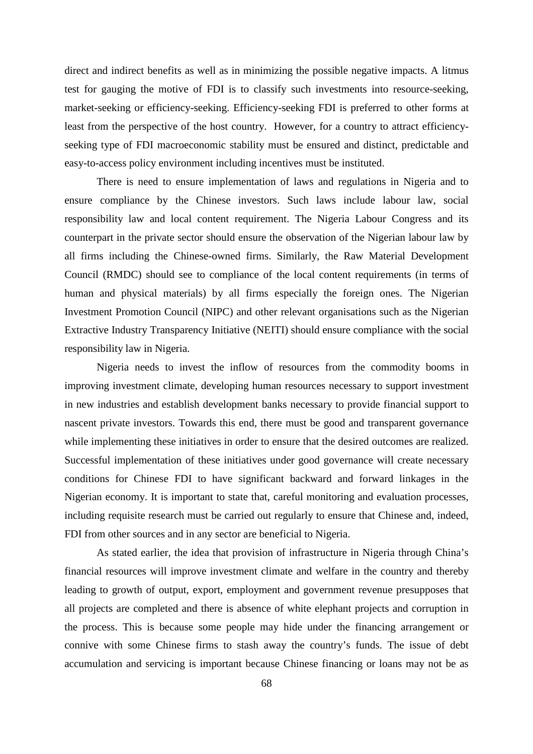direct and indirect benefits as well as in minimizing the possible negative impacts. A litmus test for gauging the motive of FDI is to classify such investments into resource-seeking, market-seeking or efficiency-seeking. Efficiency-seeking FDI is preferred to other forms at least from the perspective of the host country. However, for a country to attract efficiency-seeking type of FDI macroeconomic stability must be ensured and distinct, predictable and easy-to-access policy environment including incentives must be instituted.

There is need to ensure implementation of laws and regulations in Nigeria and to ensure compliance by the Chinese investors. Such laws include labour law, social responsibility law and local content requirement. The Nigeria Labour Congress and its counterpart in the private sector should ensure the observation of the Nigerian labour law by all firms including the Chinese-owned firms. Similarly, the Raw Material Development Council (RMDC) should see to compliance of the local content requirements (in terms of human and physical materials) by all firms especially the foreign ones. The Nigerian Investment Promotion Council (NIPC) and other relevant organisations such as the Nigerian Extractive Industry Transparency Initiative (NEITI) should ensure compliance with the social responsibility law in Nigeria.

Nigeria needs to invest the inflow of resources from the commodity booms in improving investment climate, developing human resources necessary to support investment in new industries and establish development banks necessary to provide financial support to nascent private investors. Towards this end, there must be good and transparent governance while implementing these initiatives in order to ensure that the desired outcomes are realized. Successful implementation of these initiatives under good governance will create necessary conditions for Chinese FDI to have significant backward and forward linkages in the Nigerian economy. It is important to state that, careful monitoring and evaluation processes, including requisite research must be carried out regularly to ensure that Chinese and, indeed, FDI from other sources and in any sector are beneficial to Nigeria.

As stated earlier, the idea that provision of infrastructure in Nigeria through China's financial resources will improve investment climate and welfare in the country and thereby leading to growth of output, export, employment and government revenue presupposes that all projects are completed and there is absence of white elephant projects and corruption in the process. This is because some people may hide under the financing arrangement or connive with some Chinese firms to stash away the country's funds. The issue of debt accumulation and servicing is important because Chinese financing or loans may not be as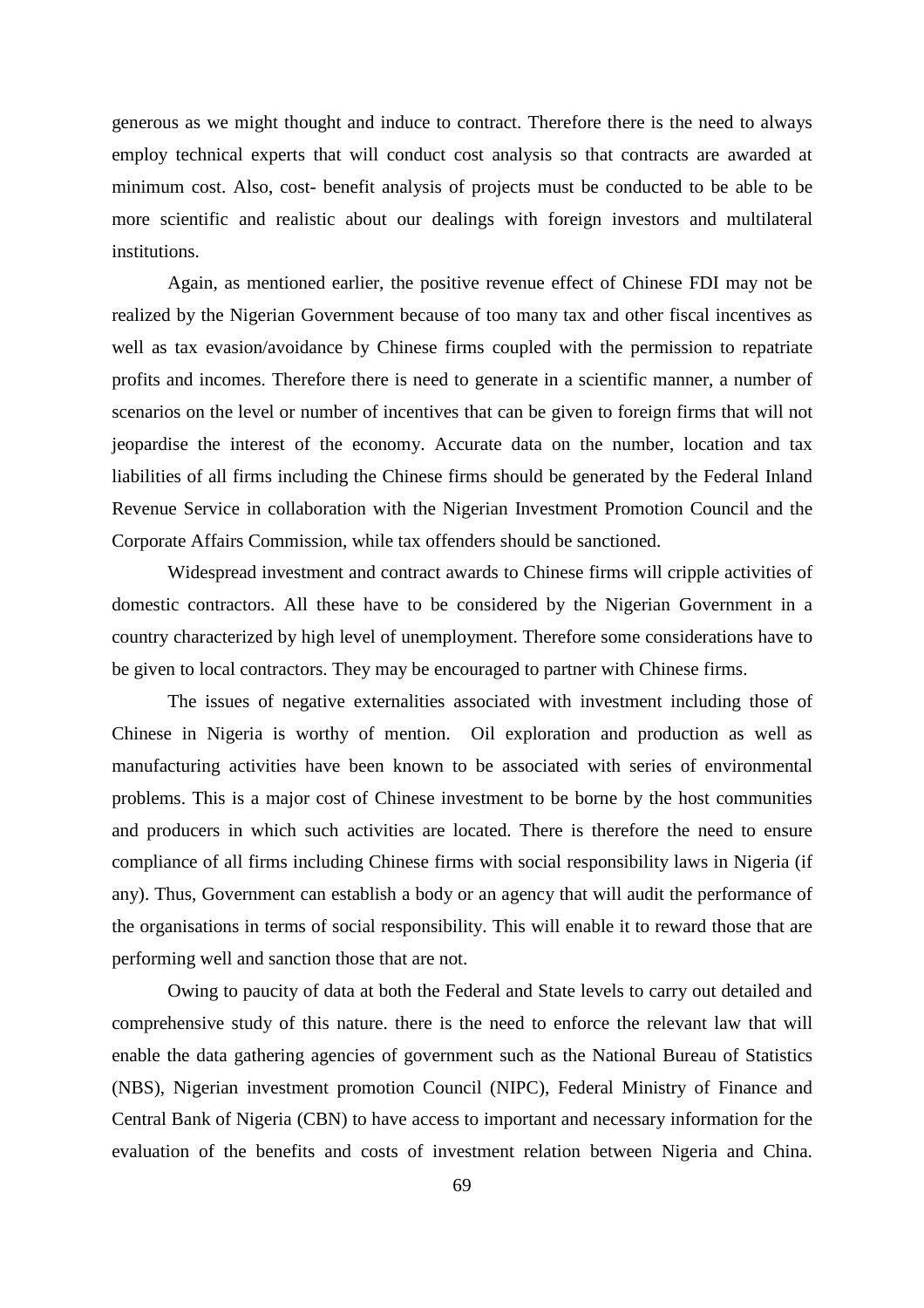generous as we might thought and induce to contract. Therefore there is the need to always employ technical experts that will conduct cost analysis so that contracts are awarded at minimum cost. Also, cost- benefit analysis of projects must be conducted to be able to be more scientific and realistic about our dealings with foreign investors and multilateral institutions.

Again, as mentioned earlier, the positive revenue effect of Chinese FDI may not be realized by the Nigerian Government because of too many tax and other fiscal incentives as well as tax evasion/avoidance by Chinese firms coupled with the permission to repatriate profits and incomes. Therefore there is need to generate in a scientific manner, a number of scenarios on the level or number of incentives that can be given to foreign firms that will not jeopardise the interest of the economy. Accurate data on the number, location and tax liabilities of all firms including the Chinese firms should be generated by the Federal Inland Revenue Service in collaboration with the Nigerian Investment Promotion Council and the Corporate Affairs Commission, while tax offenders should be sanctioned.

Widespread investment and contract awards to Chinese firms will cripple activities of domestic contractors. All these have to be considered by the Nigerian Government in a country characterized by high level of unemployment. Therefore some considerations have to be given to local contractors. They may be encouraged to partner with Chinese firms.

The issues of negative externalities associated with investment including those of Chinese in Nigeria is worthy of mention. Oil exploration and production as well as manufacturing activities have been known to be associated with series of environmental problems. This is a major cost of Chinese investment to be borne by the host communities and producers in which such activities are located. There is therefore the need to ensure compliance of all firms including Chinese firms with social responsibility laws in Nigeria (if any). Thus, Government can establish a body or an agency that will audit the performance of the organisations in terms of social responsibility. This will enable it to reward those that are performing well and sanction those that are not.

Owing to paucity of data at both the Federal and State levels to carry out detailed and comprehensive study of this nature. there is the need to enforce the relevant law that will enable the data gathering agencies of government such as the National Bureau of Statistics (NBS), Nigerian investment promotion Council (NIPC), Federal Ministry of Finance and Central Bank of Nigeria (CBN) to have access to important and necessary information for the evaluation of the benefits and costs of investment relation between Nigeria and China.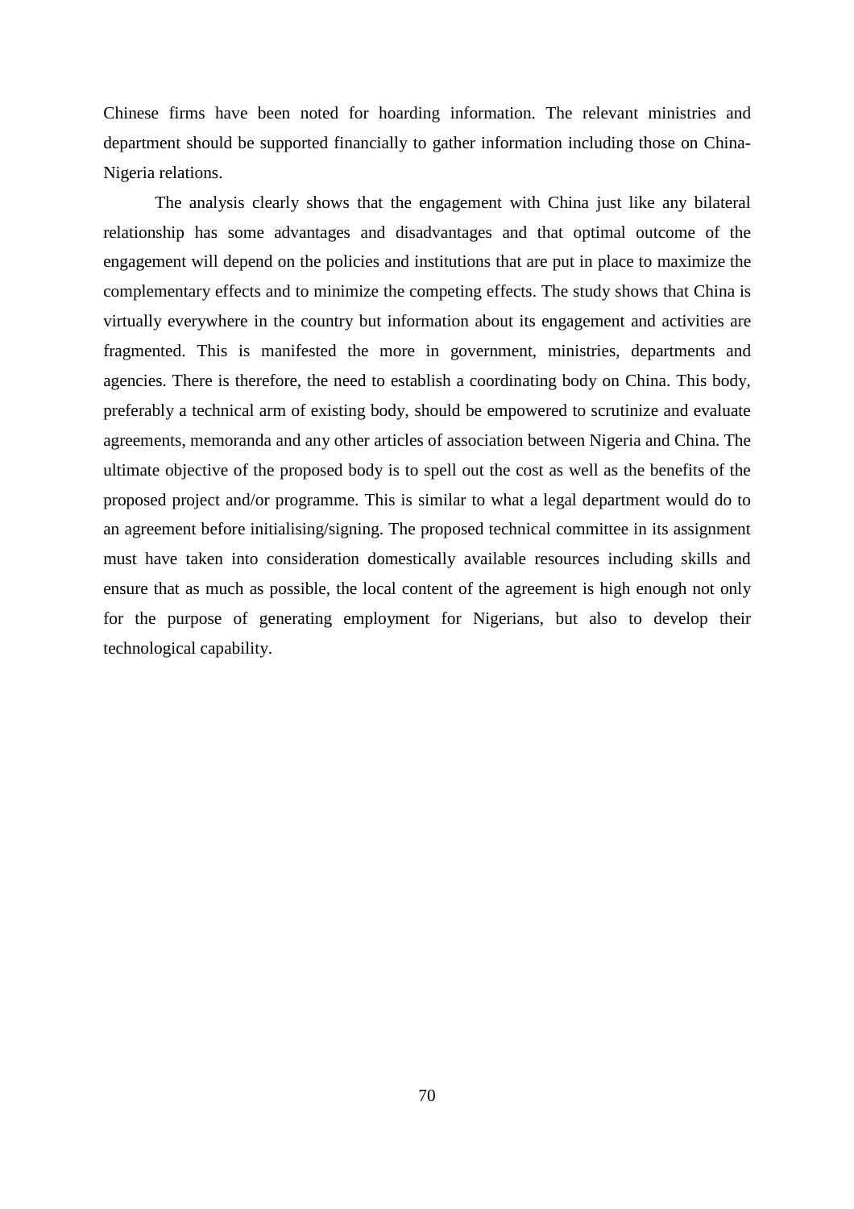Chinese firms have been noted for hoarding information. The relevant ministries and department should be supported financially to gather information including those on China-Nigeria relations.

The analysis clearly shows that the engagement with China just like any bilateral relationship has some advantages and disadvantages and that optimal outcome of the engagement will depend on the policies and institutions that are put in place to maximize the complementary effects and to minimize the competing effects. The study shows that China is virtually everywhere in the country but information about its engagement and activities are fragmented. This is manifested the more in government, ministries, departments and agencies. There is therefore, the need to establish a coordinating body on China. This body, preferably a technical arm of existing body, should be empowered to scrutinize and evaluate agreements, memoranda and any other articles of association between Nigeria and China. The ultimate objective of the proposed body is to spell out the cost as well as the benefits of the proposed project and/or programme. This is similar to what a legal department would do to an agreement before initialising/signing. The proposed technical committee in its assignment must have taken into consideration domestically available resources including skills and ensure that as much as possible, the local content of the agreement is high enough not only for the purpose of generating employment for Nigerians, but also to develop their technological capability.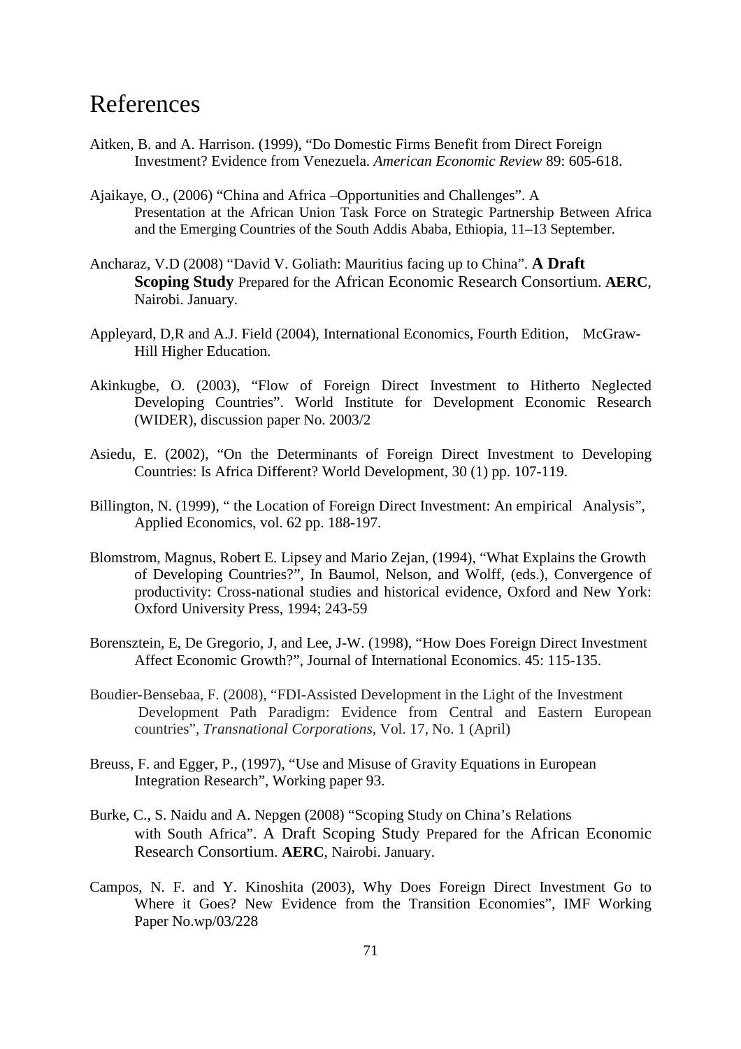# References

Aitken, B. and A. Harrison. (1999), "Do Domestic Firms Benefit from Direct Foreign Investment? Evidence from Venezuela. *American Economic Review* 89: 605-618.

Ajaikaye, O., (2006) "China and Africa –Opportunities and Challenges". A Presentation at the African Union Task Force on Strategic Partnership Between Africa and the Emerging Countries of the South Addis Ababa, Ethiopia, 11–13 September.

Ancharaz, V.D (2008) "David V. Goliath: Mauritius facing up to China". **A Draft Scoping Study** Prepared for the African Economic Research Consortium. **AERC**, Nairobi. January.

Appleyard, D,R and A.J. Field (2004), International Economics, Fourth Edition, McGraw-Hill Higher Education.

Akinkugbe, O. (2003), "Flow of Foreign Direct Investment to Hitherto Neglected Developing Countries". World Institute for Development Economic Research (WIDER), discussion paper No. 2003/2

Asiedu, E. (2002), "On the Determinants of Foreign Direct Investment to Developing Countries: Is Africa Different? World Development, 30 (1) pp. 107-119.

Billington, N. (1999), " the Location of Foreign Direct Investment: An empirical Analysis", Applied Economics, vol. 62 pp. 188-197.

Blomstrom, Magnus, Robert E. Lipsey and Mario Zejan, (1994), "What Explains the Growth of Developing Countries?", In Baumol, Nelson, and Wolff, (eds.), Convergence of productivity: Cross-national studies and historical evidence, Oxford and New York: Oxford University Press, 1994; 243-59

Borensztein, E, De Gregorio, J, and Lee, J-W. (1998), "How Does Foreign Direct Investment Affect Economic Growth?", Journal of International Economics. 45: 115-135.

Boudier-Bensebaa, F. (2008), "FDI-Assisted Development in the Light of the Investment Development Path Paradigm: Evidence from Central and Eastern European countries", *Transnational Corporations*, Vol. 17, No. 1 (April)

Breuss, F. and Egger, P., (1997), "Use and Misuse of Gravity Equations in European Integration Research", Working paper 93.

Burke, C., S. Naidu and A. Nepgen (2008) "Scoping Study on China's Relations with South Africa". A Draft Scoping Study Prepared for the African Economic Research Consortium. **AERC**, Nairobi. January.

Campos, N. F. and Y. Kinoshita (2003), Why Does Foreign Direct Investment Go to Where it Goes? New Evidence from the Transition Economies", IMF Working Paper No.wp/03/228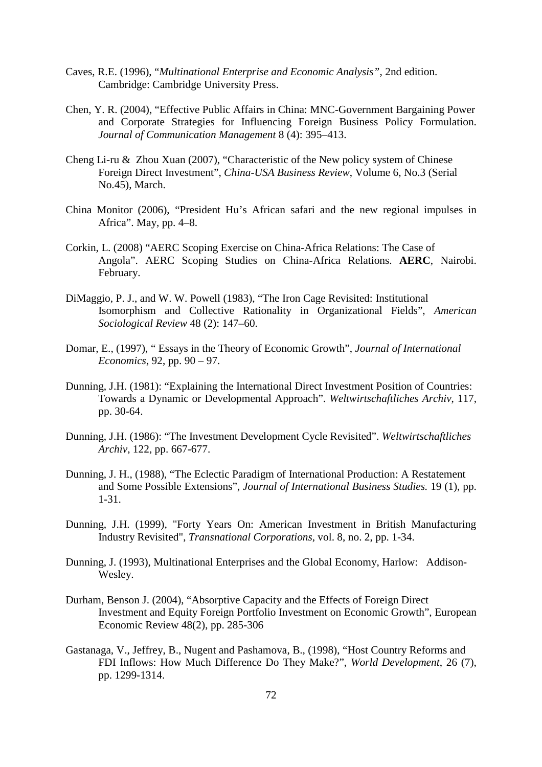Caves, R.E. (1996), "*Multinational Enterprise and Economic Analysis"*, 2nd edition. Cambridge: Cambridge University Press.

Chen, Y. R. (2004), "Effective Public Affairs in China: MNC-Government Bargaining Power and Corporate Strategies for Influencing Foreign Business Policy Formulation. *Journal of Communication Management* 8 (4): 395–413.

Cheng Li-ru & Zhou Xuan (2007), "Characteristic of the New policy system of Chinese Foreign Direct Investment", *China-USA Business Review*, Volume 6, No.3 (Serial No.45), March.

China Monitor (2006), "President Hu's African safari and the new regional impulses in Africa". May, pp. 4–8.

Corkin, L. (2008) "AERC Scoping Exercise on China-Africa Relations: The Case of Angola". AERC Scoping Studies on China-Africa Relations. **AERC**, Nairobi. February.

DiMaggio, P. J., and W. W. Powell (1983), "The Iron Cage Revisited: Institutional Isomorphism and Collective Rationality in Organizational Fields", *American Sociological Review* 48 (2): 147–60.

Domar, E., (1997), " Essays in the Theory of Economic Growth", *Journal of International Economics*, 92, pp. 90 – 97.

Dunning, J.H. (1981): "Explaining the International Direct Investment Position of Countries: Towards a Dynamic or Developmental Approach". *Weltwirtschaftliches Archiv*, 117, pp. 30-64.

Dunning, J.H. (1986): "The Investment Development Cycle Revisited". *Weltwirtschaftliches Archiv*, 122, pp. 667-677.

Dunning, J. H., (1988), "The Eclectic Paradigm of International Production: A Restatement and Some Possible Extensions", *Journal of International Business Studies.* 19 (1), pp. 1-31.

Dunning, J.H. (1999), "Forty Years On: American Investment in British Manufacturing Industry Revisited", *Transnational Corporations*, vol. 8, no. 2, pp. 1-34.

Dunning, J. (1993), Multinational Enterprises and the Global Economy, Harlow: Addison-Wesley.

Durham, Benson J. (2004), "Absorptive Capacity and the Effects of Foreign Direct Investment and Equity Foreign Portfolio Investment on Economic Growth", European Economic Review 48(2), pp. 285-306

Gastanaga, V., Jeffrey, B., Nugent and Pashamova, B., (1998), "Host Country Reforms and FDI Inflows: How Much Difference Do They Make?", *World Development*, 26 (7), pp. 1299-1314.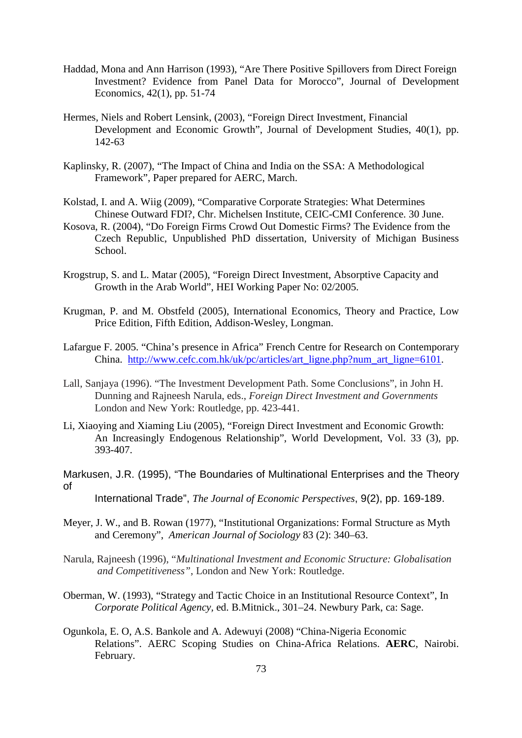Haddad, Mona and Ann Harrison (1993), "Are There Positive Spillovers from Direct Foreign Investment? Evidence from Panel Data for Morocco", Journal of Development Economics, 42(1), pp. 51-74

Hermes, Niels and Robert Lensink, (2003), "Foreign Direct Investment, Financial Development and Economic Growth", Journal of Development Studies, 40(1), pp. 142-63

Kaplinsky, R. (2007), "The Impact of China and India on the SSA: A Methodological Framework", Paper prepared for AERC, March.

Kolstad, I. and A. Wiig (2009), "Comparative Corporate Strategies: What Determines Chinese Outward FDI?, Chr. Michelsen Institute, CEIC-CMI Conference. 30 June.

Kosova, R. (2004), "Do Foreign Firms Crowd Out Domestic Firms? The Evidence from the Czech Republic, Unpublished PhD dissertation, University of Michigan Business School.

Krogstrup, S. and L. Matar (2005), "Foreign Direct Investment, Absorptive Capacity and Growth in the Arab World", HEI Working Paper No: 02/2005.

Krugman, P. and M. Obstfeld (2005), International Economics, Theory and Practice, Low Price Edition, Fifth Edition, Addison-Wesley, Longman.

Lafargue F. 2005. "China's presence in Africa" French Centre for Research on Contemporary China. http://www.cefc.com.hk/uk/pc/articles/art_ligne.php?num_art_ligne=6101.

Lall, Sanjaya (1996). "The Investment Development Path. Some Conclusions", in John H. Dunning and Rajneesh Narula, eds., *Foreign Direct Investment and Governments* London and New York: Routledge, pp. 423-441.

Li, Xiaoying and Xiaming Liu (2005), "Foreign Direct Investment and Economic Growth: An Increasingly Endogenous Relationship", World Development, Vol. 33 (3), pp. 393-407.

Markusen, J.R. (1995), "The Boundaries of Multinational Enterprises and the Theory of International Trade", *The Journal of Economic Perspectives*, 9(2), pp. 169-189.

Meyer, J. W., and B. Rowan (1977), "Institutional Organizations: Formal Structure as Myth and Ceremony", *American Journal of Sociology* 83 (2): 340–63.

Narula, Rajneesh (1996), "*Multinational Investment and Economic Structure: Globalisation and Competitiveness*", London and New York: Routledge.

Oberman, W. (1993), "Strategy and Tactic Choice in an Institutional Resource Context", In *Corporate Political Agency*, ed. B.Mitnick., 301–24. Newbury Park, ca: Sage.

Ogunkola, E. O, A.S. Bankole and A. Adewuyi (2008) "China-Nigeria Economic Relations". AERC Scoping Studies on China-Africa Relations. **AERC**, Nairobi. February.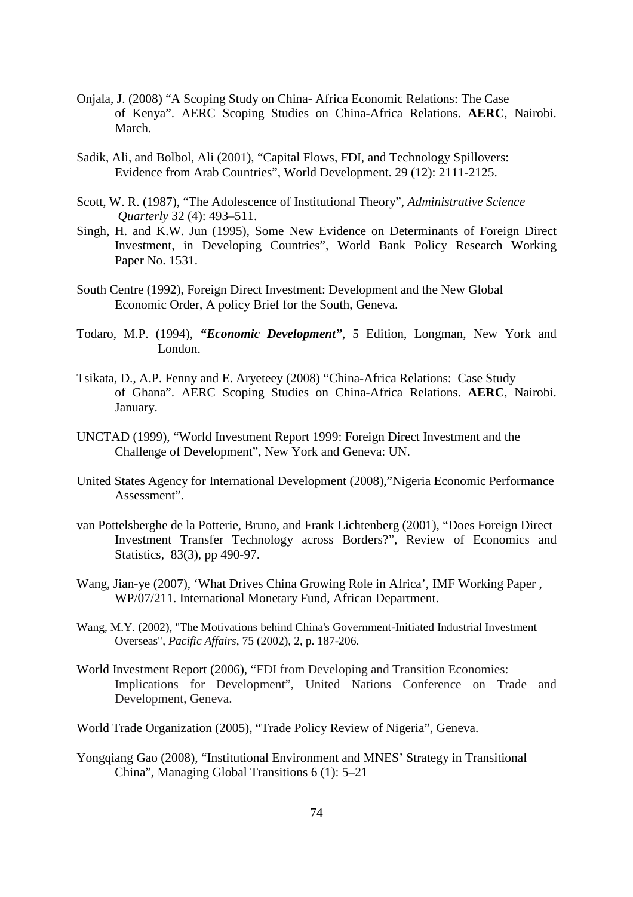Onjala, J. (2008) "A Scoping Study on China- Africa Economic Relations: The Case of Kenya". AERC Scoping Studies on China-Africa Relations. **AERC**, Nairobi. March.

Sadik, Ali, and Bolbol, Ali (2001), "Capital Flows, FDI, and Technology Spillovers: Evidence from Arab Countries", World Development. 29 (12): 2111-2125.

Scott, W. R. (1987), "The Adolescence of Institutional Theory", *Administrative Science Quarterly* 32 (4): 493–511.

Singh, H. and K.W. Jun (1995), Some New Evidence on Determinants of Foreign Direct Investment, in Developing Countries", World Bank Policy Research Working Paper No. 1531.

South Centre (1992), Foreign Direct Investment: Development and the New Global Economic Order, A policy Brief for the South, Geneva.

Todaro, M.P. (1994), ***"Economic Development"***, 5 Edition, Longman, New York and London.

Tsikata, D., A.P. Fenny and E. Aryeteey (2008) "China-Africa Relations: Case Study of Ghana". AERC Scoping Studies on China-Africa Relations. **AERC**, Nairobi. January.

UNCTAD (1999), "World Investment Report 1999: Foreign Direct Investment and the Challenge of Development", New York and Geneva: UN.

United States Agency for International Development (2008),"Nigeria Economic Performance Assessment".

van Pottelsberghe de la Potterie, Bruno, and Frank Lichtenberg (2001), "Does Foreign Direct Investment Transfer Technology across Borders?", Review of Economics and Statistics, 83(3), pp 490-97.

Wang, Jian-ye (2007), 'What Drives China Growing Role in Africa', IMF Working Paper , WP/07/211. International Monetary Fund, African Department.

Wang, M.Y. (2002), "The Motivations behind China's Government-Initiated Industrial Investment Overseas", *Pacific Affairs*, 75 (2002), 2, p. 187-206.

World Investment Report (2006), "FDI from Developing and Transition Economies: Implications for Development", United Nations Conference on Trade and Development, Geneva.

World Trade Organization (2005), "Trade Policy Review of Nigeria", Geneva.

Yongqiang Gao (2008), "Institutional Environment and MNES' Strategy in Transitional China", Managing Global Transitions 6 (1): 5–21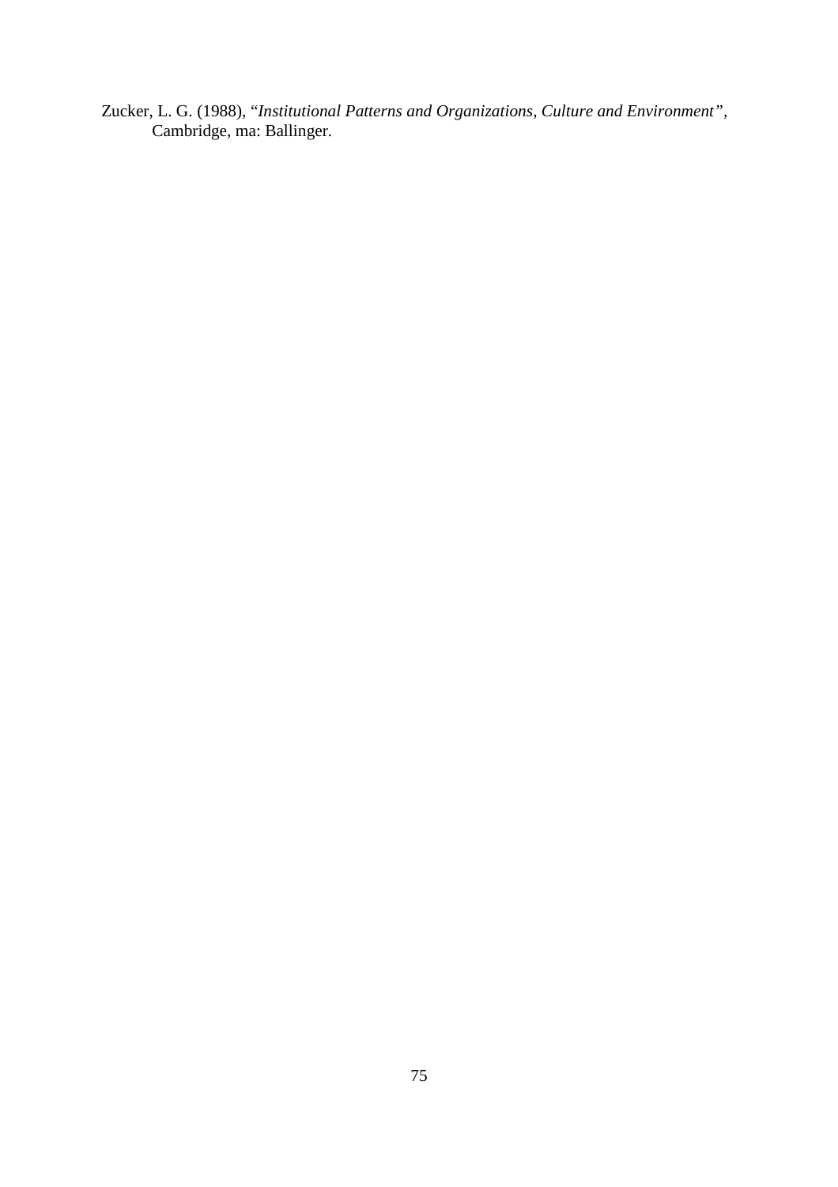Zucker, L. G. (1988), "*Institutional Patterns and Organizations, Culture and Environment"*, Cambridge, ma: Ballinger.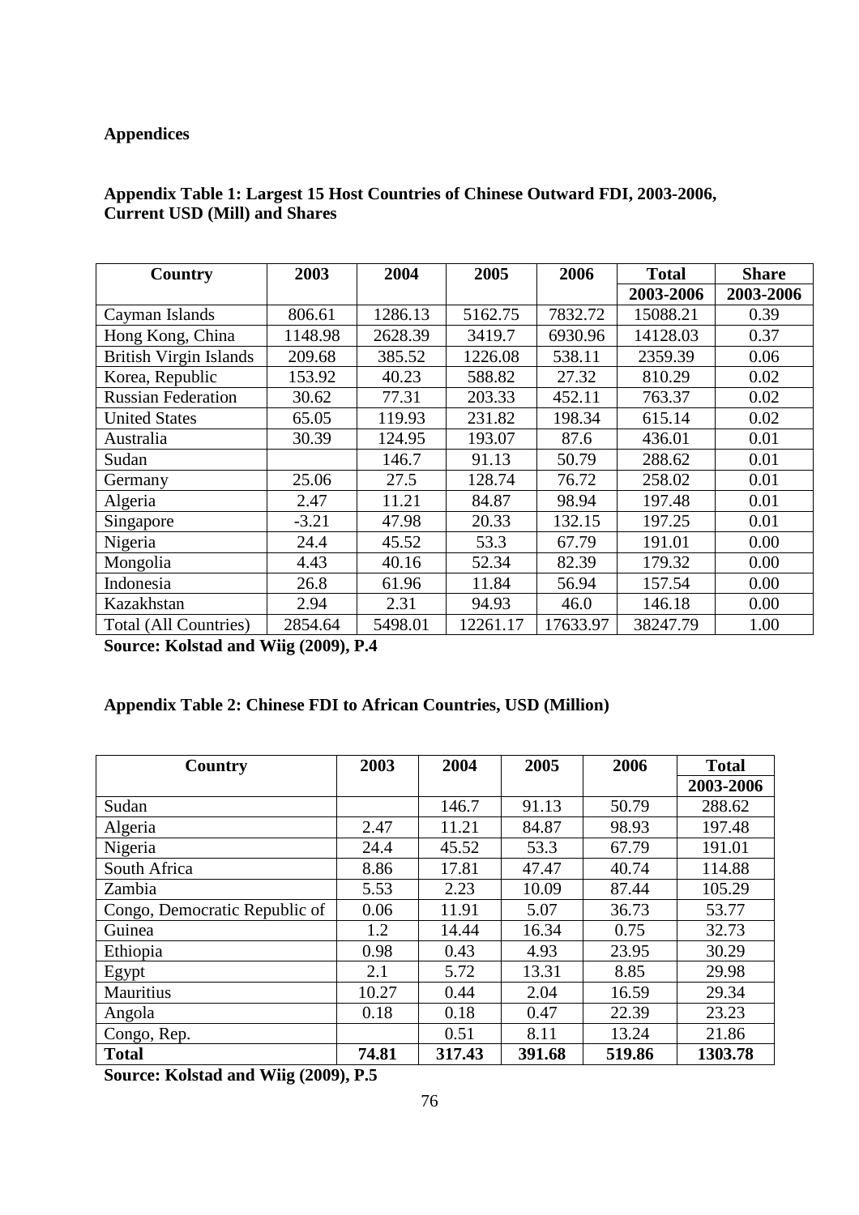## Appendices

### Appendix Table 1: Largest 15 Host Countries of Chinese Outward FDI, 2003-2006, Current USD (Mill) and Shares

| Country | 2003 | 2004 | 2005 | 2006 | Total 2003-2006 | Share 2003-2006 |
|---|---|---|---|---|---|---|
| Cayman Islands | 806.61 | 1286.13 | 5162.75 | 7832.72 | 15088.21 | 0.39 |
| Hong Kong, China | 1148.98 | 2628.39 | 3419.7 | 6930.96 | 14128.03 | 0.37 |
| British Virgin Islands | 209.68 | 385.52 | 1226.08 | 538.11 | 2359.39 | 0.06 |
| Korea, Republic | 153.92 | 40.23 | 588.82 | 27.32 | 810.29 | 0.02 |
| Russian Federation | 30.62 | 77.31 | 203.33 | 452.11 | 763.37 | 0.02 |
| United States | 65.05 | 119.93 | 231.82 | 198.34 | 615.14 | 0.02 |
| Australia | 30.39 | 124.95 | 193.07 | 87.6 | 436.01 | 0.01 |
| Sudan | | 146.7 | 91.13 | 50.79 | 288.62 | 0.01 |
| Germany | 25.06 | 27.5 | 128.74 | 76.72 | 258.02 | 0.01 |
| Algeria | 2.47 | 11.21 | 84.87 | 98.94 | 197.48 | 0.01 |
| Singapore | -3.21 | 47.98 | 20.33 | 132.15 | 197.25 | 0.01 |
| Nigeria | 24.4 | 45.52 | 53.3 | 67.79 | 191.01 | 0.00 |
| Mongolia | 4.43 | 40.16 | 52.34 | 82.39 | 179.32 | 0.00 |
| Indonesia | 26.8 | 61.96 | 11.84 | 56.94 | 157.54 | 0.00 |
| Kazakhstan | 2.94 | 2.31 | 94.93 | 46.0 | 146.18 | 0.00 |
| Total (All Countries) | 2854.64 | 5498.01 | 12261.17 | 17633.97 | 38247.79 | 1.00 |

**Source: Kolstad and Wiig (2009), P.4**

### Appendix Table 2: Chinese FDI to African Countries, USD (Million)

| Country | 2003 | 2004 | 2005 | 2006 | Total 2003-2006 |
|---|---|---|---|---|---|
| Sudan | | 146.7 | 91.13 | 50.79 | 288.62 |
| Algeria | 2.47 | 11.21 | 84.87 | 98.93 | 197.48 |
| Nigeria | 24.4 | 45.52 | 53.3 | 67.79 | 191.01 |
| South Africa | 8.86 | 17.81 | 47.47 | 40.74 | 114.88 |
| Zambia | 5.53 | 2.23 | 10.09 | 87.44 | 105.29 |
| Congo, Democratic Republic of | 0.06 | 11.91 | 5.07 | 36.73 | 53.77 |
| Guinea | 1.2 | 14.44 | 16.34 | 0.75 | 32.73 |
| Ethiopia | 0.98 | 0.43 | 4.93 | 23.95 | 30.29 |
| Egypt | 2.1 | 5.72 | 13.31 | 8.85 | 29.98 |
| Mauritius | 10.27 | 0.44 | 2.04 | 16.59 | 29.34 |
| Angola | 0.18 | 0.18 | 0.47 | 22.39 | 23.23 |
| Congo, Rep. | | 0.51 | 8.11 | 13.24 | 21.86 |
| **Total** | **74.81** | **317.43** | **391.68** | **519.86** | **1303.78** |

**Source: Kolstad and Wiig (2009), P.5**